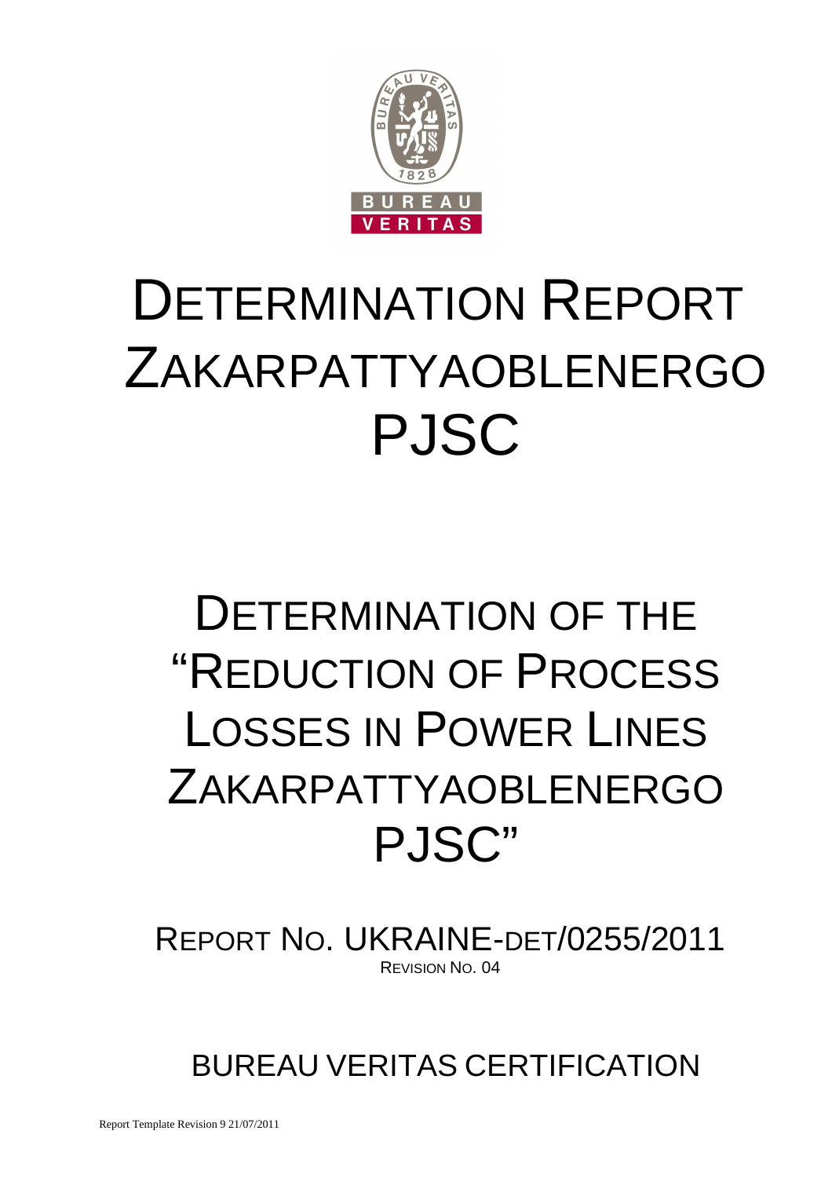# DETERMINATION REPORT ZAKARPATTYAOBLENERGO PJSC

## DETERMINATION OF THE "REDUCTION OF PROCESS LOSSES IN POWER LINES ZAKARPATTYAOBLENERGO PJSC"

REPORT NO. UKRAINE-DET/0255/2011

REVISION NO. 04

BUREAU VERITAS CERTIFICATION

Report Template Revision 9 21/07/2011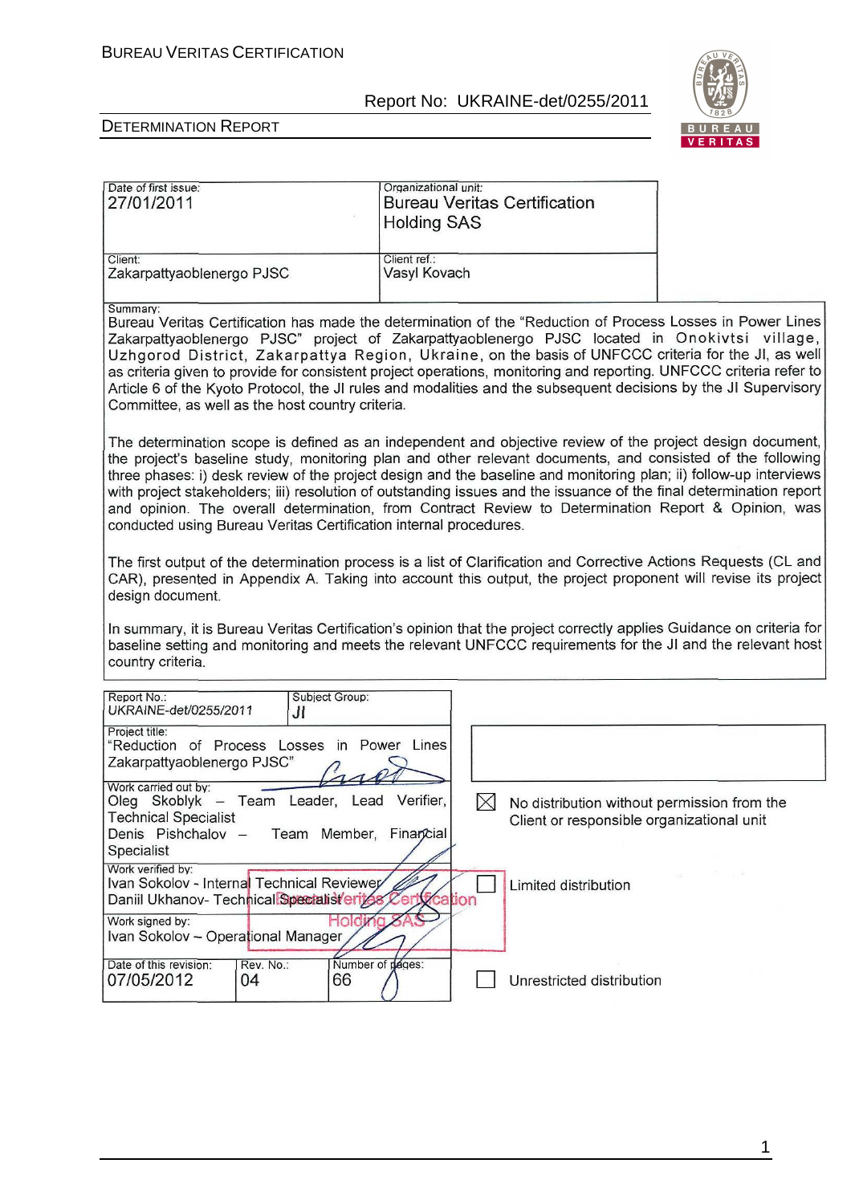| Date of first issue: 27/01/2011 | Organizational unit: Bureau Veritas Certification Holding SAS |
|---|---|
| Client: Zakarpattyaoblenergo PJSC | Client ref.: Vasyl Kovach |

Summary:

Bureau Veritas Certification has made the determination of the "Reduction of Process Losses in Power Lines Zakarpattyaoblenergo PJSC" project of Zakarpattyaoblenergo PJSC located in Onokivtsi village, Uzhgorod District, Zakarpattya Region, Ukraine, on the basis of UNFCCC criteria for the JI, as well as criteria given to provide for consistent project operations, monitoring and reporting. UNFCCC criteria refer to Article 6 of the Kyoto Protocol, the JI rules and modalities and the subsequent decisions by the JI Supervisory Committee, as well as the host country criteria.

The determination scope is defined as an independent and objective review of the project design document, the project's baseline study, monitoring plan and other relevant documents, and consisted of the following three phases: i) desk review of the project design and the baseline and monitoring plan; ii) follow-up interviews with project stakeholders; iii) resolution of outstanding issues and the issuance of the final determination report and opinion. The overall determination, from Contract Review to Determination Report & Opinion, was conducted using Bureau Veritas Certification internal procedures.

The first output of the determination process is a list of Clarification and Corrective Actions Requests (CL and CAR), presented in Appendix A. Taking into account this output, the project proponent will revise its project design document.

In summary, it is Bureau Veritas Certification's opinion that the project correctly applies Guidance on criteria for baseline setting and monitoring and meets the relevant UNFCCC requirements for the JI and the relevant host country criteria.

| Report No.: UKRAINE-det/0255/2011 | Subject Group: JI | |
|---|---|---|
| Project title: "Reduction of Process Losses in Power Lines Zakarpattyaoblenergo PJSC" | | |
| Work carried out by: Oleg Skoblyk – Team Leader, Lead Verifier, Technical Specialist; Denis Pishchalov – Team Member, Financial Specialist | | |
| Work verified by: Ivan Sokolov - Internal Technical Reviewer; Daniil Ukhanov- Technical Specialist | | |
| Work signed by: Ivan Sokolov – Operational Manager | | |
| Date of this revision: 07/05/2012 | Rev. No.: 04 | Number of pages: 66 |

- [x] No distribution without permission from the Client or responsible organizational unit
- [ ] Limited distribution
- [ ] Unrestricted distribution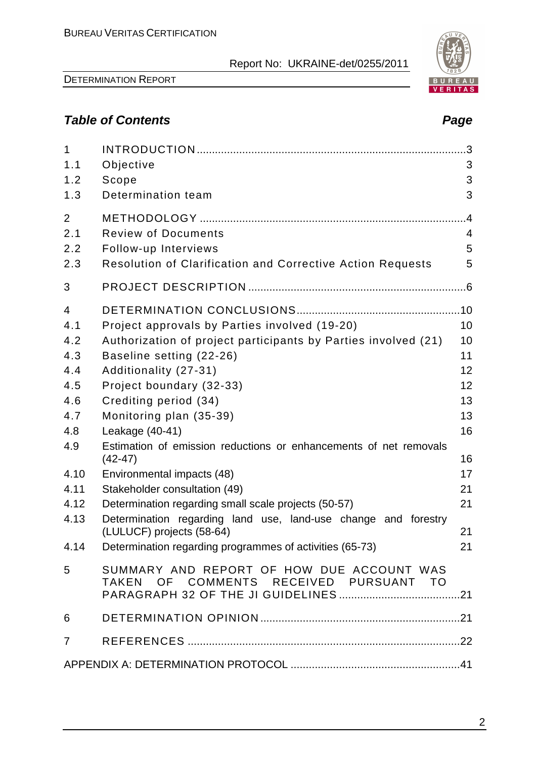## *Table of Contents* | *Page*

| | | |
|---|---|---|
| 1 | INTRODUCTION | 3 |
| 1.1 | Objective | 3 |
| 1.2 | Scope | 3 |
| 1.3 | Determination team | 3 |
| 2 | METHODOLOGY | 4 |
| 2.1 | Review of Documents | 4 |
| 2.2 | Follow-up Interviews | 5 |
| 2.3 | Resolution of Clarification and Corrective Action Requests | 5 |
| 3 | PROJECT DESCRIPTION | 6 |
| 4 | DETERMINATION CONCLUSIONS | 10 |
| 4.1 | Project approvals by Parties involved (19-20) | 10 |
| 4.2 | Authorization of project participants by Parties involved (21) | 10 |
| 4.3 | Baseline setting (22-26) | 11 |
| 4.4 | Additionality (27-31) | 12 |
| 4.5 | Project boundary (32-33) | 12 |
| 4.6 | Crediting period (34) | 13 |
| 4.7 | Monitoring plan (35-39) | 13 |
| 4.8 | Leakage (40-41) | 16 |
| 4.9 | Estimation of emission reductions or enhancements of net removals (42-47) | 16 |
| 4.10 | Environmental impacts (48) | 17 |
| 4.11 | Stakeholder consultation (49) | 21 |
| 4.12 | Determination regarding small scale projects (50-57) | 21 |
| 4.13 | Determination regarding land use, land-use change and forestry (LULUCF) projects (58-64) | 21 |
| 4.14 | Determination regarding programmes of activities (65-73) | 21 |
| 5 | SUMMARY AND REPORT OF HOW DUE ACCOUNT WAS TAKEN OF COMMENTS RECEIVED PURSUANT TO PARAGRAPH 32 OF THE JI GUIDELINES | 21 |
| 6 | DETERMINATION OPINION | 21 |
| 7 | REFERENCES | 22 |
| | APPENDIX A: DETERMINATION PROTOCOL | 41 |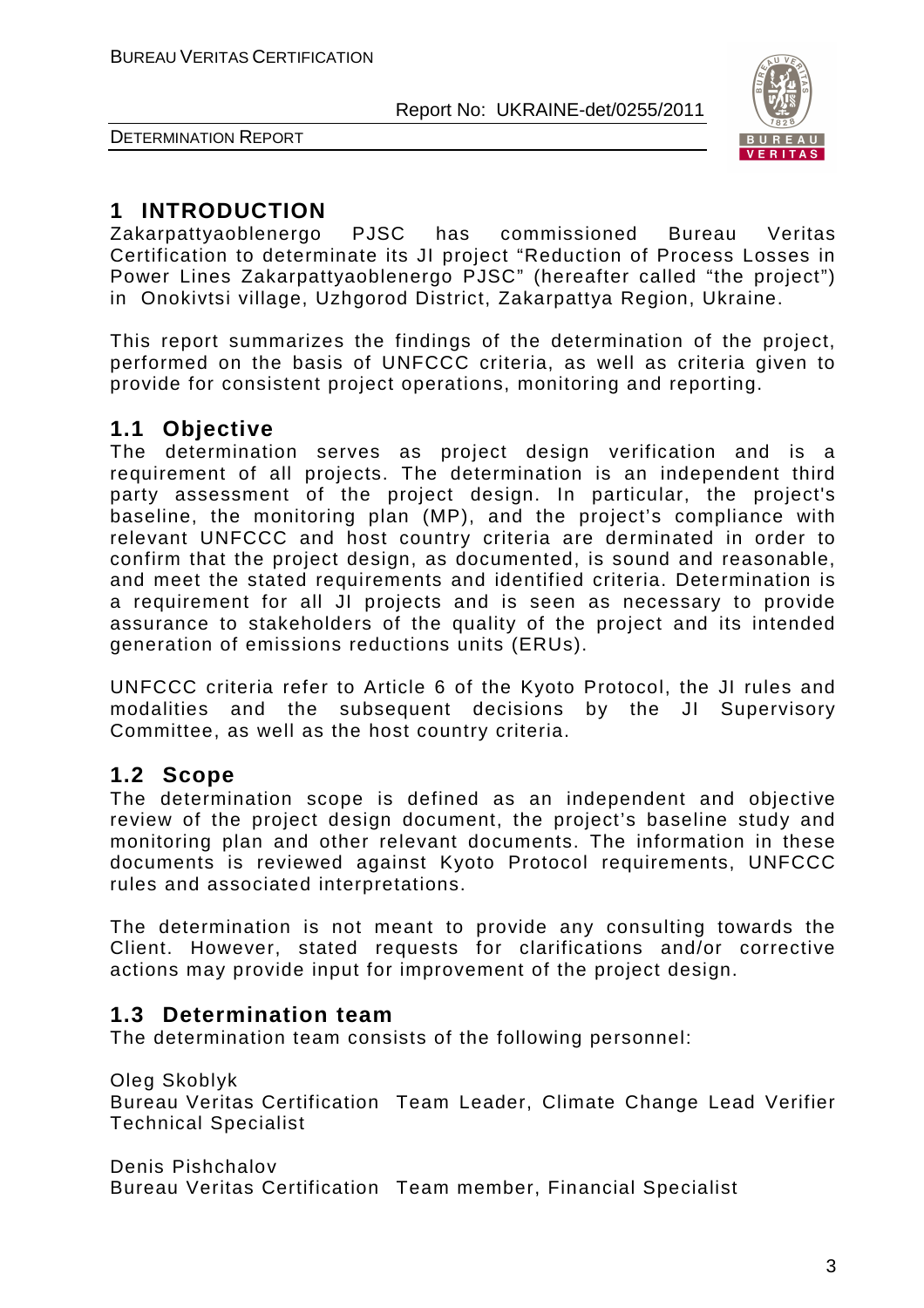# 1 INTRODUCTION

Zakarpattyaoblenergo PJSC has commissioned Bureau Veritas Certification to determinate its JI project "Reduction of Process Losses in Power Lines Zakarpattyaoblenergo PJSC" (hereafter called "the project") in Onokivtsi village, Uzhgorod District, Zakarpattya Region, Ukraine.

This report summarizes the findings of the determination of the project, performed on the basis of UNFCCC criteria, as well as criteria given to provide for consistent project operations, monitoring and reporting.

## 1.1 Objective

The determination serves as project design verification and is a requirement of all projects. The determination is an independent third party assessment of the project design. In particular, the project's baseline, the monitoring plan (MP), and the project's compliance with relevant UNFCCC and host country criteria are derminated in order to confirm that the project design, as documented, is sound and reasonable, and meet the stated requirements and identified criteria. Determination is a requirement for all JI projects and is seen as necessary to provide assurance to stakeholders of the quality of the project and its intended generation of emissions reductions units (ERUs).

UNFCCC criteria refer to Article 6 of the Kyoto Protocol, the JI rules and modalities and the subsequent decisions by the JI Supervisory Committee, as well as the host country criteria.

## 1.2 Scope

The determination scope is defined as an independent and objective review of the project design document, the project's baseline study and monitoring plan and other relevant documents. The information in these documents is reviewed against Kyoto Protocol requirements, UNFCCC rules and associated interpretations.

The determination is not meant to provide any consulting towards the Client. However, stated requests for clarifications and/or corrective actions may provide input for improvement of the project design.

## 1.3 Determination team

The determination team consists of the following personnel:

Oleg Skoblyk
Bureau Veritas Certification Team Leader, Climate Change Lead Verifier Technical Specialist

Denis Pishchalov
Bureau Veritas Certification Team member, Financial Specialist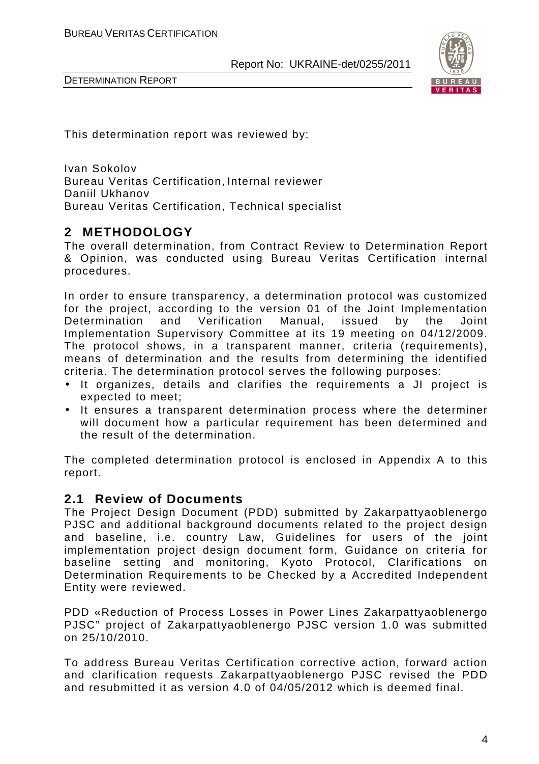This determination report was reviewed by:

Ivan Sokolov
Bureau Veritas Certification, Internal reviewer
Daniil Ukhanov
Bureau Veritas Certification, Technical specialist

## 2 METHODOLOGY

The overall determination, from Contract Review to Determination Report & Opinion, was conducted using Bureau Veritas Certification internal procedures.

In order to ensure transparency, a determination protocol was customized for the project, according to the version 01 of the Joint Implementation Determination and Verification Manual, issued by the Joint Implementation Supervisory Committee at its 19 meeting on 04/12/2009. The protocol shows, in a transparent manner, criteria (requirements), means of determination and the results from determining the identified criteria. The determination protocol serves the following purposes:

- It organizes, details and clarifies the requirements a JI project is expected to meet;
- It ensures a transparent determination process where the determiner will document how a particular requirement has been determined and the result of the determination.

The completed determination protocol is enclosed in Appendix A to this report.

### 2.1 Review of Documents

The Project Design Document (PDD) submitted by Zakarpattyaoblenergo PJSC and additional background documents related to the project design and baseline, i.e. country Law, Guidelines for users of the joint implementation project design document form, Guidance on criteria for baseline setting and monitoring, Kyoto Protocol, Clarifications on Determination Requirements to be Checked by a Accredited Independent Entity were reviewed.

PDD «Reduction of Process Losses in Power Lines Zakarpattyaoblenergo PJSC" project of Zakarpattyaoblenergo PJSC version 1.0 was submitted on 25/10/2010.

To address Bureau Veritas Certification corrective action, forward action and clarification requests Zakarpattyaoblenergo PJSC revised the PDD and resubmitted it as version 4.0 of 04/05/2012 which is deemed final.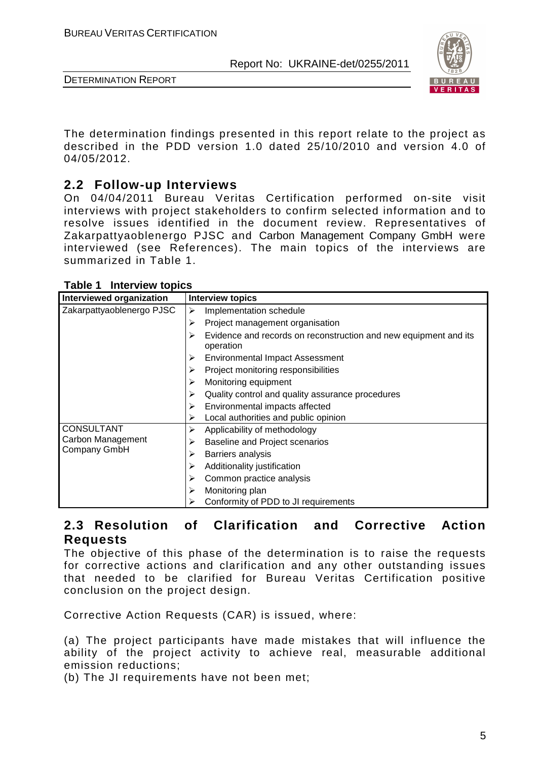The determination findings presented in this report relate to the project as described in the PDD version 1.0 dated 25/10/2010 and version 4.0 of 04/05/2012.

## 2.2 Follow-up Interviews

On 04/04/2011 Bureau Veritas Certification performed on-site visit interviews with project stakeholders to confirm selected information and to resolve issues identified in the document review. Representatives of Zakarpattyaoblenergo PJSC and Carbon Management Company GmbH were interviewed (see References). The main topics of the interviews are summarized in Table 1.

**Table 1 Interview topics**

| Interviewed organization | Interview topics |
|---|---|
| Zakarpattyaoblenergo PJSC | ➢ Implementation schedule<br>➢ Project management organisation<br>➢ Evidence and records on reconstruction and new equipment and its operation<br>➢ Environmental Impact Assessment<br>➢ Project monitoring responsibilities<br>➢ Monitoring equipment<br>➢ Quality control and quality assurance procedures<br>➢ Environmental impacts affected<br>➢ Local authorities and public opinion |
| CONSULTANT<br>Carbon Management Company GmbH | ➢ Applicability of methodology<br>➢ Baseline and Project scenarios<br>➢ Barriers analysis<br>➢ Additionality justification<br>➢ Common practice analysis<br>➢ Monitoring plan<br>➢ Conformity of PDD to JI requirements |

## 2.3 Resolution of Clarification and Corrective Action Requests

The objective of this phase of the determination is to raise the requests for corrective actions and clarification and any other outstanding issues that needed to be clarified for Bureau Veritas Certification positive conclusion on the project design.

Corrective Action Requests (CAR) is issued, where:

(a) The project participants have made mistakes that will influence the ability of the project activity to achieve real, measurable additional emission reductions;
(b) The JI requirements have not been met;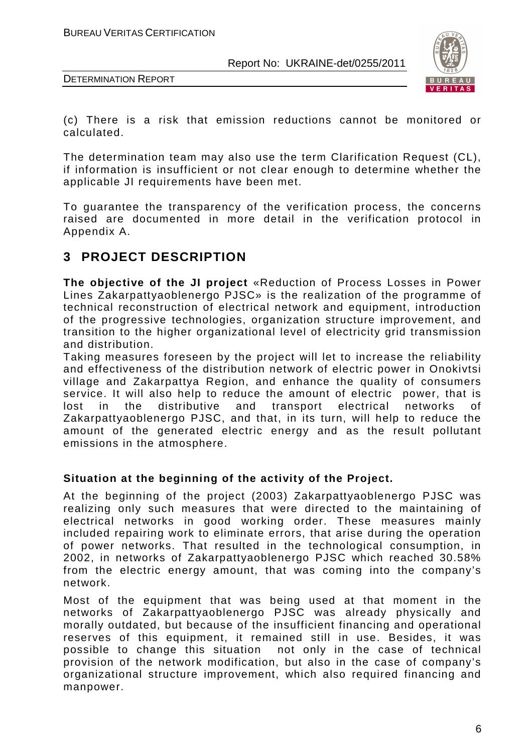(c) There is a risk that emission reductions cannot be monitored or calculated.

The determination team may also use the term Clarification Request (CL), if information is insufficient or not clear enough to determine whether the applicable JI requirements have been met.

To guarantee the transparency of the verification process, the concerns raised are documented in more detail in the verification protocol in Appendix A.

# 3 PROJECT DESCRIPTION

**The objective of the JI project** «Reduction of Process Losses in Power Lines Zakarpattyaoblenergo PJSC» is the realization of the programme of technical reconstruction of electrical network and equipment, introduction of the progressive technologies, organization structure improvement, and transition to the higher organizational level of electricity grid transmission and distribution.

Taking measures foreseen by the project will let to increase the reliability and effectiveness of the distribution network of electric power in Onokivtsi village and Zakarpattya Region, and enhance the quality of consumers service. It will also help to reduce the amount of electric power, that is lost in the distributive and transport electrical networks of Zakarpattyaoblenergo PJSC, and that, in its turn, will help to reduce the amount of the generated electric energy and as the result pollutant emissions in the atmosphere.

**Situation at the beginning of the activity of the Project.**

At the beginning of the project (2003) Zakarpattyaoblenergo PJSC was realizing only such measures that were directed to the maintaining of electrical networks in good working order. These measures mainly included repairing work to eliminate errors, that arise during the operation of power networks. That resulted in the technological consumption, in 2002, in networks of Zakarpattyaoblenergo PJSC which reached 30.58% from the electric energy amount, that was coming into the company's network.

Most of the equipment that was being used at that moment in the networks of Zakarpattyaoblenergo PJSC was already physically and morally outdated, but because of the insufficient financing and operational reserves of this equipment, it remained still in use. Besides, it was possible to change this situation not only in the case of technical provision of the network modification, but also in the case of company's organizational structure improvement, which also required financing and manpower.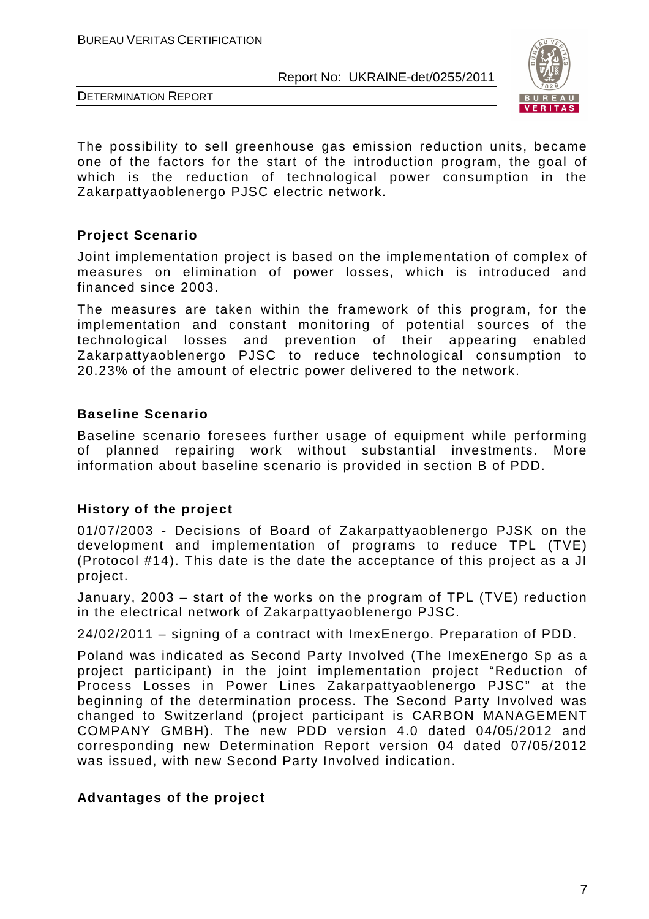The possibility to sell greenhouse gas emission reduction units, became one of the factors for the start of the introduction program, the goal of which is the reduction of technological power consumption in the Zakarpattyaoblenergo PJSC electric network.

**Project Scenario**

Joint implementation project is based on the implementation of complex of measures on elimination of power losses, which is introduced and financed since 2003.

The measures are taken within the framework of this program, for the implementation and constant monitoring of potential sources of the technological losses and prevention of their appearing enabled Zakarpattyaoblenergo PJSC to reduce technological consumption to 20.23% of the amount of electric power delivered to the network.

**Baseline Scenario**

Baseline scenario foresees further usage of equipment while performing of planned repairing work without substantial investments. More information about baseline scenario is provided in section B of PDD.

**History of the project**

01/07/2003 - Decisions of Board of Zakarpattyaoblenergo PJSK on the development and implementation of programs to reduce TPL (TVE) (Protocol #14). This date is the date the acceptance of this project as a JI project.

January, 2003 – start of the works on the program of TPL (TVE) reduction in the electrical network of Zakarpattyaoblenergo PJSC.

24/02/2011 – signing of a contract with ImexEnergo. Preparation of PDD.

Poland was indicated as Second Party Involved (The ImexEnergo Sp as a project participant) in the joint implementation project "Reduction of Process Losses in Power Lines Zakarpattyaoblenergo PJSC" at the beginning of the determination process. The Second Party Involved was changed to Switzerland (project participant is CARBON MANAGEMENT COMPANY GMBH). The new PDD version 4.0 dated 04/05/2012 and corresponding new Determination Report version 04 dated 07/05/2012 was issued, with new Second Party Involved indication.

**Advantages of the project**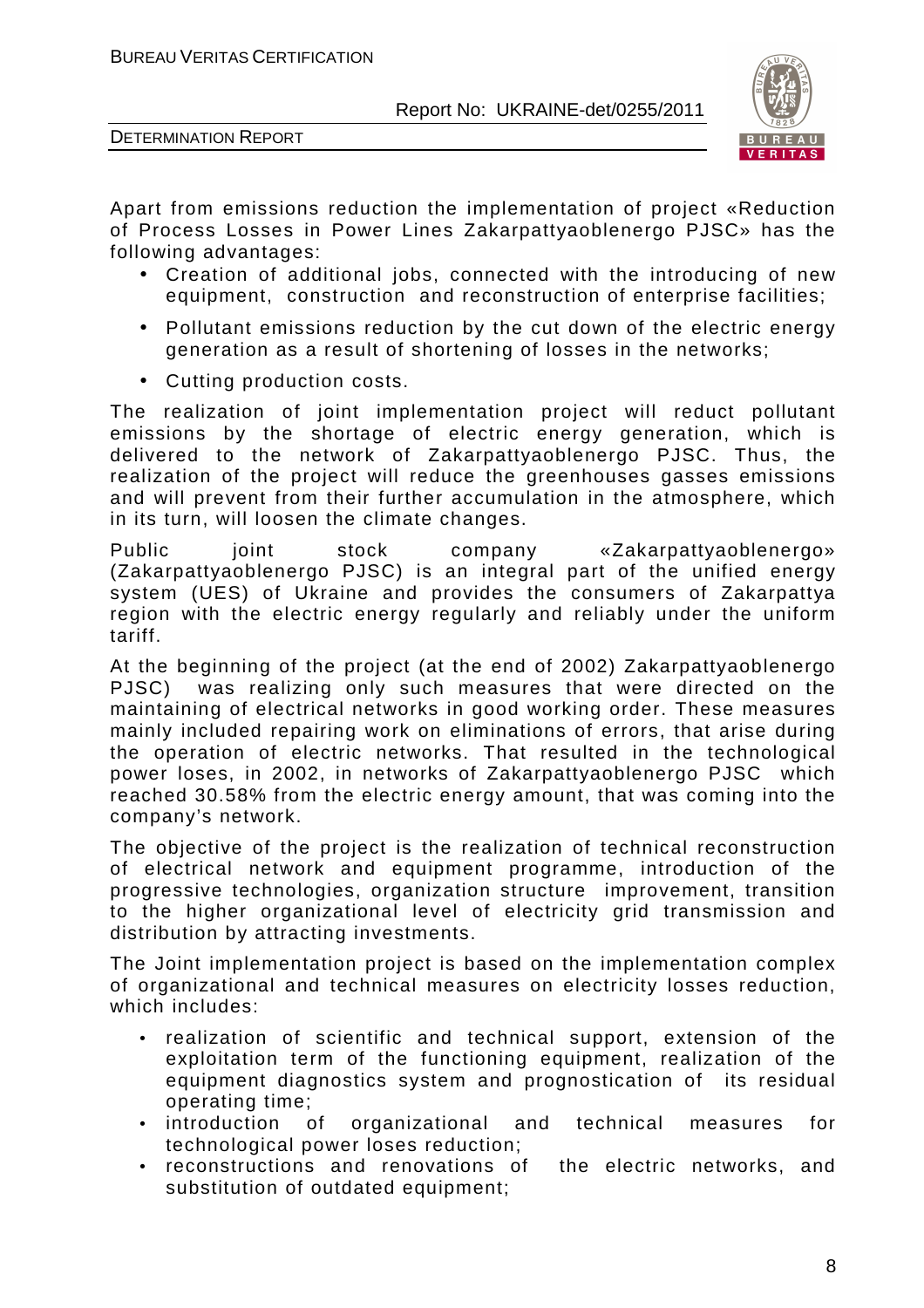Apart from emissions reduction the implementation of project «Reduction of Process Losses in Power Lines Zakarpattyaoblenergo PJSC» has the following advantages:

- Creation of additional jobs, connected with the introducing of new equipment, construction and reconstruction of enterprise facilities;
- Pollutant emissions reduction by the cut down of the electric energy generation as a result of shortening of losses in the networks;
- Cutting production costs.

The realization of joint implementation project will reduct pollutant emissions by the shortage of electric energy generation, which is delivered to the network of Zakarpattyaoblenergo PJSC. Thus, the realization of the project will reduce the greenhouses gasses emissions and will prevent from their further accumulation in the atmosphere, which in its turn, will loosen the climate changes.

Public joint stock company «Zakarpattyaoblenergo» (Zakarpattyaoblenergo PJSC) is an integral part of the unified energy system (UES) of Ukraine and provides the consumers of Zakarpattya region with the electric energy regularly and reliably under the uniform tariff.

At the beginning of the project (at the end of 2002) Zakarpattyaoblenergo PJSC) was realizing only such measures that were directed on the maintaining of electrical networks in good working order. These measures mainly included repairing work on eliminations of errors, that arise during the operation of electric networks. That resulted in the technological power loses, in 2002, in networks of Zakarpattyaoblenergo PJSC which reached 30.58% from the electric energy amount, that was coming into the company's network.

The objective of the project is the realization of technical reconstruction of electrical network and equipment programme, introduction of the progressive technologies, organization structure improvement, transition to the higher organizational level of electricity grid transmission and distribution by attracting investments.

The Joint implementation project is based on the implementation complex of organizational and technical measures on electricity losses reduction, which includes:

- realization of scientific and technical support, extension of the exploitation term of the functioning equipment, realization of the equipment diagnostics system and prognostication of its residual operating time;
- introduction of organizational and technical measures for technological power loses reduction;
- reconstructions and renovations of the electric networks, and substitution of outdated equipment;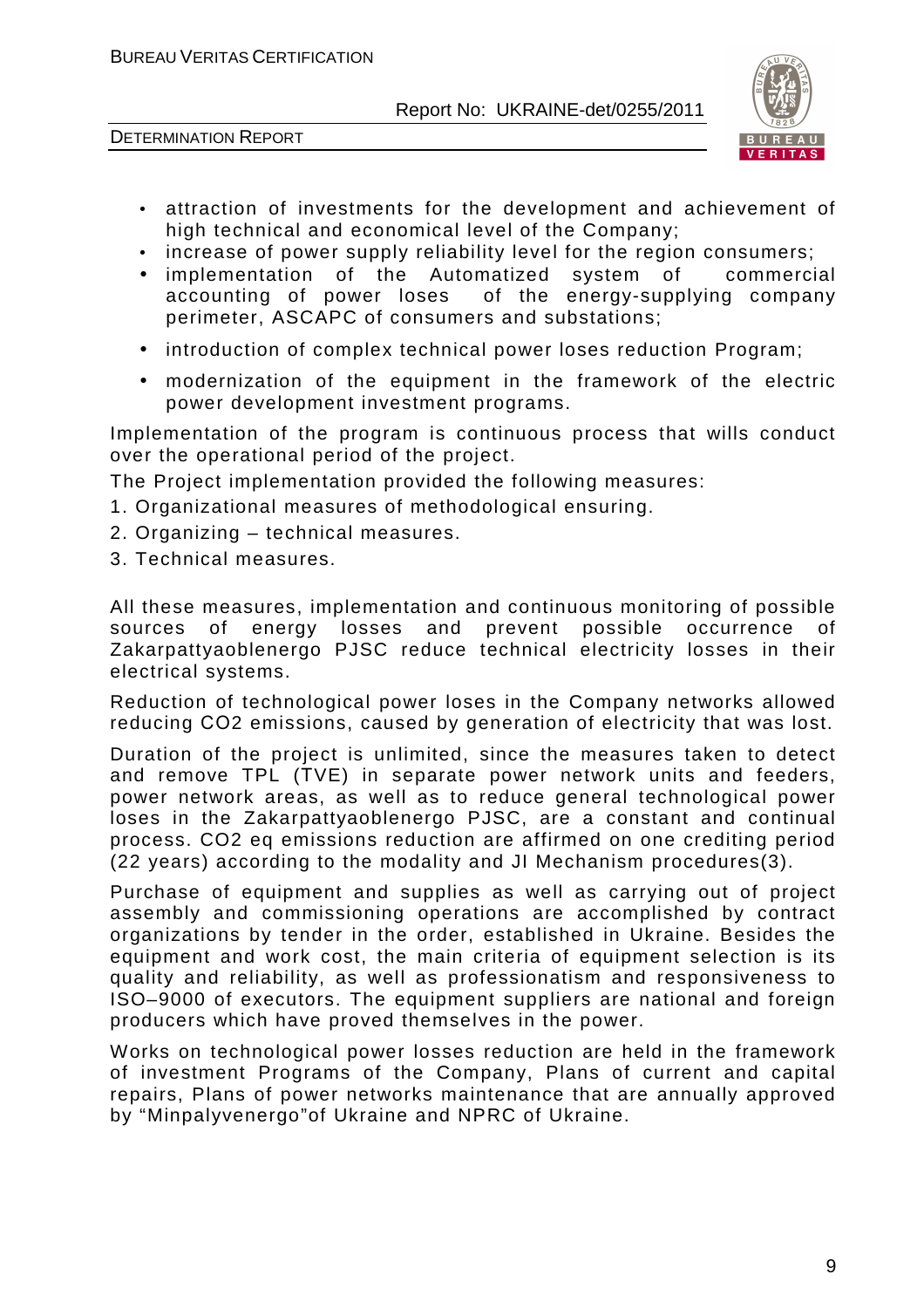- attraction of investments for the development and achievement of high technical and economical level of the Company;
- increase of power supply reliability level for the region consumers;
- implementation of the Automatized system of commercial accounting of power loses of the energy-supplying company perimeter, ASCAPC of consumers and substations;
- introduction of complex technical power loses reduction Program;
- modernization of the equipment in the framework of the electric power development investment programs.

Implementation of the program is continuous process that wills conduct over the operational period of the project.

The Project implementation provided the following measures:

1. Organizational measures of methodological ensuring.
2. Organizing – technical measures.
3. Technical measures.

All these measures, implementation and continuous monitoring of possible sources of energy losses and prevent possible occurrence of Zakarpattyaoblenergo PJSC reduce technical electricity losses in their electrical systems.

Reduction of technological power loses in the Company networks allowed reducing $CO_2$ emissions, caused by generation of electricity that was lost.

Duration of the project is unlimited, since the measures taken to detect and remove TPL (TVE) in separate power network units and feeders, power network areas, as well as to reduce general technological power loses in the Zakarpattyaoblenergo PJSC, are a constant and continual process. $CO_2$ eq emissions reduction are affirmed on one crediting period (22 years) according to the modality and JI Mechanism procedures(3).

Purchase of equipment and supplies as well as carrying out of project assembly and commissioning operations are accomplished by contract organizations by tender in the order, established in Ukraine. Besides the equipment and work cost, the main criteria of equipment selection is its quality and reliability, as well as professionatism and responsiveness to ISO–9000 of executors. The equipment suppliers are national and foreign producers which have proved themselves in the power.

Works on technological power losses reduction are held in the framework of investment Programs of the Company, Plans of current and capital repairs, Plans of power networks maintenance that are annually approved by "Minpalyvenergo"of Ukraine and NPRC of Ukraine.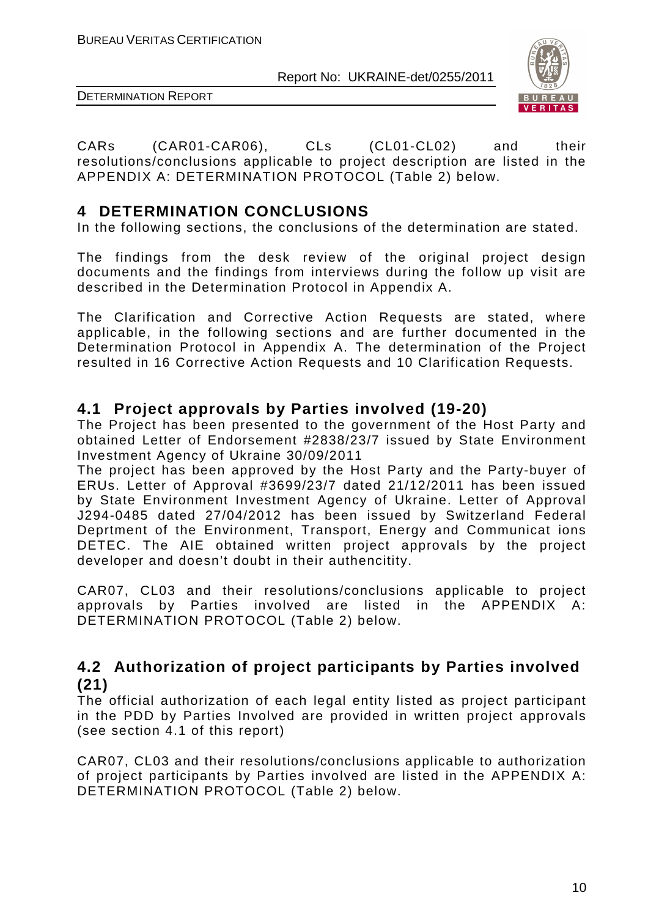CARs (CAR01-CAR06), CLs (CL01-CL02) and their resolutions/conclusions applicable to project description are listed in the APPENDIX A: DETERMINATION PROTOCOL (Table 2) below.

# 4 DETERMINATION CONCLUSIONS

In the following sections, the conclusions of the determination are stated.

The findings from the desk review of the original project design documents and the findings from interviews during the follow up visit are described in the Determination Protocol in Appendix A.

The Clarification and Corrective Action Requests are stated, where applicable, in the following sections and are further documented in the Determination Protocol in Appendix A. The determination of the Project resulted in 16 Corrective Action Requests and 10 Clarification Requests.

## 4.1 Project approvals by Parties involved (19-20)

The Project has been presented to the government of the Host Party and obtained Letter of Endorsement #2838/23/7 issued by State Environment Investment Agency of Ukraine 30/09/2011

The project has been approved by the Host Party and the Party-buyer of ERUs. Letter of Approval #3699/23/7 dated 21/12/2011 has been issued by State Environment Investment Agency of Ukraine. Letter of Approval J294-0485 dated 27/04/2012 has been issued by Switzerland Federal Deprtment of the Environment, Transport, Energy and Communicat ions DETEC. The AIE obtained written project approvals by the project developer and doesn't doubt in their authencitity.

CAR07, CL03 and their resolutions/conclusions applicable to project approvals by Parties involved are listed in the APPENDIX A: DETERMINATION PROTOCOL (Table 2) below.

## 4.2 Authorization of project participants by Parties involved (21)

The official authorization of each legal entity listed as project participant in the PDD by Parties Involved are provided in written project approvals (see section 4.1 of this report)

CAR07, CL03 and their resolutions/conclusions applicable to authorization of project participants by Parties involved are listed in the APPENDIX A: DETERMINATION PROTOCOL (Table 2) below.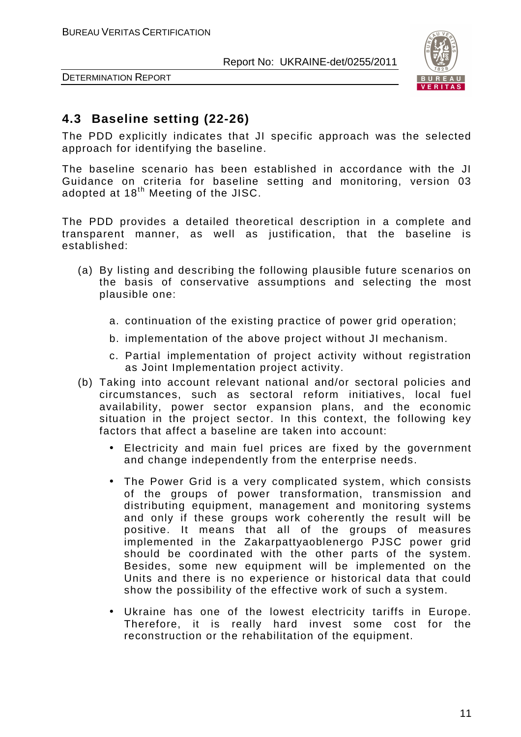## 4.3 Baseline setting (22-26)

The PDD explicitly indicates that JI specific approach was the selected approach for identifying the baseline.

The baseline scenario has been established in accordance with the JI Guidance on criteria for baseline setting and monitoring, version 03 adopted at 18th Meeting of the JISC.

The PDD provides a detailed theoretical description in a complete and transparent manner, as well as justification, that the baseline is established:

(a) By listing and describing the following plausible future scenarios on the basis of conservative assumptions and selecting the most plausible one:

   a. continuation of the existing practice of power grid operation;

   b. implementation of the above project without JI mechanism.

   c. Partial implementation of project activity without registration as Joint Implementation project activity.

(b) Taking into account relevant national and/or sectoral policies and circumstances, such as sectoral reform initiatives, local fuel availability, power sector expansion plans, and the economic situation in the project sector. In this context, the following key factors that affect a baseline are taken into account:

   - Electricity and main fuel prices are fixed by the government and change independently from the enterprise needs.

   - The Power Grid is a very complicated system, which consists of the groups of power transformation, transmission and distributing equipment, management and monitoring systems and only if these groups work coherently the result will be positive. It means that all of the groups of measures implemented in the Zakarpattyaoblenergo PJSC power grid should be coordinated with the other parts of the system. Besides, some new equipment will be implemented on the Units and there is no experience or historical data that could show the possibility of the effective work of such a system.

   - Ukraine has one of the lowest electricity tariffs in Europe. Therefore, it is really hard invest some cost for the reconstruction or the rehabilitation of the equipment.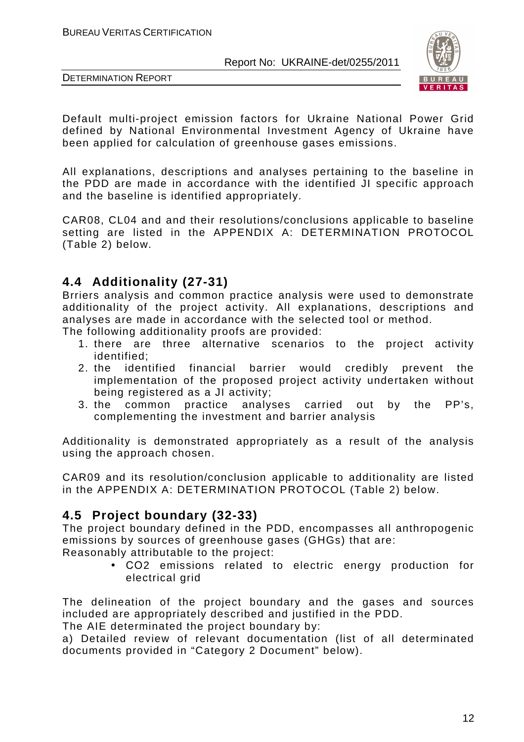Default multi-project emission factors for Ukraine National Power Grid defined by National Environmental Investment Agency of Ukraine have been applied for calculation of greenhouse gases emissions.

All explanations, descriptions and analyses pertaining to the baseline in the PDD are made in accordance with the identified JI specific approach and the baseline is identified appropriately.

CAR08, CL04 and and their resolutions/conclusions applicable to baseline setting are listed in the APPENDIX A: DETERMINATION PROTOCOL (Table 2) below.

## 4.4 Additionality (27-31)

Brriers analysis and common practice analysis were used to demonstrate additionality of the project activity. All explanations, descriptions and analyses are made in accordance with the selected tool or method.
The following additionality proofs are provided:

1. there are three alternative scenarios to the project activity identified;
2. the identified financial barrier would credibly prevent the implementation of the proposed project activity undertaken without being registered as a JI activity;
3. the common practice analyses carried out by the PP's, complementing the investment and barrier analysis

Additionality is demonstrated appropriately as a result of the analysis using the approach chosen.

CAR09 and its resolution/conclusion applicable to additionality are listed in the APPENDIX A: DETERMINATION PROTOCOL (Table 2) below.

## 4.5 Project boundary (32-33)

The project boundary defined in the PDD, encompasses all anthropogenic emissions by sources of greenhouse gases (GHGs) that are:
Reasonably attributable to the project:

- $CO_2$ emissions related to electric energy production for electrical grid

The delineation of the project boundary and the gases and sources included are appropriately described and justified in the PDD.
The AIE determinated the project boundary by:
a) Detailed review of relevant documentation (list of all determinated documents provided in "Category 2 Document" below).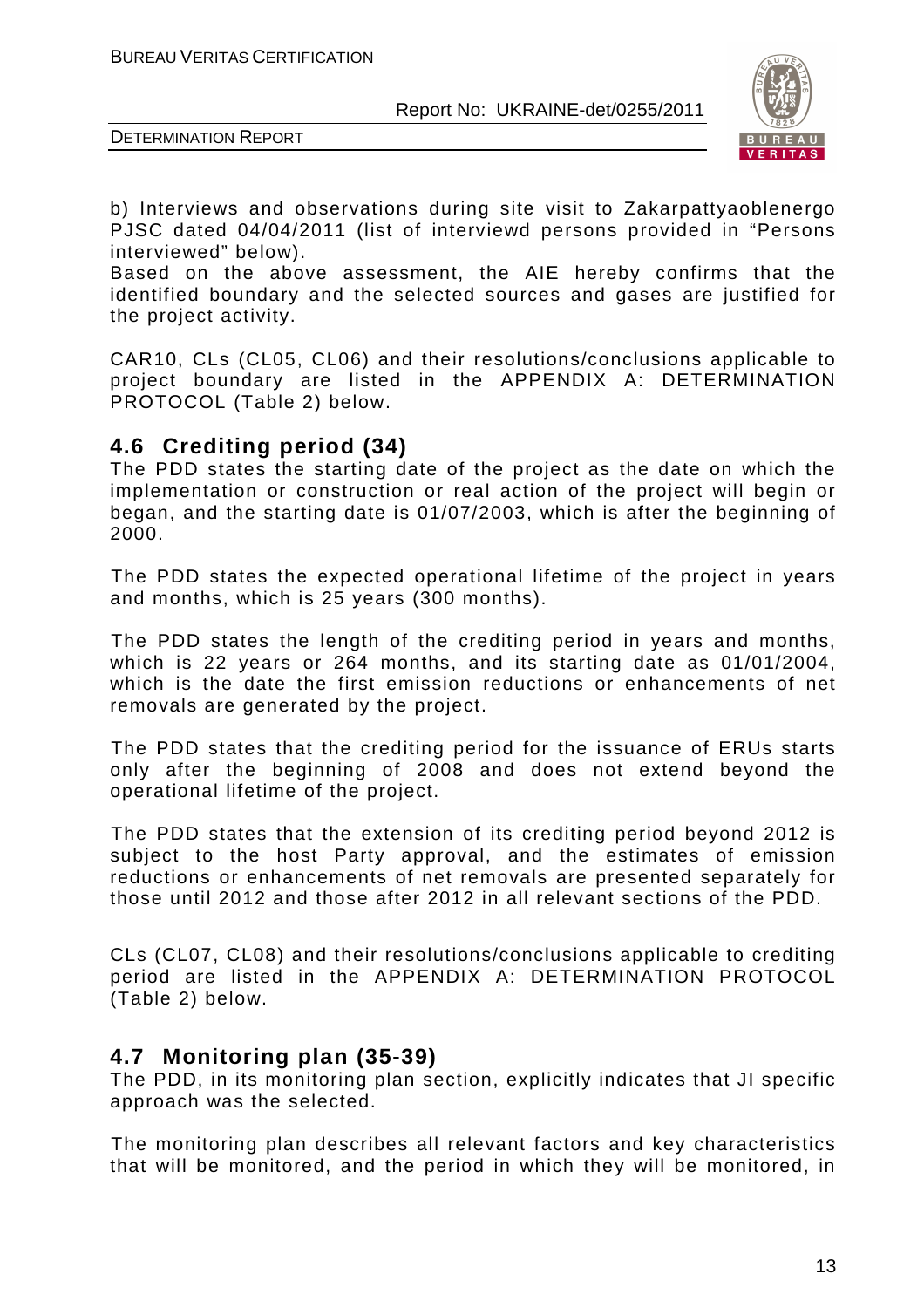b) Interviews and observations during site visit to Zakarpattyaoblenergo PJSC dated 04/04/2011 (list of interviewd persons provided in “Persons interviewed” below).

Based on the above assessment, the AIE hereby confirms that the identified boundary and the selected sources and gases are justified for the project activity.

CAR10, CLs (CL05, CL06) and their resolutions/conclusions applicable to project boundary are listed in the APPENDIX A: DETERMINATION PROTOCOL (Table 2) below.

## 4.6 Crediting period (34)

The PDD states the starting date of the project as the date on which the implementation or construction or real action of the project will begin or began, and the starting date is 01/07/2003, which is after the beginning of 2000.

The PDD states the expected operational lifetime of the project in years and months, which is 25 years (300 months).

The PDD states the length of the crediting period in years and months, which is 22 years or 264 months, and its starting date as 01/01/2004, which is the date the first emission reductions or enhancements of net removals are generated by the project.

The PDD states that the crediting period for the issuance of ERUs starts only after the beginning of 2008 and does not extend beyond the operational lifetime of the project.

The PDD states that the extension of its crediting period beyond 2012 is subject to the host Party approval, and the estimates of emission reductions or enhancements of net removals are presented separately for those until 2012 and those after 2012 in all relevant sections of the PDD.

CLs (CL07, CL08) and their resolutions/conclusions applicable to crediting period are listed in the APPENDIX A: DETERMINATION PROTOCOL (Table 2) below.

## 4.7 Monitoring plan (35-39)

The PDD, in its monitoring plan section, explicitly indicates that JI specific approach was the selected.

The monitoring plan describes all relevant factors and key characteristics that will be monitored, and the period in which they will be monitored, in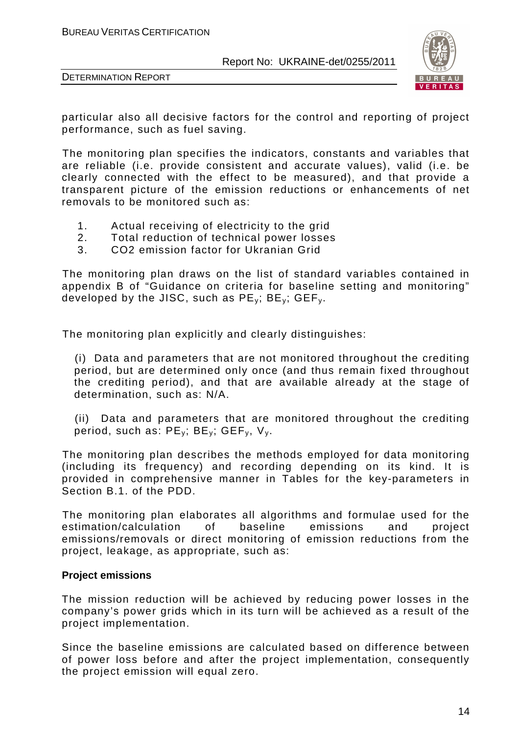particular also all decisive factors for the control and reporting of project performance, such as fuel saving.

The monitoring plan specifies the indicators, constants and variables that are reliable (i.e. provide consistent and accurate values), valid (i.e. be clearly connected with the effect to be measured), and that provide a transparent picture of the emission reductions or enhancements of net removals to be monitored such as:

1. Actual receiving of electricity to the grid
2. Total reduction of technical power losses
3. CO2 emission factor for Ukranian Grid

The monitoring plan draws on the list of standard variables contained in appendix B of "Guidance on criteria for baseline setting and monitoring" developed by the JISC, such as $PE_y$; $BE_y$; $GEF_y$.

The monitoring plan explicitly and clearly distinguishes:

(i) Data and parameters that are not monitored throughout the crediting period, but are determined only once (and thus remain fixed throughout the crediting period), and that are available already at the stage of determination, such as: N/A.

(ii) Data and parameters that are monitored throughout the crediting period, such as: $PE_y$; $BE_y$; $GEF_y$, $V_y$.

The monitoring plan describes the methods employed for data monitoring (including its frequency) and recording depending on its kind. It is provided in comprehensive manner in Tables for the key-parameters in Section B.1. of the PDD.

The monitoring plan elaborates all algorithms and formulae used for the estimation/calculation of baseline emissions and project emissions/removals or direct monitoring of emission reductions from the project, leakage, as appropriate, such as:

**Project emissions**

The mission reduction will be achieved by reducing power losses in the company's power grids which in its turn will be achieved as a result of the project implementation.

Since the baseline emissions are calculated based on difference between of power loss before and after the project implementation, consequently the project emission will equal zero.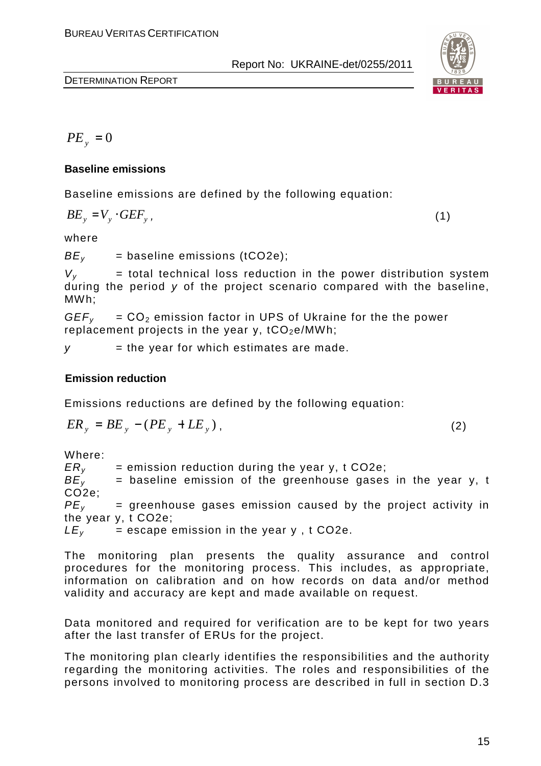$$PE_y = 0$$

**Baseline emissions**

Baseline emissions are defined by the following equation:

$$BE_y = V_y \cdot GEF_y, \quad (1)$$

where

$BE_y$ = baseline emissions (tCO2e);

$V_y$ = total technical loss reduction in the power distribution system during the period $y$ of the project scenario compared with the baseline, MWh;

$GEF_y$ = $CO_2$ emission factor in UPS of Ukraine for the the power replacement projects in the year y, $tCO_2e/MWh$;

$y$ = the year for which estimates are made.

**Emission reduction**

Emissions reductions are defined by the following equation:

$$ER_y = BE_y - (PE_y + LE_y), \quad (2)$$

Where:

$ER_y$ = emission reduction during the year y, t CO2e;
$BE_y$ = baseline emission of the greenhouse gases in the year y, t CO2e;
$PE_y$ = greenhouse gases emission caused by the project activity in the year y, t CO2e;
$LE_y$ = escape emission in the year y , t CO2e.

The monitoring plan presents the quality assurance and control procedures for the monitoring process. This includes, as appropriate, information on calibration and on how records on data and/or method validity and accuracy are kept and made available on request.

Data monitored and required for verification are to be kept for two years after the last transfer of ERUs for the project.

The monitoring plan clearly identifies the responsibilities and the authority regarding the monitoring activities. The roles and responsibilities of the persons involved to monitoring process are described in full in section D.3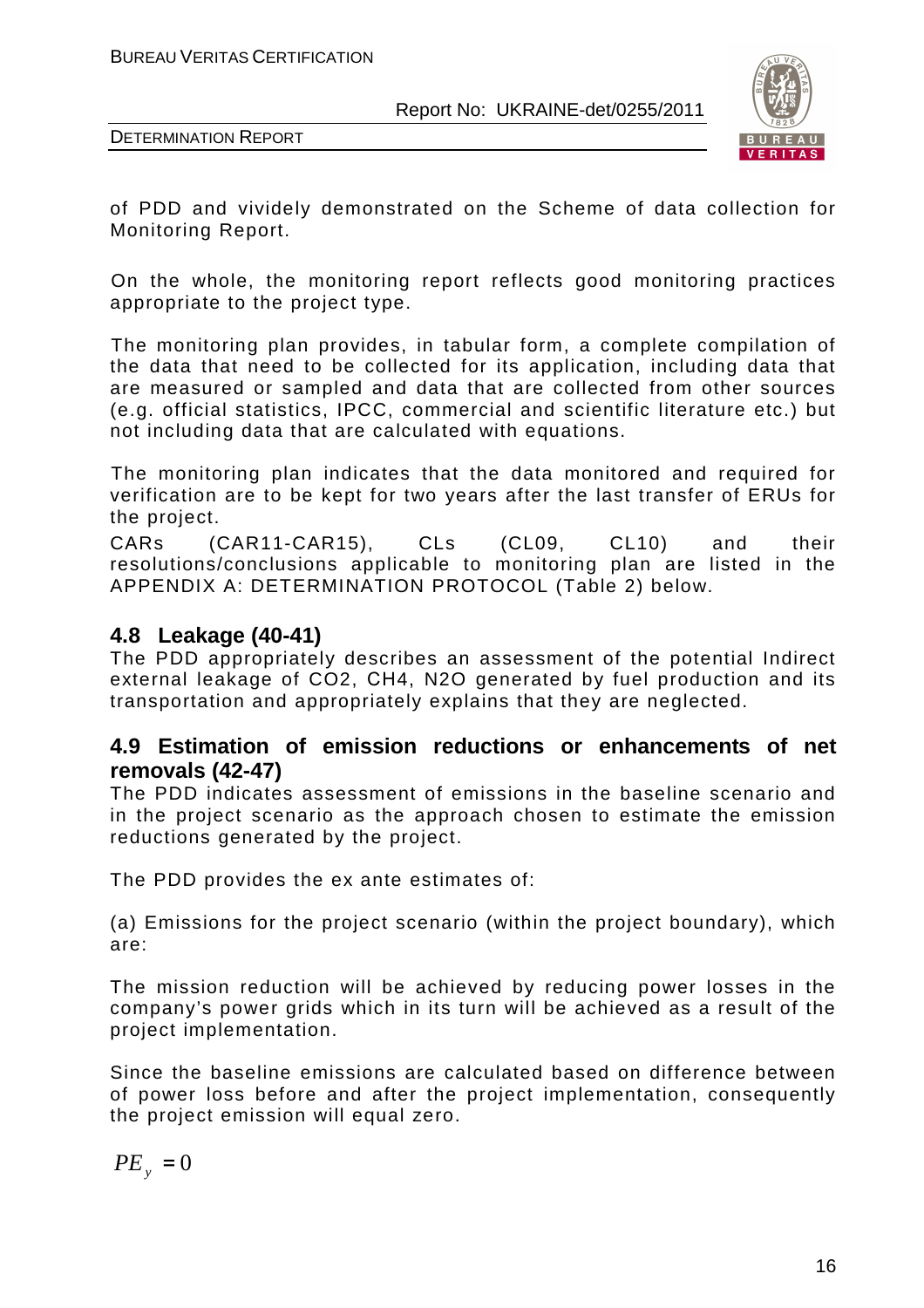of PDD and vividely demonstrated on the Scheme of data collection for Monitoring Report.

On the whole, the monitoring report reflects good monitoring practices appropriate to the project type.

The monitoring plan provides, in tabular form, a complete compilation of the data that need to be collected for its application, including data that are measured or sampled and data that are collected from other sources (e.g. official statistics, IPCC, commercial and scientific literature etc.) but not including data that are calculated with equations.

The monitoring plan indicates that the data monitored and required for verification are to be kept for two years after the last transfer of ERUs for the project.

CARs (CAR11-CAR15), CLs (CL09, CL10) and their resolutions/conclusions applicable to monitoring plan are listed in the APPENDIX A: DETERMINATION PROTOCOL (Table 2) below.

## 4.8 Leakage (40-41)

The PDD appropriately describes an assessment of the potential Indirect external leakage of $CO_2$, $CH_4$, $N_2O$ generated by fuel production and its transportation and appropriately explains that they are neglected.

## 4.9 Estimation of emission reductions or enhancements of net removals (42-47)

The PDD indicates assessment of emissions in the baseline scenario and in the project scenario as the approach chosen to estimate the emission reductions generated by the project.

The PDD provides the ex ante estimates of:

(a) Emissions for the project scenario (within the project boundary), which are:

The mission reduction will be achieved by reducing power losses in the company's power grids which in its turn will be achieved as a result of the project implementation.

Since the baseline emissions are calculated based on difference between of power loss before and after the project implementation, consequently the project emission will equal zero.

$$PE_y = 0$$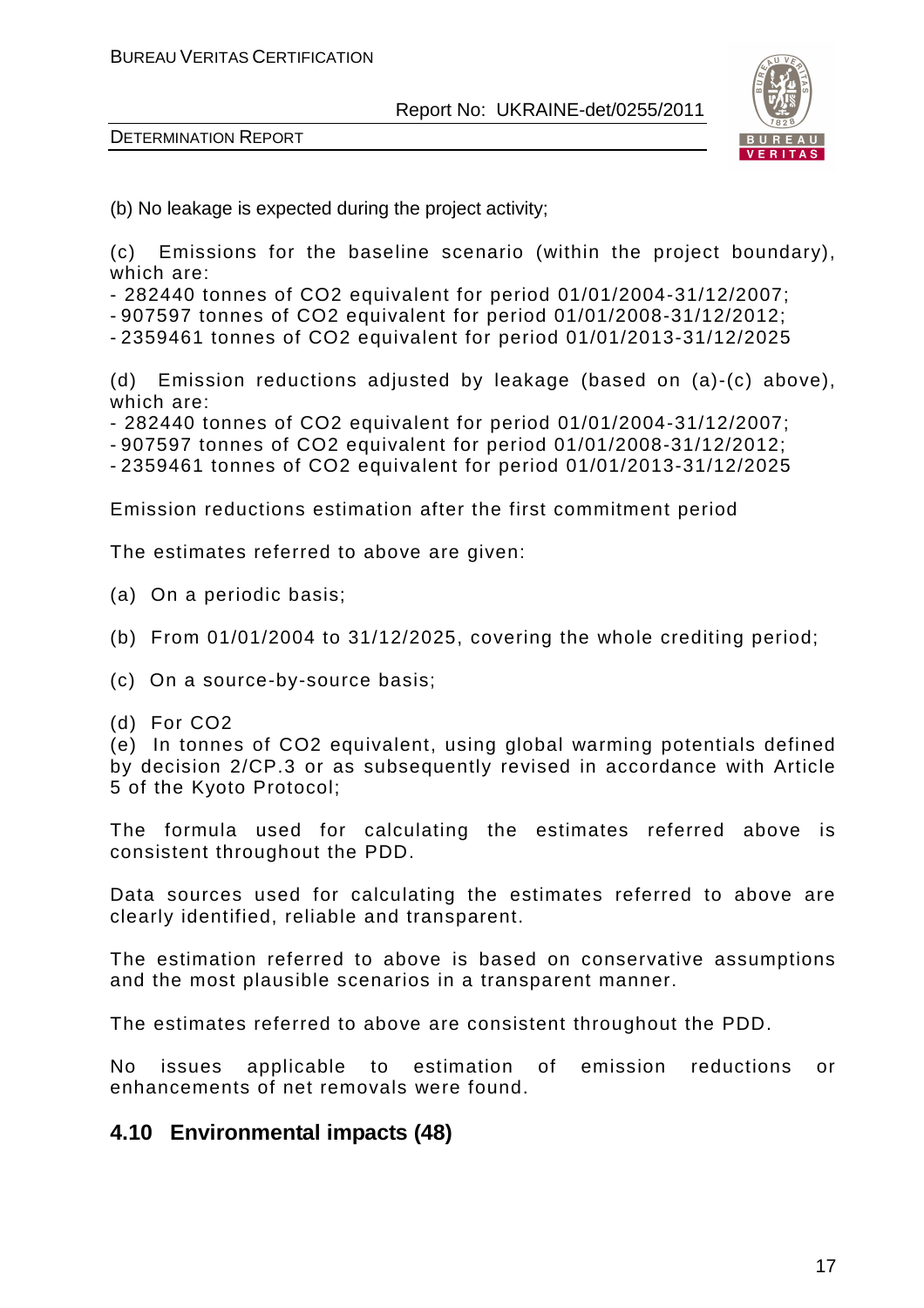(b) No leakage is expected during the project activity;

(c) Emissions for the baseline scenario (within the project boundary), which are:

- 282440 tonnes of CO2 equivalent for period 01/01/2004-31/12/2007;
- 907597 tonnes of CO2 equivalent for period 01/01/2008-31/12/2012;
- 2359461 tonnes of CO2 equivalent for period 01/01/2013-31/12/2025

(d) Emission reductions adjusted by leakage (based on (a)-(c) above), which are:

- 282440 tonnes of CO2 equivalent for period 01/01/2004-31/12/2007;
- 907597 tonnes of CO2 equivalent for period 01/01/2008-31/12/2012;
- 2359461 tonnes of CO2 equivalent for period 01/01/2013-31/12/2025

Emission reductions estimation after the first commitment period

The estimates referred to above are given:

(a) On a periodic basis;

(b) From 01/01/2004 to 31/12/2025, covering the whole crediting period;

(c) On a source-by-source basis;

(d) For CO2

(e) In tonnes of CO2 equivalent, using global warming potentials defined by decision 2/CP.3 or as subsequently revised in accordance with Article 5 of the Kyoto Protocol;

The formula used for calculating the estimates referred above is consistent throughout the PDD.

Data sources used for calculating the estimates referred to above are clearly identified, reliable and transparent.

The estimation referred to above is based on conservative assumptions and the most plausible scenarios in a transparent manner.

The estimates referred to above are consistent throughout the PDD.

No issues applicable to estimation of emission reductions or enhancements of net removals were found.

## 4.10 Environmental impacts (48)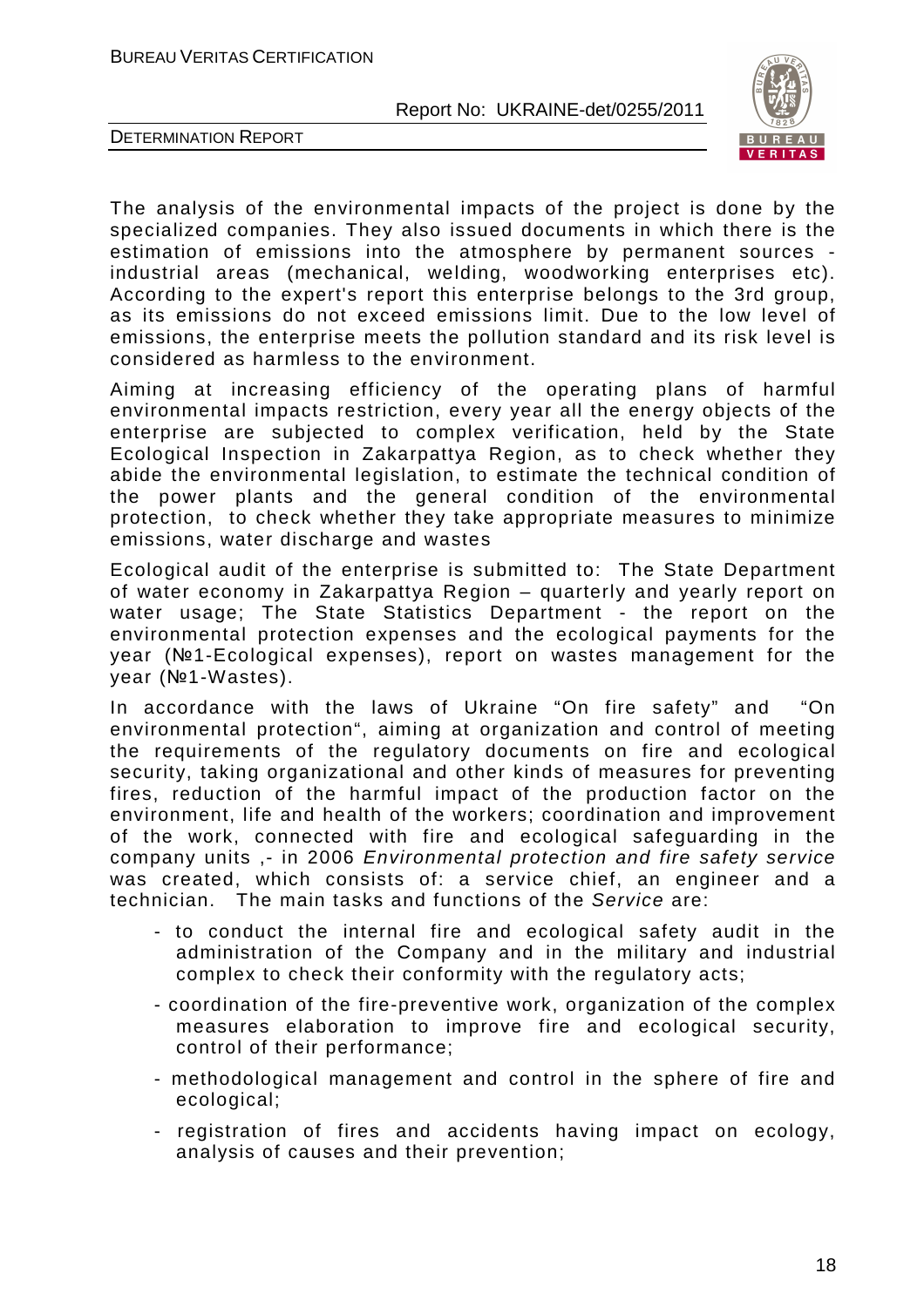The analysis of the environmental impacts of the project is done by the specialized companies. They also issued documents in which there is the estimation of emissions into the atmosphere by permanent sources - industrial areas (mechanical, welding, woodworking enterprises etc). According to the expert's report this enterprise belongs to the 3rd group, as its emissions do not exceed emissions limit. Due to the low level of emissions, the enterprise meets the pollution standard and its risk level is considered as harmless to the environment.

Aiming at increasing efficiency of the operating plans of harmful environmental impacts restriction, every year all the energy objects of the enterprise are subjected to complex verification, held by the State Ecological Inspection in Zakarpattya Region, as to check whether they abide the environmental legislation, to estimate the technical condition of the power plants and the general condition of the environmental protection, to check whether they take appropriate measures to minimize emissions, water discharge and wastes

Ecological audit of the enterprise is submitted to: The State Department of water economy in Zakarpattya Region – quarterly and yearly report on water usage; The State Statistics Department - the report on the environmental protection expenses and the ecological payments for the year (№1-Ecological expenses), report on wastes management for the year (№1-Wastes).

In accordance with the laws of Ukraine “On fire safety” and “On environmental protection“, aiming at organization and control of meeting the requirements of the regulatory documents on fire and ecological security, taking organizational and other kinds of measures for preventing fires, reduction of the harmful impact of the production factor on the environment, life and health of the workers; coordination and improvement of the work, connected with fire and ecological safeguarding in the company units ,- in 2006 *Environmental protection and fire safety service* was created, which consists of: a service chief, an engineer and a technician. The main tasks and functions of the *Service* are:

- to conduct the internal fire and ecological safety audit in the administration of the Company and in the military and industrial complex to check their conformity with the regulatory acts;
- coordination of the fire-preventive work, organization of the complex measures elaboration to improve fire and ecological security, control of their performance;
- methodological management and control in the sphere of fire and ecological;
- registration of fires and accidents having impact on ecology, analysis of causes and their prevention;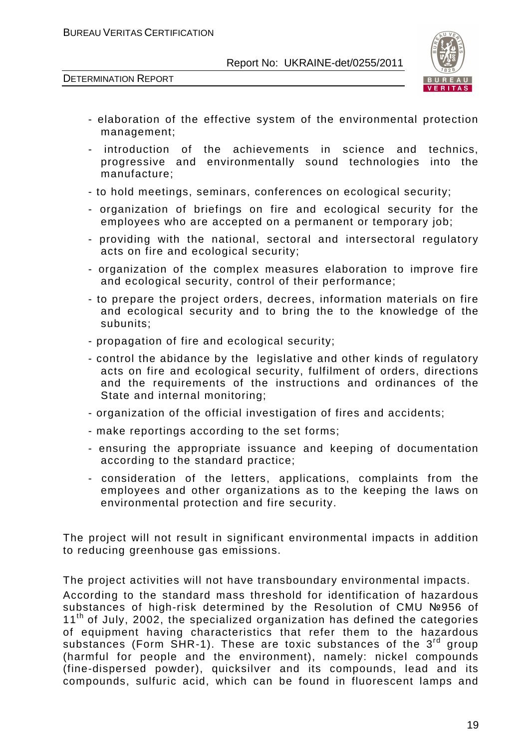- elaboration of the effective system of the environmental protection management;
- introduction of the achievements in science and technics, progressive and environmentally sound technologies into the manufacture;
- to hold meetings, seminars, conferences on ecological security;
- organization of briefings on fire and ecological security for the employees who are accepted on a permanent or temporary job;
- providing with the national, sectoral and intersectoral regulatory acts on fire and ecological security;
- organization of the complex measures elaboration to improve fire and ecological security, control of their performance;
- to prepare the project orders, decrees, information materials on fire and ecological security and to bring the to the knowledge of the subunits;
- propagation of fire and ecological security;
- control the abidance by the legislative and other kinds of regulatory acts on fire and ecological security, fulfilment of orders, directions and the requirements of the instructions and ordinances of the State and internal monitoring;
- organization of the official investigation of fires and accidents;
- make reportings according to the set forms;
- ensuring the appropriate issuance and keeping of documentation according to the standard practice;
- consideration of the letters, applications, complaints from the employees and other organizations as to the keeping the laws on environmental protection and fire security.

The project will not result in significant environmental impacts in addition to reducing greenhouse gas emissions.

The project activities will not have transboundary environmental impacts.

According to the standard mass threshold for identification of hazardous substances of high-risk determined by the Resolution of CMU №956 of 11th of July, 2002, the specialized organization has defined the categories of equipment having characteristics that refer them to the hazardous substances (Form SHR-1). These are toxic substances of the 3rd group (harmful for people and the environment), namely: nickel compounds (fine-dispersed powder), quicksilver and its compounds, lead and its compounds, sulfuric acid, which can be found in fluorescent lamps and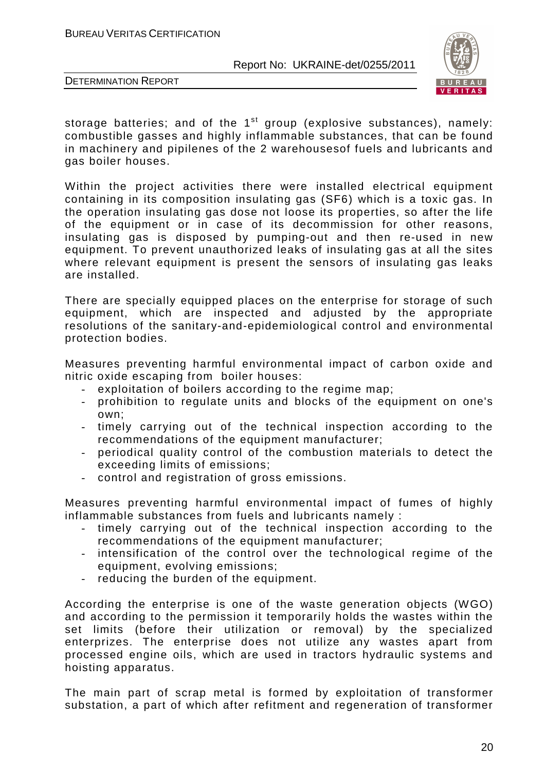storage batteries; and of the 1st group (explosive substances), namely: combustible gasses and highly inflammable substances, that can be found in machinery and pipilenes of the 2 warehousesof fuels and lubricants and gas boiler houses.

Within the project activities there were installed electrical equipment containing in its composition insulating gas ($SF_6$) which is a toxic gas. In the operation insulating gas dose not loose its properties, so after the life of the equipment or in case of its decommission for other reasons, insulating gas is disposed by pumping-out and then re-used in new equipment. To prevent unauthorized leaks of insulating gas at all the sites where relevant equipment is present the sensors of insulating gas leaks are installed.

There are specially equipped places on the enterprise for storage of such equipment, which are inspected and adjusted by the appropriate resolutions of the sanitary-and-epidemiological control and environmental protection bodies.

Measures preventing harmful environmental impact of carbon oxide and nitric oxide escaping from boiler houses:

- exploitation of boilers according to the regime map;
- prohibition to regulate units and blocks of the equipment on one's own;
- timely carrying out of the technical inspection according to the recommendations of the equipment manufacturer;
- periodical quality control of the combustion materials to detect the exceeding limits of emissions;
- control and registration of gross emissions.

Measures preventing harmful environmental impact of fumes of highly inflammable substances from fuels and lubricants namely :

- timely carrying out of the technical inspection according to the recommendations of the equipment manufacturer;
- intensification of the control over the technological regime of the equipment, evolving emissions;
- reducing the burden of the equipment.

According the enterprise is one of the waste generation objects (WGO) and according to the permission it temporarily holds the wastes within the set limits (before their utilization or removal) by the specialized enterprizes. The enterprise does not utilize any wastes apart from processed engine oils, which are used in tractors hydraulic systems and hoisting apparatus.

The main part of scrap metal is formed by exploitation of transformer substation, a part of which after refitment and regeneration of transformer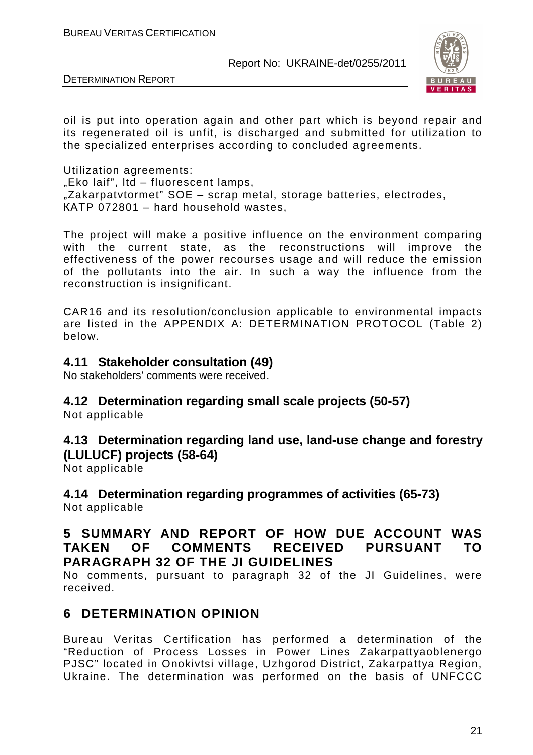oil is put into operation again and other part which is beyond repair and its regenerated oil is unfit, is discharged and submitted for utilization to the specialized enterprises according to concluded agreements.

Utilization agreements:
„Eko laif", ltd – fluorescent lamps,
„Zakarpatvtormet" SOE – scrap metal, storage batteries, electrodes,
КАТР 072801 – hard household wastes,

The project will make a positive influence on the environment comparing with the current state, as the reconstructions will improve the effectiveness of the power recourses usage and will reduce the emission of the pollutants into the air. In such a way the influence from the reconstruction is insignificant.

CAR16 and its resolution/conclusion applicable to environmental impacts are listed in the APPENDIX A: DETERMINATION PROTOCOL (Table 2) below.

## 4.11 Stakeholder consultation (49)

No stakeholders' comments were received.

## 4.12 Determination regarding small scale projects (50-57)

Not applicable

## 4.13 Determination regarding land use, land-use change and forestry (LULUCF) projects (58-64)

Not applicable

## 4.14 Determination regarding programmes of activities (65-73)

Not applicable

# 5 SUMMARY AND REPORT OF HOW DUE ACCOUNT WAS TAKEN OF COMMENTS RECEIVED PURSUANT TO PARAGRAPH 32 OF THE JI GUIDELINES

No comments, pursuant to paragraph 32 of the JI Guidelines, were received.

# 6 DETERMINATION OPINION

Bureau Veritas Certification has performed a determination of the "Reduction of Process Losses in Power Lines Zakarpattyaoblenergo PJSC" located in Onokivtsi village, Uzhgorod District, Zakarpattya Region, Ukraine. The determination was performed on the basis of UNFCCC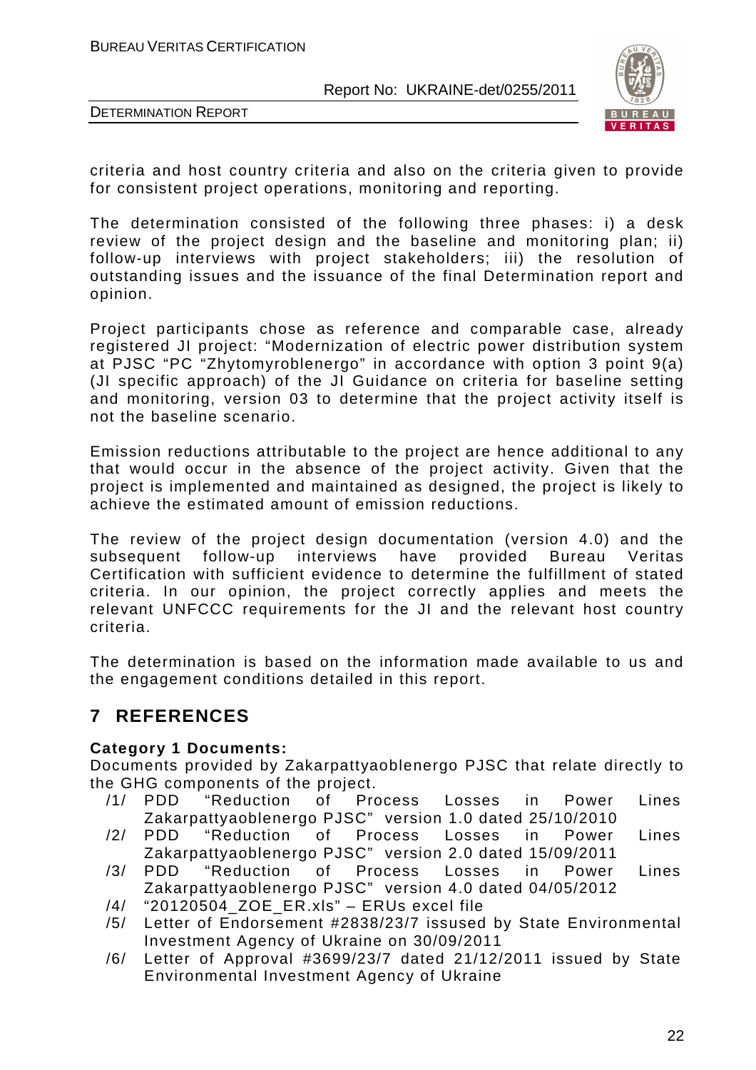criteria and host country criteria and also on the criteria given to provide for consistent project operations, monitoring and reporting.

The determination consisted of the following three phases: i) a desk review of the project design and the baseline and monitoring plan; ii) follow-up interviews with project stakeholders; iii) the resolution of outstanding issues and the issuance of the final Determination report and opinion.

Project participants chose as reference and comparable case, already registered JI project: "Modernization of electric power distribution system at PJSC "PC "Zhytomyroblenergo" in accordance with option 3 point 9(a) (JI specific approach) of the JI Guidance on criteria for baseline setting and monitoring, version 03 to determine that the project activity itself is not the baseline scenario.

Emission reductions attributable to the project are hence additional to any that would occur in the absence of the project activity. Given that the project is implemented and maintained as designed, the project is likely to achieve the estimated amount of emission reductions.

The review of the project design documentation (version 4.0) and the subsequent follow-up interviews have provided Bureau Veritas Certification with sufficient evidence to determine the fulfillment of stated criteria. In our opinion, the project correctly applies and meets the relevant UNFCCC requirements for the JI and the relevant host country criteria.

The determination is based on the information made available to us and the engagement conditions detailed in this report.

# 7 REFERENCES

**Category 1 Documents:**

Documents provided by Zakarpattyaoblenergo PJSC that relate directly to the GHG components of the project.

/1/ PDD "Reduction of Process Losses in Power Lines Zakarpattyaoblenergo PJSC" version 1.0 dated 25/10/2010

/2/ PDD "Reduction of Process Losses in Power Lines Zakarpattyaoblenergo PJSC" version 2.0 dated 15/09/2011

/3/ PDD "Reduction of Process Losses in Power Lines Zakarpattyaoblenergo PJSC" version 4.0 dated 04/05/2012

/4/ "20120504_ZOE_ER.xls" – ERUs excel file

/5/ Letter of Endorsement #2838/23/7 issued by State Environmental Investment Agency of Ukraine on 30/09/2011

/6/ Letter of Approval #3699/23/7 dated 21/12/2011 issued by State Environmental Investment Agency of Ukraine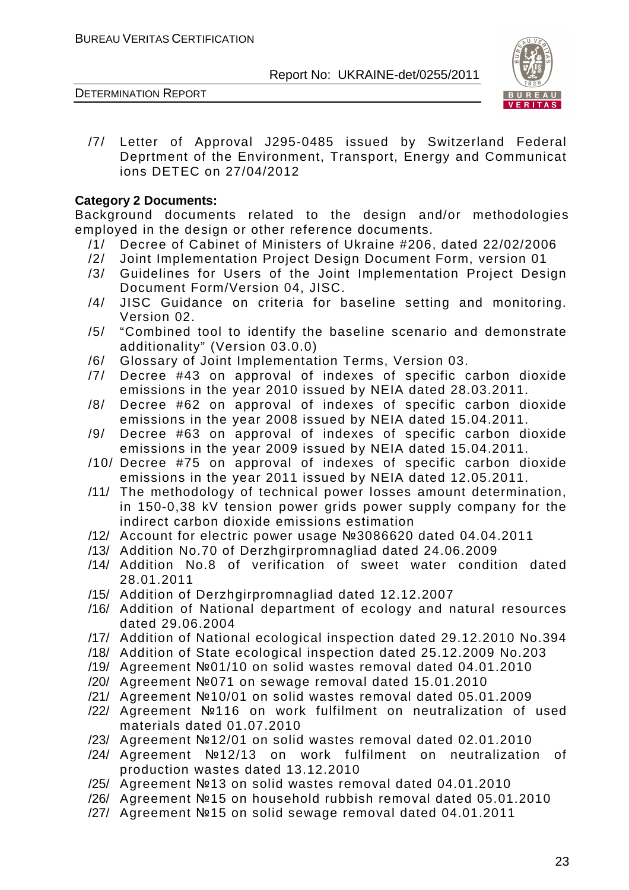/7/ Letter of Approval J295-0485 issued by Switzerland Federal Deprtment of the Environment, Transport, Energy and Communicat ions DETEC on 27/04/2012

**Category 2 Documents:**

Background documents related to the design and/or methodologies employed in the design or other reference documents.

/1/ Decree of Cabinet of Ministers of Ukraine #206, dated 22/02/2006
/2/ Joint Implementation Project Design Document Form, version 01
/3/ Guidelines for Users of the Joint Implementation Project Design Document Form/Version 04, JISC.
/4/ JISC Guidance on criteria for baseline setting and monitoring. Version 02.
/5/ "Combined tool to identify the baseline scenario and demonstrate additionality" (Version 03.0.0)
/6/ Glossary of Joint Implementation Terms, Version 03.
/7/ Decree #43 on approval of indexes of specific carbon dioxide emissions in the year 2010 issued by NEIA dated 28.03.2011.
/8/ Decree #62 on approval of indexes of specific carbon dioxide emissions in the year 2008 issued by NEIA dated 15.04.2011.
/9/ Decree #63 on approval of indexes of specific carbon dioxide emissions in the year 2009 issued by NEIA dated 15.04.2011.
/10/ Decree #75 on approval of indexes of specific carbon dioxide emissions in the year 2011 issued by NEIA dated 12.05.2011.
/11/ The methodology of technical power losses amount determination, in 150-0,38 kV tension power grids power supply company for the indirect carbon dioxide emissions estimation
/12/ Account for electric power usage №3086620 dated 04.04.2011
/13/ Addition No.70 of Derzhgirpromnagliad dated 24.06.2009
/14/ Addition No.8 of verification of sweet water condition dated 28.01.2011
/15/ Addition of Derzhgirpromnagliad dated 12.12.2007
/16/ Addition of National department of ecology and natural resources dated 29.06.2004
/17/ Addition of National ecological inspection dated 29.12.2010 No.394
/18/ Addition of State ecological inspection dated 25.12.2009 No.203
/19/ Agreement №01/10 on solid wastes removal dated 04.01.2010
/20/ Agreement №071 on sewage removal dated 15.01.2010
/21/ Agreement №10/01 on solid wastes removal dated 05.01.2009
/22/ Agreement №116 on work fulfilment on neutralization of used materials dated 01.07.2010
/23/ Agreement №12/01 on solid wastes removal dated 02.01.2010
/24/ Agreement №12/13 on work fulfilment on neutralization of production wastes dated 13.12.2010
/25/ Agreement №13 on solid wastes removal dated 04.01.2010
/26/ Agreement №15 on household rubbish removal dated 05.01.2010
/27/ Agreement №15 on solid sewage removal dated 04.01.2011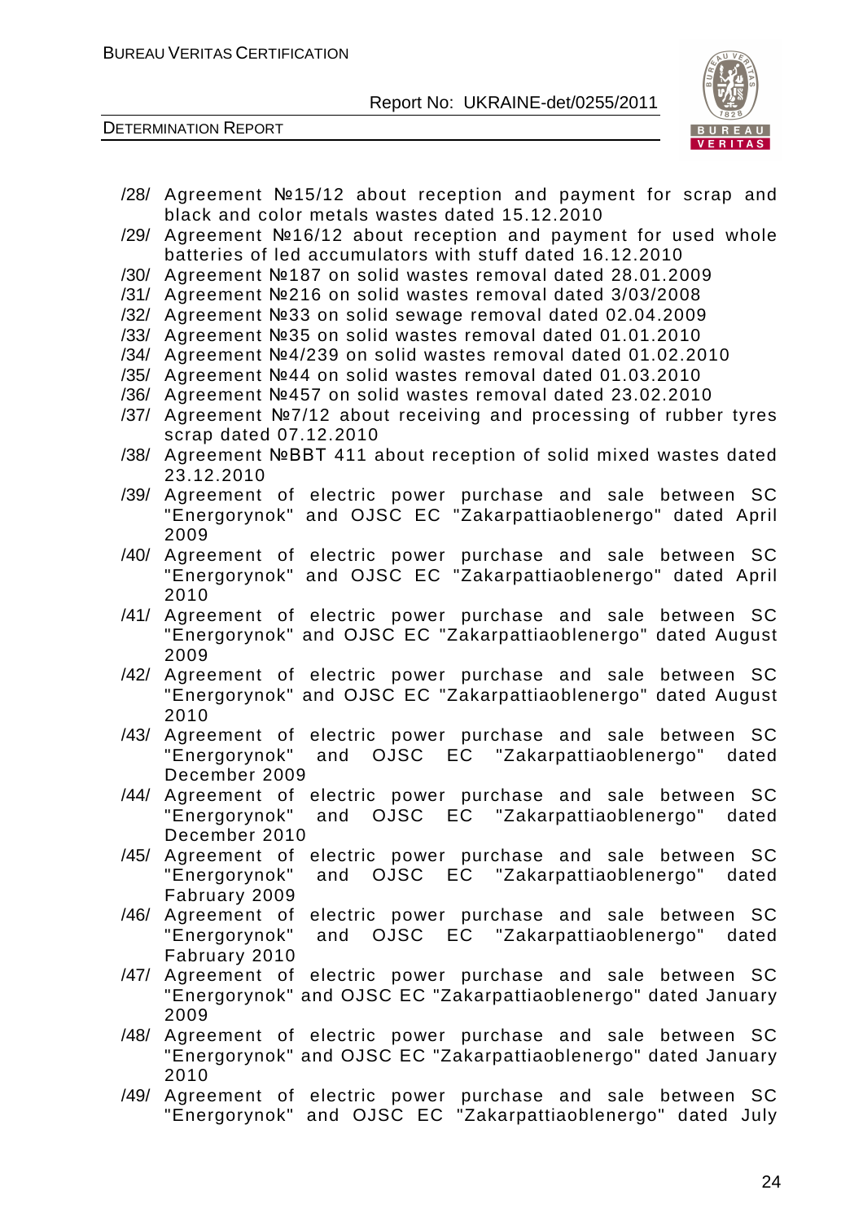/28/ Agreement №15/12 about reception and payment for scrap and black and color metals wastes dated 15.12.2010

/29/ Agreement №16/12 about reception and payment for used whole batteries of led accumulators with stuff dated 16.12.2010

/30/ Agreement №187 on solid wastes removal dated 28.01.2009

/31/ Agreement №216 on solid wastes removal dated 3/03/2008

/32/ Agreement №33 on solid sewage removal dated 02.04.2009

/33/ Agreement №35 on solid wastes removal dated 01.01.2010

/34/ Agreement №4/239 on solid wastes removal dated 01.02.2010

/35/ Agreement №44 on solid wastes removal dated 01.03.2010

/36/ Agreement №457 on solid wastes removal dated 23.02.2010

/37/ Agreement №7/12 about receiving and processing of rubber tyres scrap dated 07.12.2010

/38/ Agreement №BBT 411 about reception of solid mixed wastes dated 23.12.2010

/39/ Agreement of electric power purchase and sale between SC "Energorynok" and OJSC EC "Zakarpattiaoblenergo" dated April 2009

/40/ Agreement of electric power purchase and sale between SC "Energorynok" and OJSC EC "Zakarpattiaoblenergo" dated April 2010

/41/ Agreement of electric power purchase and sale between SC "Energorynok" and OJSC EC "Zakarpattiaoblenergo" dated August 2009

/42/ Agreement of electric power purchase and sale between SC "Energorynok" and OJSC EC "Zakarpattiaoblenergo" dated August 2010

/43/ Agreement of electric power purchase and sale between SC "Energorynok" and OJSC EC "Zakarpattiaoblenergo" dated December 2009

/44/ Agreement of electric power purchase and sale between SC "Energorynok" and OJSC EC "Zakarpattiaoblenergo" dated December 2010

/45/ Agreement of electric power purchase and sale between SC "Energorynok" and OJSC EC "Zakarpattiaoblenergo" dated Fabruary 2009

/46/ Agreement of electric power purchase and sale between SC "Energorynok" and OJSC EC "Zakarpattiaoblenergo" dated Fabruary 2010

/47/ Agreement of electric power purchase and sale between SC "Energorynok" and OJSC EC "Zakarpattiaoblenergo" dated January 2009

/48/ Agreement of electric power purchase and sale between SC "Energorynok" and OJSC EC "Zakarpattiaoblenergo" dated January 2010

/49/ Agreement of electric power purchase and sale between SC "Energorynok" and OJSC EC "Zakarpattiaoblenergo" dated July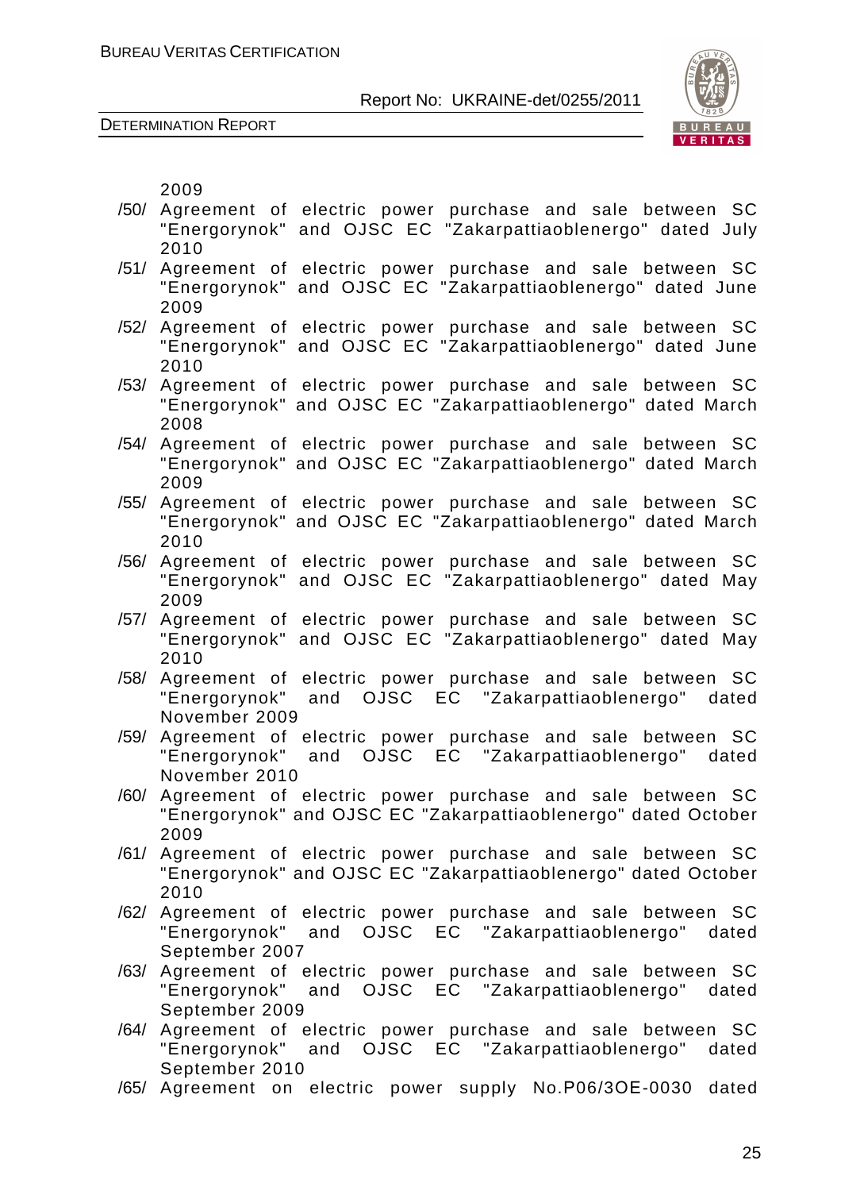2009

/50/ Agreement of electric power purchase and sale between SC "Energorynok" and OJSC EC "Zakarpattiaoblenergo" dated July 2010

/51/ Agreement of electric power purchase and sale between SC "Energorynok" and OJSC EC "Zakarpattiaoblenergo" dated June 2009

/52/ Agreement of electric power purchase and sale between SC "Energorynok" and OJSC EC "Zakarpattiaoblenergo" dated June 2010

/53/ Agreement of electric power purchase and sale between SC "Energorynok" and OJSC EC "Zakarpattiaoblenergo" dated March 2008

/54/ Agreement of electric power purchase and sale between SC "Energorynok" and OJSC EC "Zakarpattiaoblenergo" dated March 2009

/55/ Agreement of electric power purchase and sale between SC "Energorynok" and OJSC EC "Zakarpattiaoblenergo" dated March 2010

/56/ Agreement of electric power purchase and sale between SC "Energorynok" and OJSC EC "Zakarpattiaoblenergo" dated May 2009

/57/ Agreement of electric power purchase and sale between SC "Energorynok" and OJSC EC "Zakarpattiaoblenergo" dated May 2010

/58/ Agreement of electric power purchase and sale between SC "Energorynok" and OJSC EC "Zakarpattiaoblenergo" dated November 2009

/59/ Agreement of electric power purchase and sale between SC "Energorynok" and OJSC EC "Zakarpattiaoblenergo" dated November 2010

/60/ Agreement of electric power purchase and sale between SC "Energorynok" and OJSC EC "Zakarpattiaoblenergo" dated October 2009

/61/ Agreement of electric power purchase and sale between SC "Energorynok" and OJSC EC "Zakarpattiaoblenergo" dated October 2010

/62/ Agreement of electric power purchase and sale between SC "Energorynok" and OJSC EC "Zakarpattiaoblenergo" dated September 2007

/63/ Agreement of electric power purchase and sale between SC "Energorynok" and OJSC EC "Zakarpattiaoblenergo" dated September 2009

/64/ Agreement of electric power purchase and sale between SC "Energorynok" and OJSC EC "Zakarpattiaoblenergo" dated September 2010

/65/ Agreement on electric power supply No.P06/3OE-0030 dated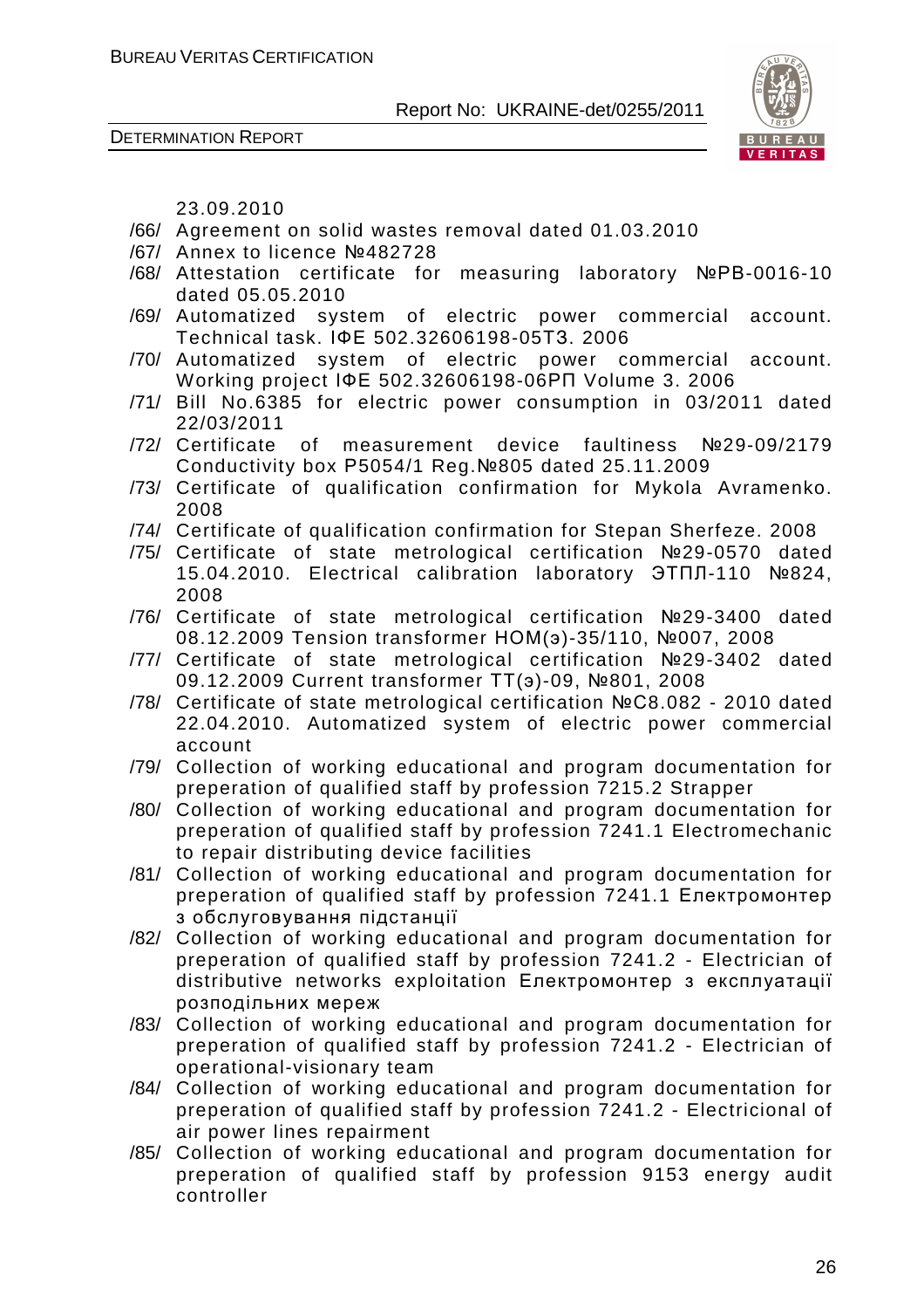23.09.2010

/66/ Agreement on solid wastes removal dated 01.03.2010

/67/ Annex to licence №482728

/68/ Attestation certificate for measuring laboratory №PB-0016-10 dated 05.05.2010

/69/ Automatized system of electric power commercial account. Technical task. ІФЕ 502.32606198-05ТЗ. 2006

/70/ Automatized system of electric power commercial account. Working project ІФЕ 502.32606198-06РП Volume 3. 2006

/71/ Bill No.6385 for electric power consumption in 03/2011 dated 22/03/2011

/72/ Certificate of measurement device faultiness №29-09/2179 Conductivity box P5054/1 Reg.№805 dated 25.11.2009

/73/ Certificate of qualification confirmation for Mykola Avramenko. 2008

/74/ Certificate of qualification confirmation for Stepan Sherfeze. 2008

/75/ Certificate of state metrological certification №29-0570 dated 15.04.2010. Electrical calibration laboratory ЭТПЛ-110 №824, 2008

/76/ Certificate of state metrological certification №29-3400 dated 08.12.2009 Tension transformer НОМ(э)-35/110, №007, 2008

/77/ Certificate of state metrological certification №29-3402 dated 09.12.2009 Current transformer ТТ(э)-09, №801, 2008

/78/ Certificate of state metrological certification №С8.082 - 2010 dated 22.04.2010. Automatized system of electric power commercial account

/79/ Collection of working educational and program documentation for preperation of qualified staff by profession 7215.2 Strapper

/80/ Collection of working educational and program documentation for preperation of qualified staff by profession 7241.1 Electromechanic to repair distributing device facilities

/81/ Collection of working educational and program documentation for preperation of qualified staff by profession 7241.1 Електромонтер з обслуговування підстанції

/82/ Collection of working educational and program documentation for preperation of qualified staff by profession 7241.2 - Electrician of distributive networks exploitation Електромонтер з експлуатації розподільних мереж

/83/ Collection of working educational and program documentation for preperation of qualified staff by profession 7241.2 - Electrician of operational-visionary team

/84/ Collection of working educational and program documentation for preperation of qualified staff by profession 7241.2 - Electricional of air power lines repairment

/85/ Collection of working educational and program documentation for preperation of qualified staff by profession 9153 energy audit controller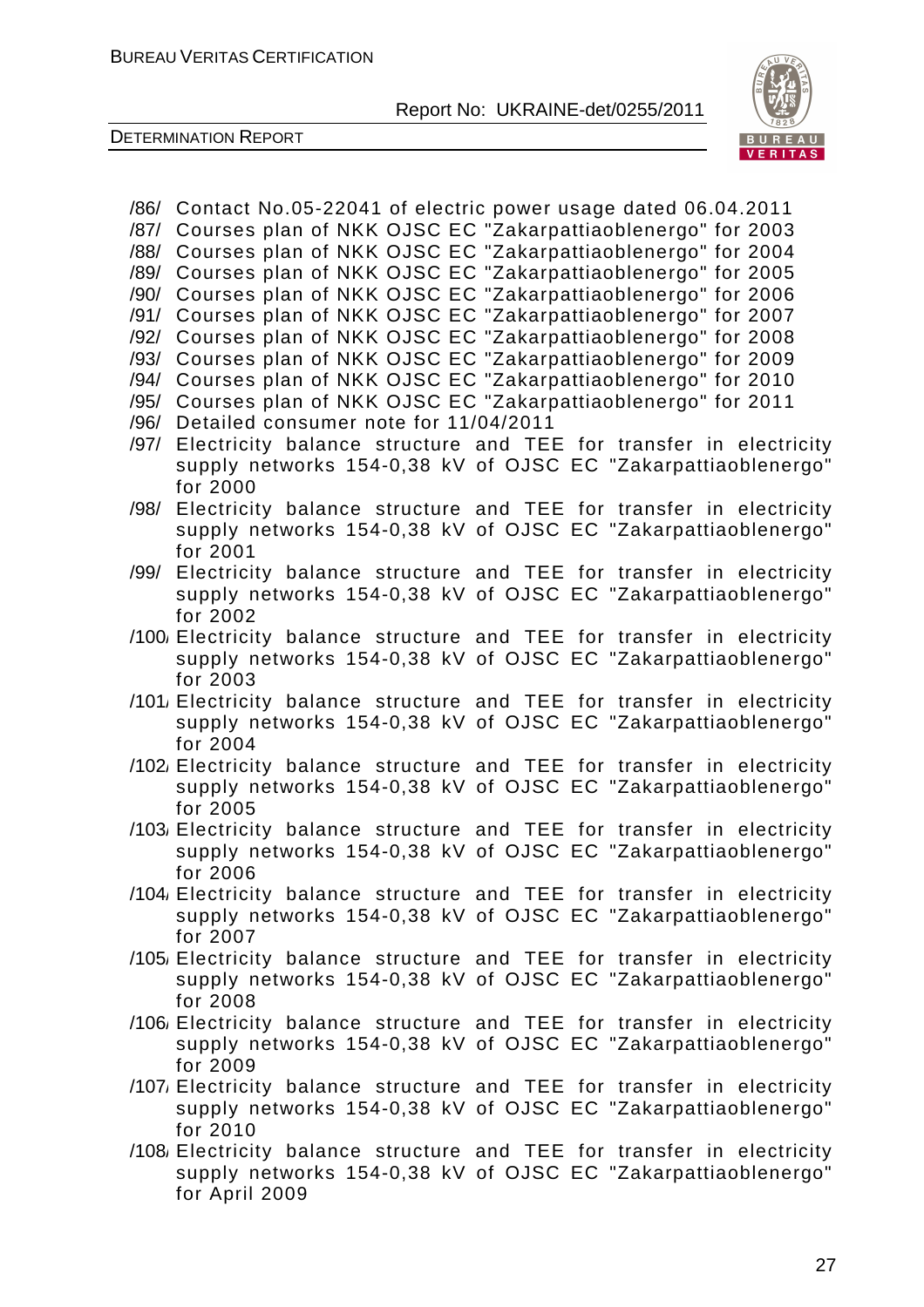/86/ Contact No.05-22041 of electric power usage dated 06.04.2011

/87/ Courses plan of NKK OJSC EC "Zakarpattiaoblenergo" for 2003

/88/ Courses plan of NKK OJSC EC "Zakarpattiaoblenergo" for 2004

/89/ Courses plan of NKK OJSC EC "Zakarpattiaoblenergo" for 2005

/90/ Courses plan of NKK OJSC EC "Zakarpattiaoblenergo" for 2006

/91/ Courses plan of NKK OJSC EC "Zakarpattiaoblenergo" for 2007

/92/ Courses plan of NKK OJSC EC "Zakarpattiaoblenergo" for 2008

/93/ Courses plan of NKK OJSC EC "Zakarpattiaoblenergo" for 2009

/94/ Courses plan of NKK OJSC EC "Zakarpattiaoblenergo" for 2010

/95/ Courses plan of NKK OJSC EC "Zakarpattiaoblenergo" for 2011

/96/ Detailed consumer note for 11/04/2011

/97/ Electricity balance structure and TEE for transfer in electricity supply networks 154-0,38 kV of OJSC EC "Zakarpattiaoblenergo" for 2000

/98/ Electricity balance structure and TEE for transfer in electricity supply networks 154-0,38 kV of OJSC EC "Zakarpattiaoblenergo" for 2001

/99/ Electricity balance structure and TEE for transfer in electricity supply networks 154-0,38 kV of OJSC EC "Zakarpattiaoblenergo" for 2002

/100/ Electricity balance structure and TEE for transfer in electricity supply networks 154-0,38 kV of OJSC EC "Zakarpattiaoblenergo" for 2003

/101/ Electricity balance structure and TEE for transfer in electricity supply networks 154-0,38 kV of OJSC EC "Zakarpattiaoblenergo" for 2004

/102/ Electricity balance structure and TEE for transfer in electricity supply networks 154-0,38 kV of OJSC EC "Zakarpattiaoblenergo" for 2005

/103/ Electricity balance structure and TEE for transfer in electricity supply networks 154-0,38 kV of OJSC EC "Zakarpattiaoblenergo" for 2006

/104/ Electricity balance structure and TEE for transfer in electricity supply networks 154-0,38 kV of OJSC EC "Zakarpattiaoblenergo" for 2007

/105/ Electricity balance structure and TEE for transfer in electricity supply networks 154-0,38 kV of OJSC EC "Zakarpattiaoblenergo" for 2008

/106/ Electricity balance structure and TEE for transfer in electricity supply networks 154-0,38 kV of OJSC EC "Zakarpattiaoblenergo" for 2009

/107/ Electricity balance structure and TEE for transfer in electricity supply networks 154-0,38 kV of OJSC EC "Zakarpattiaoblenergo" for 2010

/108/ Electricity balance structure and TEE for transfer in electricity supply networks 154-0,38 kV of OJSC EC "Zakarpattiaoblenergo" for April 2009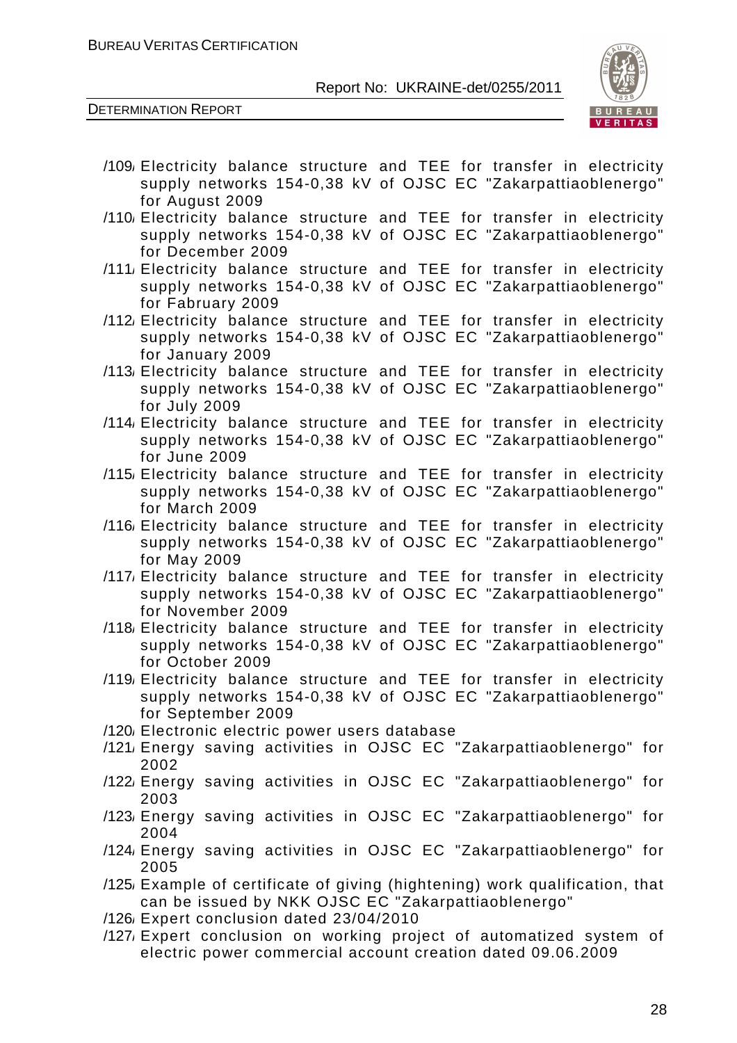/109/ Electricity balance structure and TEE for transfer in electricity supply networks 154-0,38 kV of OJSC EC "Zakarpattiaoblenergo" for August 2009

/110/ Electricity balance structure and TEE for transfer in electricity supply networks 154-0,38 kV of OJSC EC "Zakarpattiaoblenergo" for December 2009

/111/ Electricity balance structure and TEE for transfer in electricity supply networks 154-0,38 kV of OJSC EC "Zakarpattiaoblenergo" for Fabruary 2009

/112/ Electricity balance structure and TEE for transfer in electricity supply networks 154-0,38 kV of OJSC EC "Zakarpattiaoblenergo" for January 2009

/113/ Electricity balance structure and TEE for transfer in electricity supply networks 154-0,38 kV of OJSC EC "Zakarpattiaoblenergo" for July 2009

/114/ Electricity balance structure and TEE for transfer in electricity supply networks 154-0,38 kV of OJSC EC "Zakarpattiaoblenergo" for June 2009

/115/ Electricity balance structure and TEE for transfer in electricity supply networks 154-0,38 kV of OJSC EC "Zakarpattiaoblenergo" for March 2009

/116/ Electricity balance structure and TEE for transfer in electricity supply networks 154-0,38 kV of OJSC EC "Zakarpattiaoblenergo" for May 2009

/117/ Electricity balance structure and TEE for transfer in electricity supply networks 154-0,38 kV of OJSC EC "Zakarpattiaoblenergo" for November 2009

/118/ Electricity balance structure and TEE for transfer in electricity supply networks 154-0,38 kV of OJSC EC "Zakarpattiaoblenergo" for October 2009

/119/ Electricity balance structure and TEE for transfer in electricity supply networks 154-0,38 kV of OJSC EC "Zakarpattiaoblenergo" for September 2009

/120/ Electronic electric power users database

/121/ Energy saving activities in OJSC EC "Zakarpattiaoblenergo" for 2002

/122/ Energy saving activities in OJSC EC "Zakarpattiaoblenergo" for 2003

/123/ Energy saving activities in OJSC EC "Zakarpattiaoblenergo" for 2004

/124/ Energy saving activities in OJSC EC "Zakarpattiaoblenergo" for 2005

/125/ Example of certificate of giving (hightening) work qualification, that can be issued by NKK OJSC EC "Zakarpattiaoblenergo"

/126/ Expert conclusion dated 23/04/2010

/127/ Expert conclusion on working project of automatized system of electric power commercial account creation dated 09.06.2009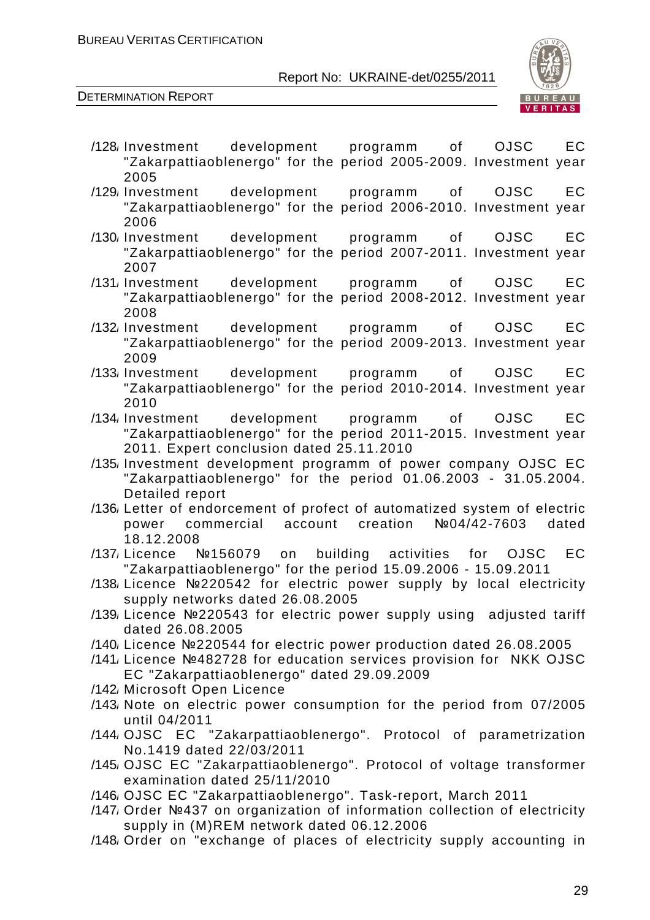/128/ Investment development programm of OJSC EC "Zakarpattiaoblenergo" for the period 2005-2009. Investment year 2005

/129/ Investment development programm of OJSC EC "Zakarpattiaoblenergo" for the period 2006-2010. Investment year 2006

/130/ Investment development programm of OJSC EC "Zakarpattiaoblenergo" for the period 2007-2011. Investment year 2007

/131/ Investment development programm of OJSC EC "Zakarpattiaoblenergo" for the period 2008-2012. Investment year 2008

/132/ Investment development programm of OJSC EC "Zakarpattiaoblenergo" for the period 2009-2013. Investment year 2009

/133/ Investment development programm of OJSC EC "Zakarpattiaoblenergo" for the period 2010-2014. Investment year 2010

/134/ Investment development programm of OJSC EC "Zakarpattiaoblenergo" for the period 2011-2015. Investment year 2011. Expert conclusion dated 25.11.2010

/135/ Investment development programm of power company OJSC EC "Zakarpattiaoblenergo" for the period 01.06.2003 - 31.05.2004. Detailed report

/136/ Letter of endorcement of profect of automatized system of electric power commercial account creation №04/42-7603 dated 18.12.2008

/137/ Licence №156079 on building activities for OJSC EC "Zakarpattiaoblenergo" for the period 15.09.2006 - 15.09.2011

/138/ Licence №220542 for electric power supply by local electricity supply networks dated 26.08.2005

/139/ Licence №220543 for electric power supply using adjusted tariff dated 26.08.2005

/140/ Licence №220544 for electric power production dated 26.08.2005

/141/ Licence №482728 for education services provision for NKK OJSC EC "Zakarpattiaoblenergo" dated 29.09.2009

/142/ Microsoft Open Licence

/143/ Note on electric power consumption for the period from 07/2005 until 04/2011

/144/ OJSC EC "Zakarpattiaoblenergo". Protocol of parametrization No.1419 dated 22/03/2011

/145/ OJSC EC "Zakarpattiaoblenergo". Protocol of voltage transformer examination dated 25/11/2010

/146/ OJSC EC "Zakarpattiaoblenergo". Task-report, March 2011

/147/ Order №437 on organization of information collection of electricity supply in (M)REM network dated 06.12.2006

/148/ Order on "exchange of places of electricity supply accounting in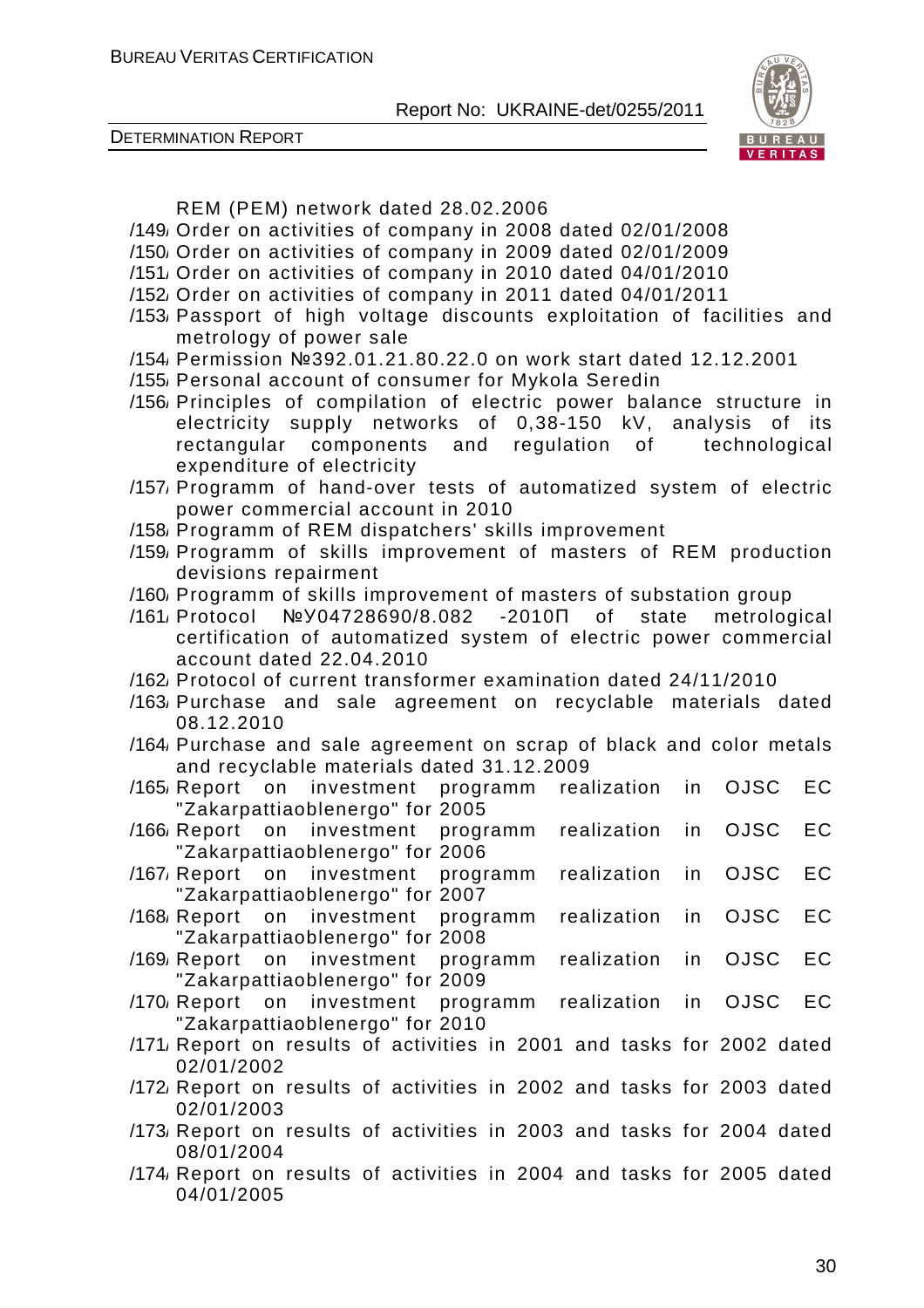REM (PEM) network dated 28.02.2006

/149/ Order on activities of company in 2008 dated 02/01/2008

/150/ Order on activities of company in 2009 dated 02/01/2009

/151/ Order on activities of company in 2010 dated 04/01/2010

/152/ Order on activities of company in 2011 dated 04/01/2011

/153/ Passport of high voltage discounts exploitation of facilities and metrology of power sale

/154/ Permission №392.01.21.80.22.0 on work start dated 12.12.2001

/155/ Personal account of consumer for Mykola Seredin

/156/ Principles of compilation of electric power balance structure in electricity supply networks of 0,38-150 kV, analysis of its rectangular components and regulation of technological expenditure of electricity

/157/ Programm of hand-over tests of automatized system of electric power commercial account in 2010

/158/ Programm of REM dispatchers' skills improvement

/159/ Programm of skills improvement of masters of REM production devisions repairment

/160/ Programm of skills improvement of masters of substation group

/161/ Protocol №У04728690/8.082 -2010П of state metrological certification of automatized system of electric power commercial account dated 22.04.2010

/162/ Protocol of current transformer examination dated 24/11/2010

/163/ Purchase and sale agreement on recyclable materials dated 08.12.2010

/164/ Purchase and sale agreement on scrap of black and color metals and recyclable materials dated 31.12.2009

/165/ Report on investment programm realization in OJSC EC "Zakarpattiaoblenergo" for 2005

/166/ Report on investment programm realization in OJSC EC "Zakarpattiaoblenergo" for 2006

/167/ Report on investment programm realization in OJSC EC "Zakarpattiaoblenergo" for 2007

/168/ Report on investment programm realization in OJSC EC "Zakarpattiaoblenergo" for 2008

/169/ Report on investment programm realization in OJSC EC "Zakarpattiaoblenergo" for 2009

/170/ Report on investment programm realization in OJSC EC "Zakarpattiaoblenergo" for 2010

/171/ Report on results of activities in 2001 and tasks for 2002 dated 02/01/2002

/172/ Report on results of activities in 2002 and tasks for 2003 dated 02/01/2003

/173/ Report on results of activities in 2003 and tasks for 2004 dated 08/01/2004

/174/ Report on results of activities in 2004 and tasks for 2005 dated 04/01/2005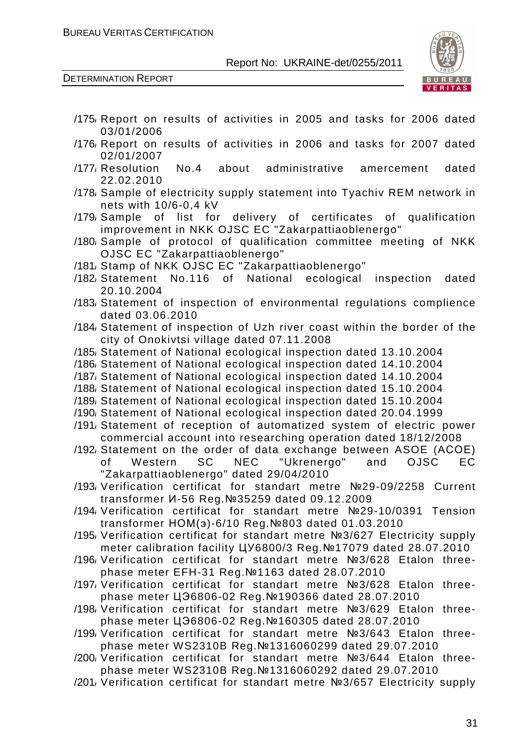/175/ Report on results of activities in 2005 and tasks for 2006 dated 03/01/2006

/176/ Report on results of activities in 2006 and tasks for 2007 dated 02/01/2007

/177/ Resolution No.4 about administrative amercement dated 22.02.2010

/178/ Sample of electricity supply statement into Tyachiv REM network in nets with 10/6-0,4 kV

/179/ Sample of list for delivery of certificates of qualification improvement in NKK OJSC EC "Zakarpattiaoblenergo"

/180/ Sample of protocol of qualification committee meeting of NKK OJSC EC "Zakarpattiaoblenergo"

/181/ Stamp of NKK OJSC EC "Zakarpattiaoblenergo"

/182/ Statement No.116 of National ecological inspection dated 20.10.2004

/183/ Statement of inspection of environmental regulations complience dated 03.06.2010

/184/ Statement of inspection of Uzh river coast within the border of the city of Onokivtsi village dated 07.11.2008

/185/ Statement of National ecological inspection dated 13.10.2004

/186/ Statement of National ecological inspection dated 14.10.2004

/187/ Statement of National ecological inspection dated 14.10.2004

/188/ Statement of National ecological inspection dated 15.10.2004

/189/ Statement of National ecological inspection dated 15.10.2004

/190/ Statement of National ecological inspection dated 20.04.1999

/191/ Statement of reception of automatized system of electric power commercial account into researching operation dated 18/12/2008

/192/ Statement on the order of data exchange between ASOE (ACOE) of Western SC NEC "Ukrenergo" and OJSC EC "Zakarpattiaoblenergo" dated 29/04/2010

/193/ Verification certificat for standart metre №29-09/2258 Current transformer И-56 Reg.№35259 dated 09.12.2009

/194/ Verification certificat for standart metre №29-10/0391 Tension transformer НОМ(э)-6/10 Reg.№803 dated 01.03.2010

/195/ Verification certificat for standart metre №3/627 Electricity supply meter calibration facility ЦУ6800/3 Reg.№17079 dated 28.07.2010

/196/ Verification certificat for standart metre №3/628 Etalon three-phase meter EFH-31 Reg.№1163 dated 28.07.2010

/197/ Verification certificat for standart metre №3/628 Etalon three-phase meter ЦЭ6806-02 Reg.№190366 dated 28.07.2010

/198/ Verification certificat for standart metre №3/629 Etalon three-phase meter ЦЭ6806-02 Reg.№160305 dated 28.07.2010

/199/ Verification certificat for standart metre №3/643 Etalon three-phase meter WS2310B Reg.№1316060299 dated 29.07.2010

/200/ Verification certificat for standart metre №3/644 Etalon three-phase meter WS2310B Reg.№1316060292 dated 29.07.2010

/201/ Verification certificat for standart metre №3/657 Electricity supply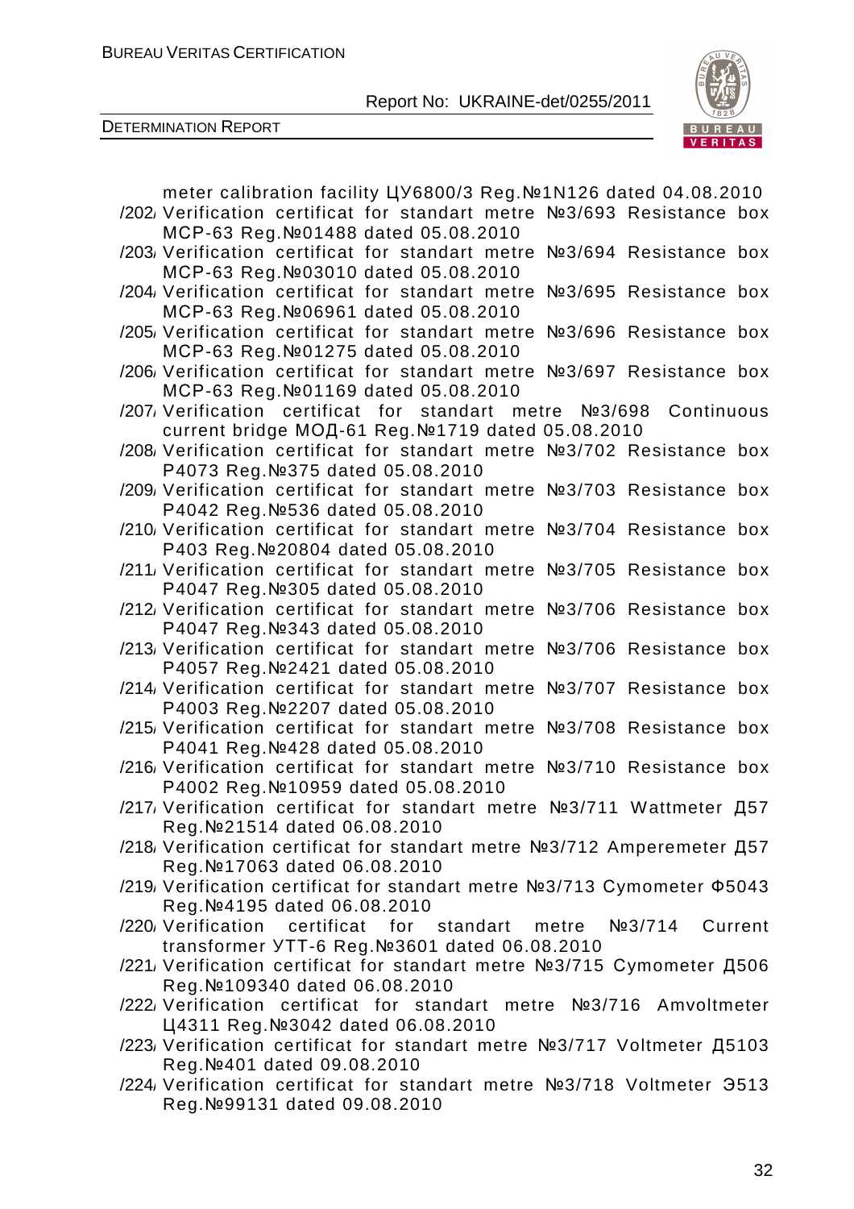meter calibration facility ЦУ6800/3 Reg.№1N126 dated 04.08.2010

/202/ Verification certificat for standart metre №3/693 Resistance box MCP-63 Reg.№01488 dated 05.08.2010

/203/ Verification certificat for standart metre №3/694 Resistance box MCP-63 Reg.№03010 dated 05.08.2010

/204/ Verification certificat for standart metre №3/695 Resistance box MCP-63 Reg.№06961 dated 05.08.2010

/205/ Verification certificat for standart metre №3/696 Resistance box MCP-63 Reg.№01275 dated 05.08.2010

/206/ Verification certificat for standart metre №3/697 Resistance box MCP-63 Reg.№01169 dated 05.08.2010

/207/ Verification certificat for standart metre №3/698 Continuous current bridge МОД-61 Reg.№1719 dated 05.08.2010

/208/ Verification certificat for standart metre №3/702 Resistance box P4073 Reg.№375 dated 05.08.2010

/209/ Verification certificat for standart metre №3/703 Resistance box P4042 Reg.№536 dated 05.08.2010

/210/ Verification certificat for standart metre №3/704 Resistance box P403 Reg.№20804 dated 05.08.2010

/211/ Verification certificat for standart metre №3/705 Resistance box P4047 Reg.№305 dated 05.08.2010

/212/ Verification certificat for standart metre №3/706 Resistance box P4047 Reg.№343 dated 05.08.2010

/213/ Verification certificat for standart metre №3/706 Resistance box P4057 Reg.№2421 dated 05.08.2010

/214/ Verification certificat for standart metre №3/707 Resistance box P4003 Reg.№2207 dated 05.08.2010

/215/ Verification certificat for standart metre №3/708 Resistance box P4041 Reg.№428 dated 05.08.2010

/216/ Verification certificat for standart metre №3/710 Resistance box P4002 Reg.№10959 dated 05.08.2010

/217/ Verification certificat for standart metre №3/711 Wattmeter Д57 Reg.№21514 dated 06.08.2010

/218/ Verification certificat for standart metre №3/712 Amperemeter Д57 Reg.№17063 dated 06.08.2010

/219/ Verification certificat for standart metre №3/713 Cymometer Ф5043 Reg.№4195 dated 06.08.2010

/220/ Verification certificat for standart metre №3/714 Current transformer УТТ-6 Reg.№3601 dated 06.08.2010

/221/ Verification certificat for standart metre №3/715 Cymometer Д506 Reg.№109340 dated 06.08.2010

/222/ Verification certificat for standart metre №3/716 Amvoltmeter Ц4311 Reg.№3042 dated 06.08.2010

/223/ Verification certificat for standart metre №3/717 Voltmeter Д5103 Reg.№401 dated 09.08.2010

/224/ Verification certificat for standart metre №3/718 Voltmeter Э513 Reg.№99131 dated 09.08.2010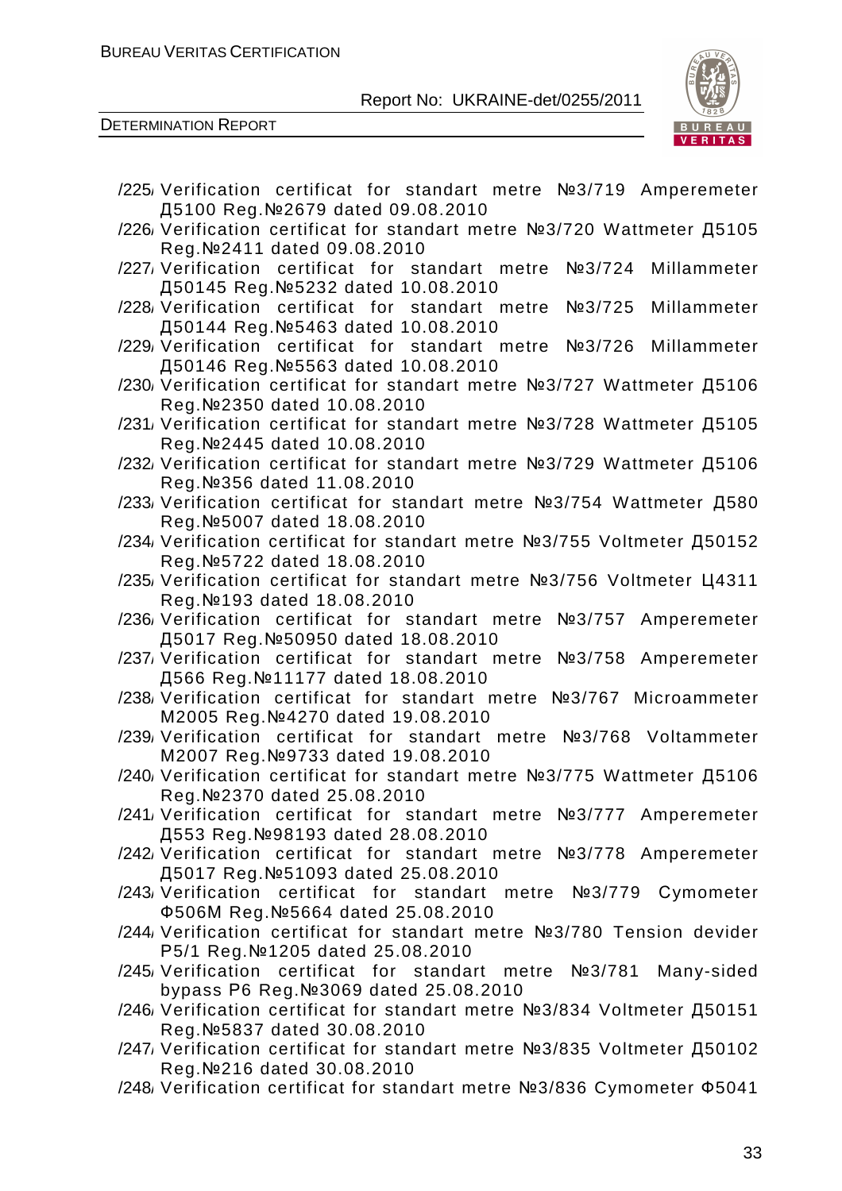/225/ Verification certificat for standart metre №3/719 Amperemeter Д5100 Reg.№2679 dated 09.08.2010

/226/ Verification certificat for standart metre №3/720 Wattmeter Д5105 Reg.№2411 dated 09.08.2010

/227/ Verification certificat for standart metre №3/724 Millammeter Д50145 Reg.№5232 dated 10.08.2010

/228/ Verification certificat for standart metre №3/725 Millammeter Д50144 Reg.№5463 dated 10.08.2010

/229/ Verification certificat for standart metre №3/726 Millammeter Д50146 Reg.№5563 dated 10.08.2010

/230/ Verification certificat for standart metre №3/727 Wattmeter Д5106 Reg.№2350 dated 10.08.2010

/231/ Verification certificat for standart metre №3/728 Wattmeter Д5105 Reg.№2445 dated 10.08.2010

/232/ Verification certificat for standart metre №3/729 Wattmeter Д5106 Reg.№356 dated 11.08.2010

/233/ Verification certificat for standart metre №3/754 Wattmeter Д580 Reg.№5007 dated 18.08.2010

/234/ Verification certificat for standart metre №3/755 Voltmeter Д50152 Reg.№5722 dated 18.08.2010

/235/ Verification certificat for standart metre №3/756 Voltmeter Ц4311 Reg.№193 dated 18.08.2010

/236/ Verification certificat for standart metre №3/757 Amperemeter Д5017 Reg.№50950 dated 18.08.2010

/237/ Verification certificat for standart metre №3/758 Amperemeter Д566 Reg.№11177 dated 18.08.2010

/238/ Verification certificat for standart metre №3/767 Microammeter M2005 Reg.№4270 dated 19.08.2010

/239/ Verification certificat for standart metre №3/768 Voltammeter M2007 Reg.№9733 dated 19.08.2010

/240/ Verification certificat for standart metre №3/775 Wattmeter Д5106 Reg.№2370 dated 25.08.2010

/241/ Verification certificat for standart metre №3/777 Amperemeter Д553 Reg.№98193 dated 28.08.2010

/242/ Verification certificat for standart metre №3/778 Amperemeter Д5017 Reg.№51093 dated 25.08.2010

/243/ Verification certificat for standart metre №3/779 Cymometer Ф506M Reg.№5664 dated 25.08.2010

/244/ Verification certificat for standart metre №3/780 Tension devider P5/1 Reg.№1205 dated 25.08.2010

/245/ Verification certificat for standart metre №3/781 Many-sided bypass P6 Reg.№3069 dated 25.08.2010

/246/ Verification certificat for standart metre №3/834 Voltmeter Д50151 Reg.№5837 dated 30.08.2010

/247/ Verification certificat for standart metre №3/835 Voltmeter Д50102 Reg.№216 dated 30.08.2010

/248/ Verification certificat for standart metre №3/836 Cymometer Ф5041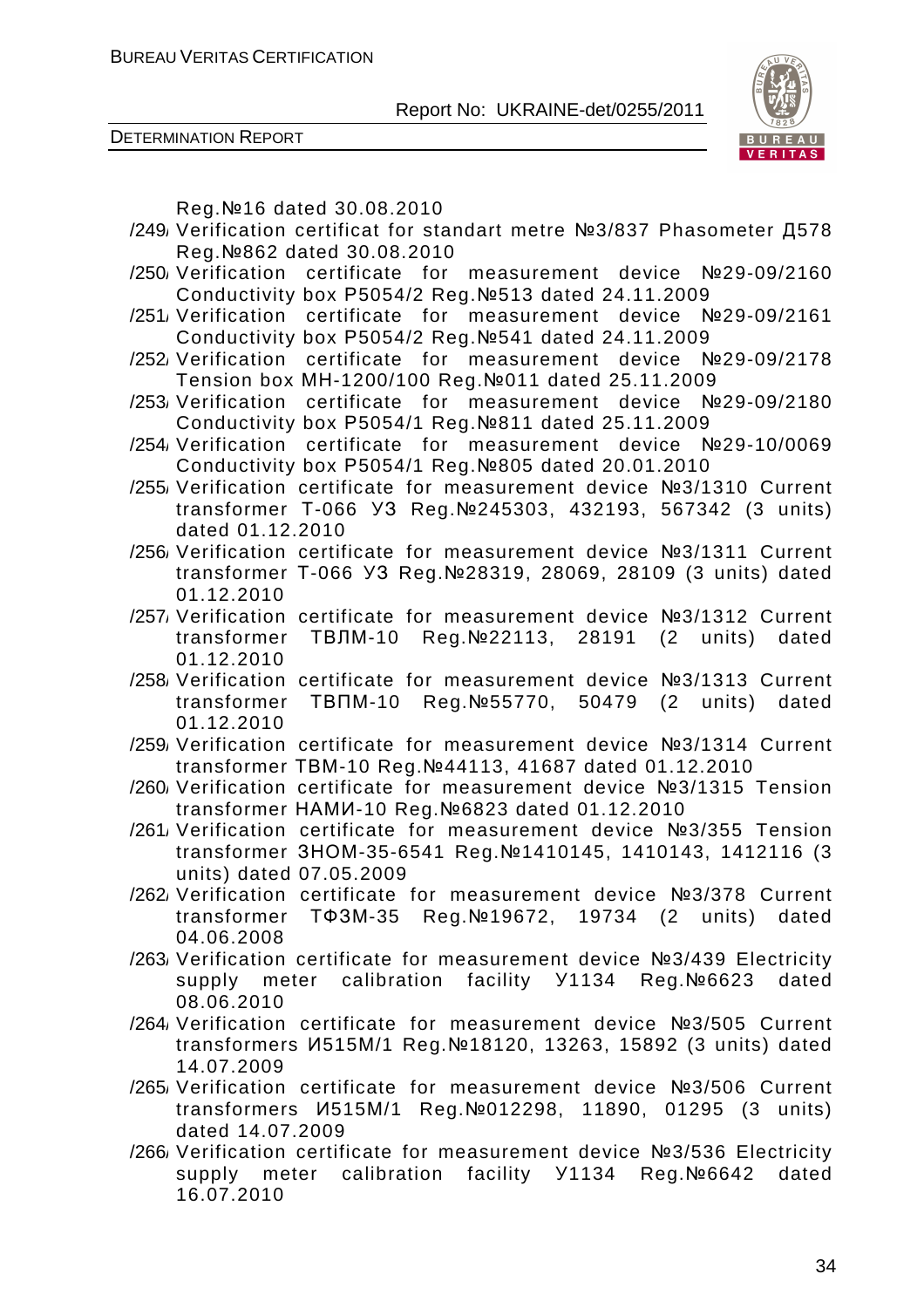Reg.№16 dated 30.08.2010

/249/ Verification certificat for standart metre №3/837 Phasometer Д578 Reg.№862 dated 30.08.2010

/250/ Verification certificate for measurement device №29-09/2160 Conductivity box P5054/2 Reg.№513 dated 24.11.2009

/251/ Verification certificate for measurement device №29-09/2161 Conductivity box P5054/2 Reg.№541 dated 24.11.2009

/252/ Verification certificate for measurement device №29-09/2178 Tension box MH-1200/100 Reg.№011 dated 25.11.2009

/253/ Verification certificate for measurement device №29-09/2180 Conductivity box P5054/1 Reg.№811 dated 25.11.2009

/254/ Verification certificate for measurement device №29-10/0069 Conductivity box P5054/1 Reg.№805 dated 20.01.2010

/255/ Verification certificate for measurement device №3/1310 Current transformer T-066 У3 Reg.№245303, 432193, 567342 (3 units) dated 01.12.2010

/256/ Verification certificate for measurement device №3/1311 Current transformer T-066 У3 Reg.№28319, 28069, 28109 (3 units) dated 01.12.2010

/257/ Verification certificate for measurement device №3/1312 Current transformer ТВЛМ-10 Reg.№22113, 28191 (2 units) dated 01.12.2010

/258/ Verification certificate for measurement device №3/1313 Current transformer ТВПМ-10 Reg.№55770, 50479 (2 units) dated 01.12.2010

/259/ Verification certificate for measurement device №3/1314 Current transformer ТВМ-10 Reg.№44113, 41687 dated 01.12.2010

/260/ Verification certificate for measurement device №3/1315 Tension transformer НАМИ-10 Reg.№6823 dated 01.12.2010

/261/ Verification certificate for measurement device №3/355 Tension transformer ЗНОМ-35-6541 Reg.№1410145, 1410143, 1412116 (3 units) dated 07.05.2009

/262/ Verification certificate for measurement device №3/378 Current transformer ТФЗМ-35 Reg.№19672, 19734 (2 units) dated 04.06.2008

/263/ Verification certificate for measurement device №3/439 Electricity supply meter calibration facility У1134 Reg.№6623 dated 08.06.2010

/264/ Verification certificate for measurement device №3/505 Current transformers И515М/1 Reg.№18120, 13263, 15892 (3 units) dated 14.07.2009

/265/ Verification certificate for measurement device №3/506 Current transformers И515М/1 Reg.№012298, 11890, 01295 (3 units) dated 14.07.2009

/266/ Verification certificate for measurement device №3/536 Electricity supply meter calibration facility У1134 Reg.№6642 dated 16.07.2010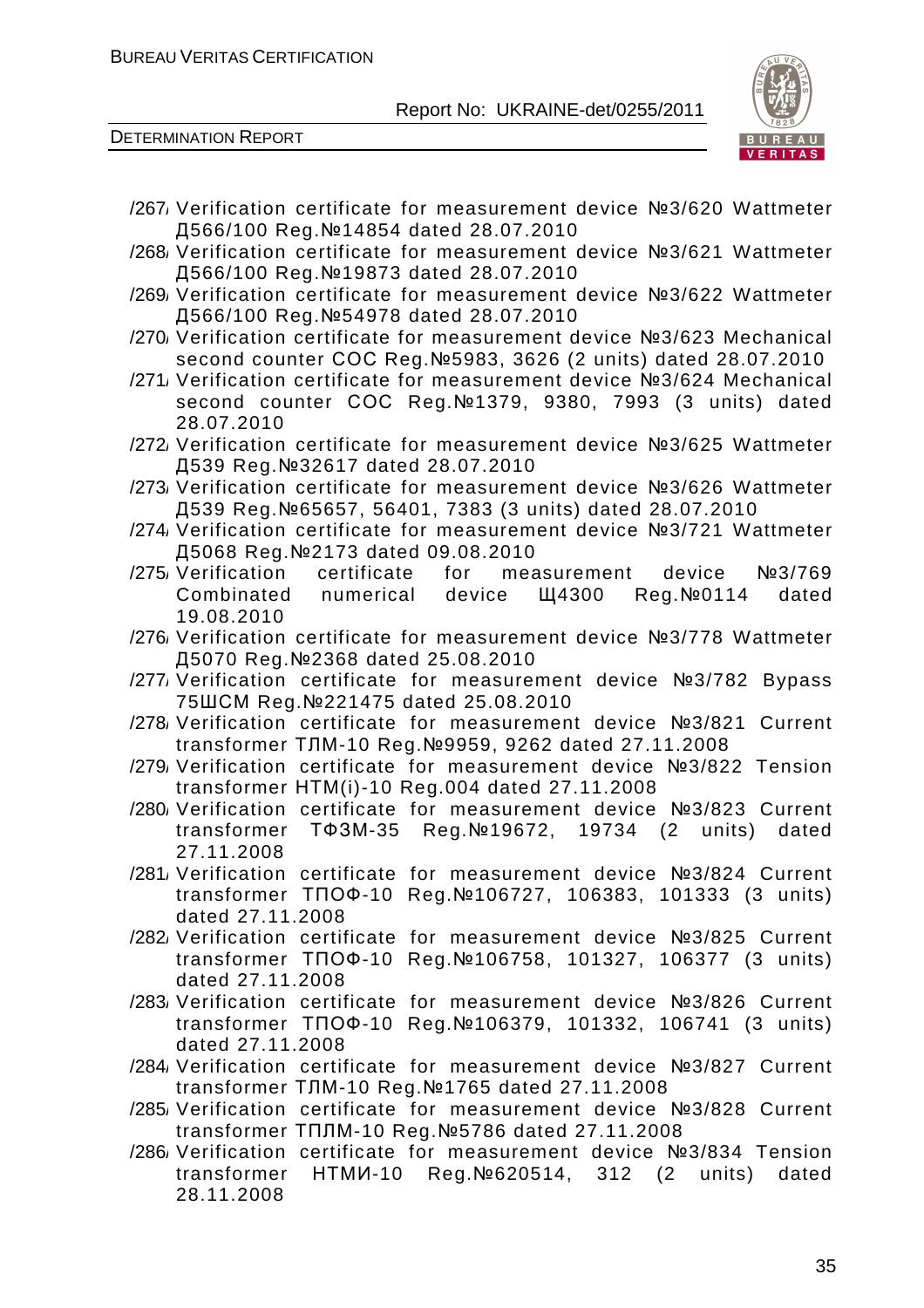/267/ Verification certificate for measurement device №3/620 Wattmeter Д566/100 Reg.№14854 dated 28.07.2010

/268/ Verification certificate for measurement device №3/621 Wattmeter Д566/100 Reg.№19873 dated 28.07.2010

/269/ Verification certificate for measurement device №3/622 Wattmeter Д566/100 Reg.№54978 dated 28.07.2010

/270/ Verification certificate for measurement device №3/623 Mechanical second counter СОС Reg.№5983, 3626 (2 units) dated 28.07.2010

/271/ Verification certificate for measurement device №3/624 Mechanical second counter СОС Reg.№1379, 9380, 7993 (3 units) dated 28.07.2010

/272/ Verification certificate for measurement device №3/625 Wattmeter Д539 Reg.№32617 dated 28.07.2010

/273/ Verification certificate for measurement device №3/626 Wattmeter Д539 Reg.№65657, 56401, 7383 (3 units) dated 28.07.2010

/274/ Verification certificate for measurement device №3/721 Wattmeter Д5068 Reg.№2173 dated 09.08.2010

/275/ Verification certificate for measurement device №3/769 Combinated numerical device Щ4300 Reg.№0114 dated 19.08.2010

/276/ Verification certificate for measurement device №3/778 Wattmeter Д5070 Reg.№2368 dated 25.08.2010

/277/ Verification certificate for measurement device №3/782 Bypass 75ШСМ Reg.№221475 dated 25.08.2010

/278/ Verification certificate for measurement device №3/821 Current transformer ТЛМ-10 Reg.№9959, 9262 dated 27.11.2008

/279/ Verification certificate for measurement device №3/822 Tension transformer НТМ(і)-10 Reg.004 dated 27.11.2008

/280/ Verification certificate for measurement device №3/823 Current transformer ТФЗМ-35 Reg.№19672, 19734 (2 units) dated 27.11.2008

/281/ Verification certificate for measurement device №3/824 Current transformer ТПОФ-10 Reg.№106727, 106383, 101333 (3 units) dated 27.11.2008

/282/ Verification certificate for measurement device №3/825 Current transformer ТПОФ-10 Reg.№106758, 101327, 106377 (3 units) dated 27.11.2008

/283/ Verification certificate for measurement device №3/826 Current transformer ТПОФ-10 Reg.№106379, 101332, 106741 (3 units) dated 27.11.2008

/284/ Verification certificate for measurement device №3/827 Current transformer ТЛМ-10 Reg.№1765 dated 27.11.2008

/285/ Verification certificate for measurement device №3/828 Current transformer ТПЛМ-10 Reg.№5786 dated 27.11.2008

/286/ Verification certificate for measurement device №3/834 Tension transformer НТМИ-10 Reg.№620514, 312 (2 units) dated 28.11.2008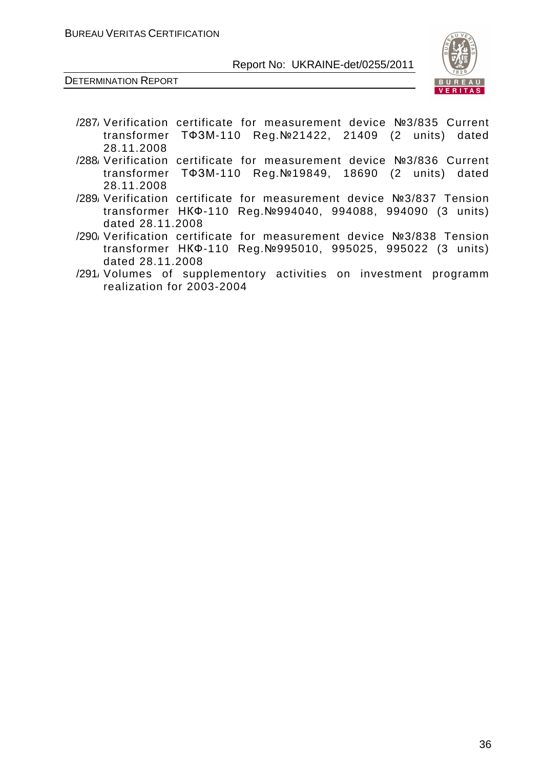/287/ Verification certificate for measurement device №3/835 Current transformer ТФЗМ-110 Reg.№21422, 21409 (2 units) dated 28.11.2008

/288/ Verification certificate for measurement device №3/836 Current transformer ТФЗМ-110 Reg.№19849, 18690 (2 units) dated 28.11.2008

/289/ Verification certificate for measurement device №3/837 Tension transformer НКФ-110 Reg.№994040, 994088, 994090 (3 units) dated 28.11.2008

/290/ Verification certificate for measurement device №3/838 Tension transformer НКФ-110 Reg.№995010, 995025, 995022 (3 units) dated 28.11.2008

/291/ Volumes of supplementory activities on investment programm realization for 2003-2004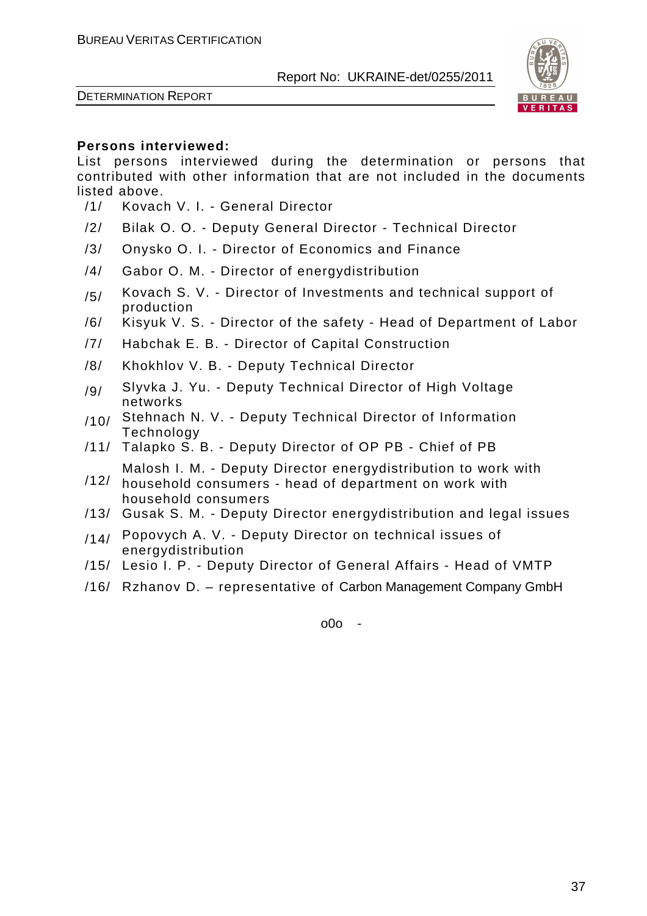**Persons interviewed:**

List persons interviewed during the determination or persons that contributed with other information that are not included in the documents listed above.

/1/ Kovach V. I. - General Director

/2/ Bilak O. O. - Deputy General Director - Technical Director

/3/ Onysko O. I. - Director of Economics and Finance

/4/ Gabor O. M. - Director of energydistribution

/5/ Kovach S. V. - Director of Investments and technical support of production

/6/ Kisyuk V. S. - Director of the safety - Head of Department of Labor

/7/ Habchak E. B. - Director of Capital Construction

/8/ Khokhlov V. B. - Deputy Technical Director

/9/ Slyvka J. Yu. - Deputy Technical Director of High Voltage networks

/10/ Stehnach N. V. - Deputy Technical Director of Information Technology

/11/ Talapko S. B. - Deputy Director of OP PB - Chief of PB

/12/ Malosh I. M. - Deputy Director energydistribution to work with household consumers - head of department on work with household consumers

/13/ Gusak S. M. - Deputy Director energydistribution and legal issues

/14/ Popovych A. V. - Deputy Director on technical issues of energydistribution

/15/ Lesio I. P. - Deputy Director of General Affairs - Head of VMTP

/16/ Rzhanov D. – representative of Carbon Management Company GmbH

o0o -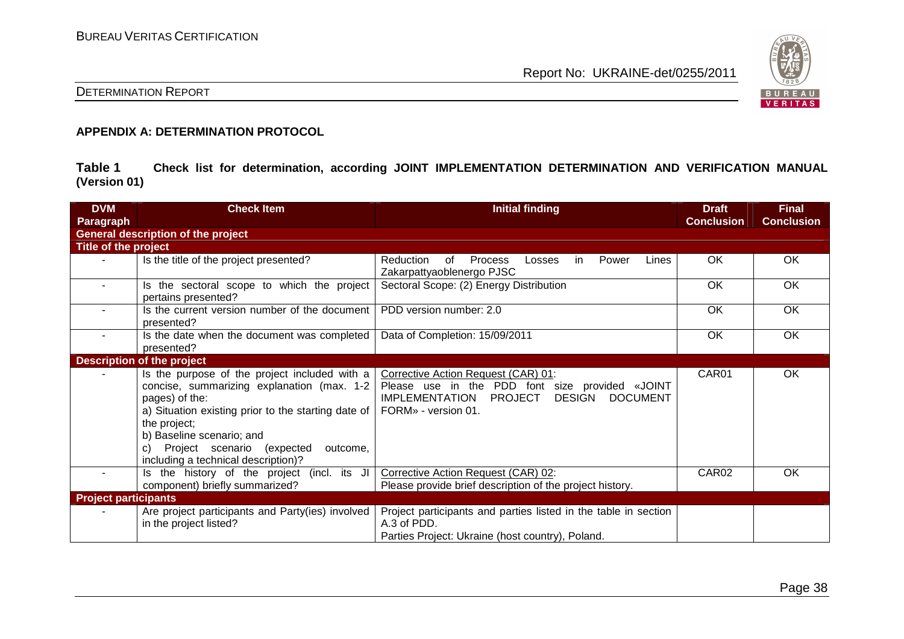## APPENDIX A: DETERMINATION PROTOCOL

**Table 1 Check list for determination, according JOINT IMPLEMENTATION DETERMINATION AND VERIFICATION MANUAL (Version 01)**

| DVM Paragraph | Check Item | Initial finding | Draft Conclusion | Final Conclusion |
|---|---|---|---|---|
| **General description of the project** | | | | |
| **Title of the project** | | | | |
| - | Is the title of the project presented? | Reduction of Process Losses in Power Lines Zakarpattyaoblenergo PJSC | OK | OK |
| - | Is the sectoral scope to which the project pertains presented? | Sectoral Scope: (2) Energy Distribution | OK | OK |
| - | Is the current version number of the document presented? | PDD version number: 2.0 | OK | OK |
| - | Is the date when the document was completed presented? | Data of Completion: 15/09/2011 | OK | OK |
| **Description of the project** | | | | |
| - | Is the purpose of the project included with a concise, summarizing explanation (max. 1-2 pages) of the:<br>a) Situation existing prior to the starting date of the project;<br>b) Baseline scenario; and<br>c) Project scenario (expected outcome, including a technical description)? | Corrective Action Request (CAR) 01:<br>Please use in the PDD font size provided «JOINT IMPLEMENTATION PROJECT DESIGN DOCUMENT FORM» - version 01. | CAR01 | OK |
| - | Is the history of the project (incl. its JI component) briefly summarized? | Corrective Action Request (CAR) 02:<br>Please provide brief description of the project history. | CAR02 | OK |
| **Project participants** | | | | |
| - | Are project participants and Party(ies) involved in the project listed? | Project participants and parties listed in the table in section A.3 of PDD.<br>Parties Project: Ukraine (host country), Poland. | | |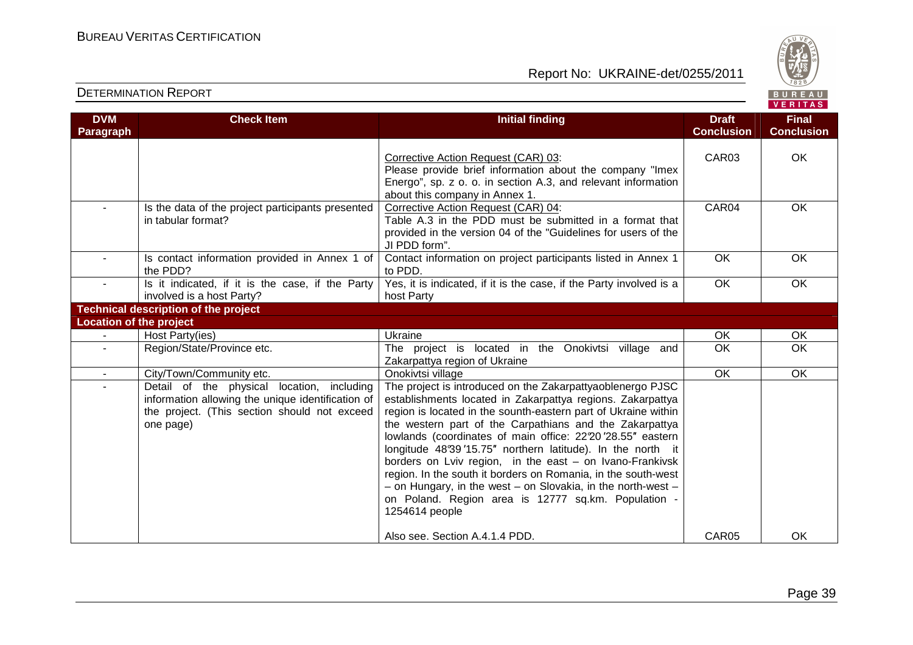| DVM Paragraph | Check Item | Initial finding | Draft Conclusion | Final Conclusion |
|---|---|---|---|---|
| | | Corrective Action Request (CAR) 03: Please provide brief information about the company "Imex Energo", sp. z o. o. in section A.3, and relevant information about this company in Annex 1. | CAR03 | OK |
| - | Is the data of the project participants presented in tabular format? | Corrective Action Request (CAR) 04: Table A.3 in the PDD must be submitted in a format that provided in the version 04 of the "Guidelines for users of the JI PDD form". | CAR04 | OK |
| - | Is contact information provided in Annex 1 of the PDD? | Contact information on project participants listed in Annex 1 to PDD. | OK | OK |
| - | Is it indicated, if it is the case, if the Party involved is a host Party? | Yes, it is indicated, if it is the case, if the Party involved is a host Party | OK | OK |
| **Technical description of the project** | | | | |
| **Location of the project** | | | | |
| - | Host Party(ies) | Ukraine | OK | OK |
| - | Region/State/Province etc. | The project is located in the Onokivtsi village and Zakarpattya region of Ukraine | OK | OK |
| - | City/Town/Community etc. | Onokivtsi village | OK | OK |
| - | Detail of the physical location, including information allowing the unique identification of the project. (This section should not exceed one page) | The project is introduced on the Zakarpattyaoblenergo PJSC establishments located in Zakarpattya regions. Zakarpattya region is located in the south-eastern part of Ukraine within the western part of the Carpathians and the Zakarpattya lowlands (coordinates of main office: 22°20′28.55″ eastern longitude 48°39′15.75″ northern latitude). In the north it borders on Lviv region, in the east – on Ivano-Frankivsk region. In the south it borders on Romania, in the south-west – on Hungary, in the west – on Slovakia, in the north-west – on Poland. Region area is 12777 sq.km. Population - 1254614 people<br><br>Also see. Section A.4.1.4 PDD. | CAR05 | OK |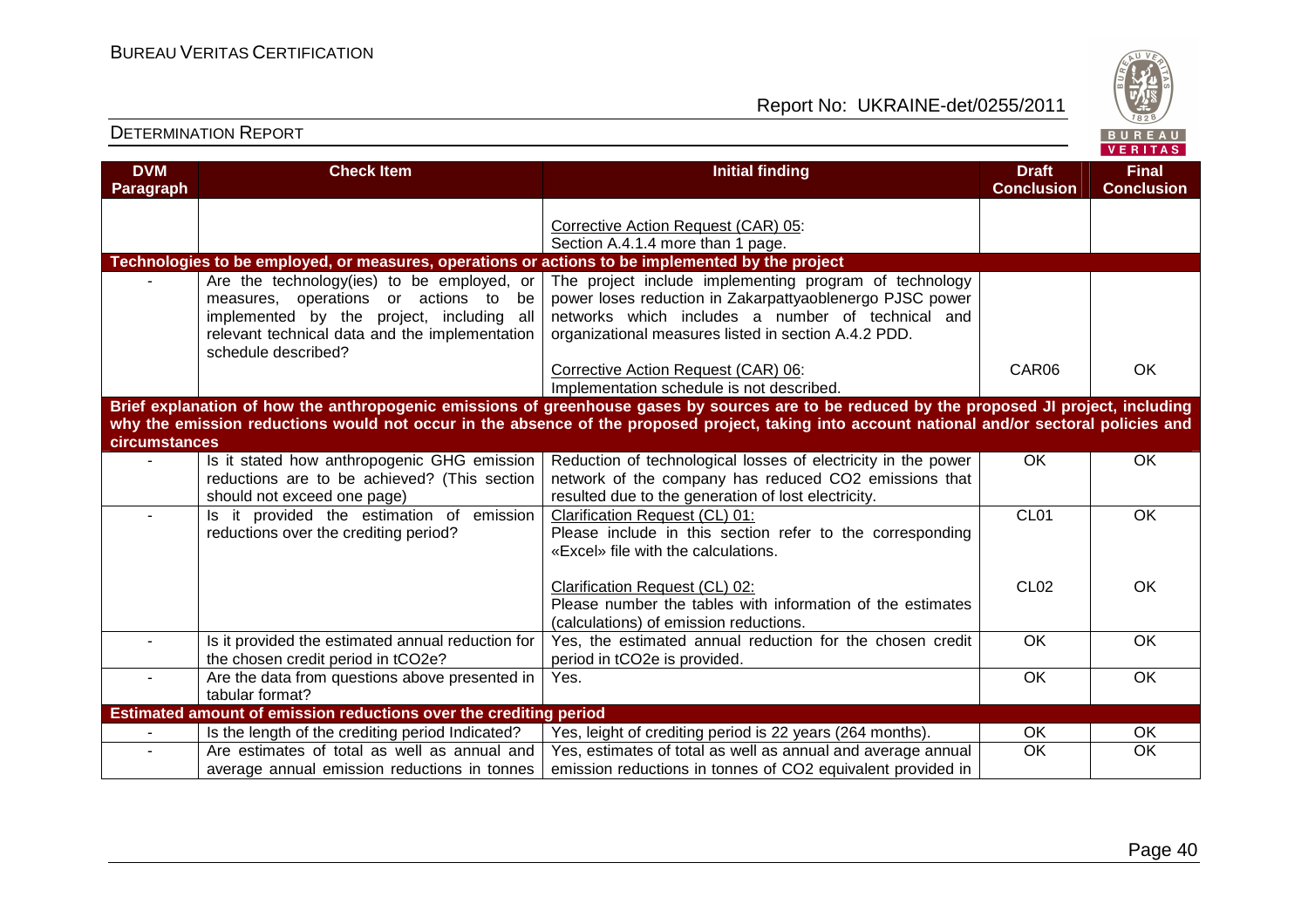| DVM Paragraph | Check Item | Initial finding | Draft Conclusion | Final Conclusion |
|---|---|---|---|---|
| | | Corrective Action Request (CAR) 05: Section A.4.1.4 more than 1 page. | | |
| **Technologies to be employed, or measures, operations or actions to be implemented by the project** | | | | |
| - | Are the technology(ies) to be employed, or measures, operations or actions to be implemented by the project, including all relevant technical data and the implementation schedule described? | The project include implementing program of technology power loses reduction in Zakarpattyaoblenergo PJSC power networks which includes a number of technical and organizational measures listed in section A.4.2 PDD.<br><br>Corrective Action Request (CAR) 06: Implementation schedule is not described. | CAR06 | OK |
| **Brief explanation of how the anthropogenic emissions of greenhouse gases by sources are to be reduced by the proposed JI project, including why the emission reductions would not occur in the absence of the proposed project, taking into account national and/or sectoral policies and circumstances** | | | | |
| - | Is it stated how anthropogenic GHG emission reductions are to be achieved? (This section should not exceed one page) | Reduction of technological losses of electricity in the power network of the company has reduced CO2 emissions that resulted due to the generation of lost electricity. | OK | OK |
| - | Is it provided the estimation of emission reductions over the crediting period? | Clarification Request (CL) 01: Please include in this section refer to the corresponding «Excel» file with the calculations. | CL01 | OK |
| | | Clarification Request (CL) 02: Please number the tables with information of the estimates (calculations) of emission reductions. | CL02 | OK |
| - | Is it provided the estimated annual reduction for the chosen credit period in tCO2e? | Yes, the estimated annual reduction for the chosen credit period in tCO2e is provided. | OK | OK |
| - | Are the data from questions above presented in tabular format? | Yes. | OK | OK |
| **Estimated amount of emission reductions over the crediting period** | | | | |
| - | Is the length of the crediting period Indicated? | Yes, leight of crediting period is 22 years (264 months). | OK | OK |
| - | Are estimates of total as well as annual and average annual emission reductions in tonnes | Yes, estimates of total as well as annual and average annual emission reductions in tonnes of CO2 equivalent provided in | OK | OK |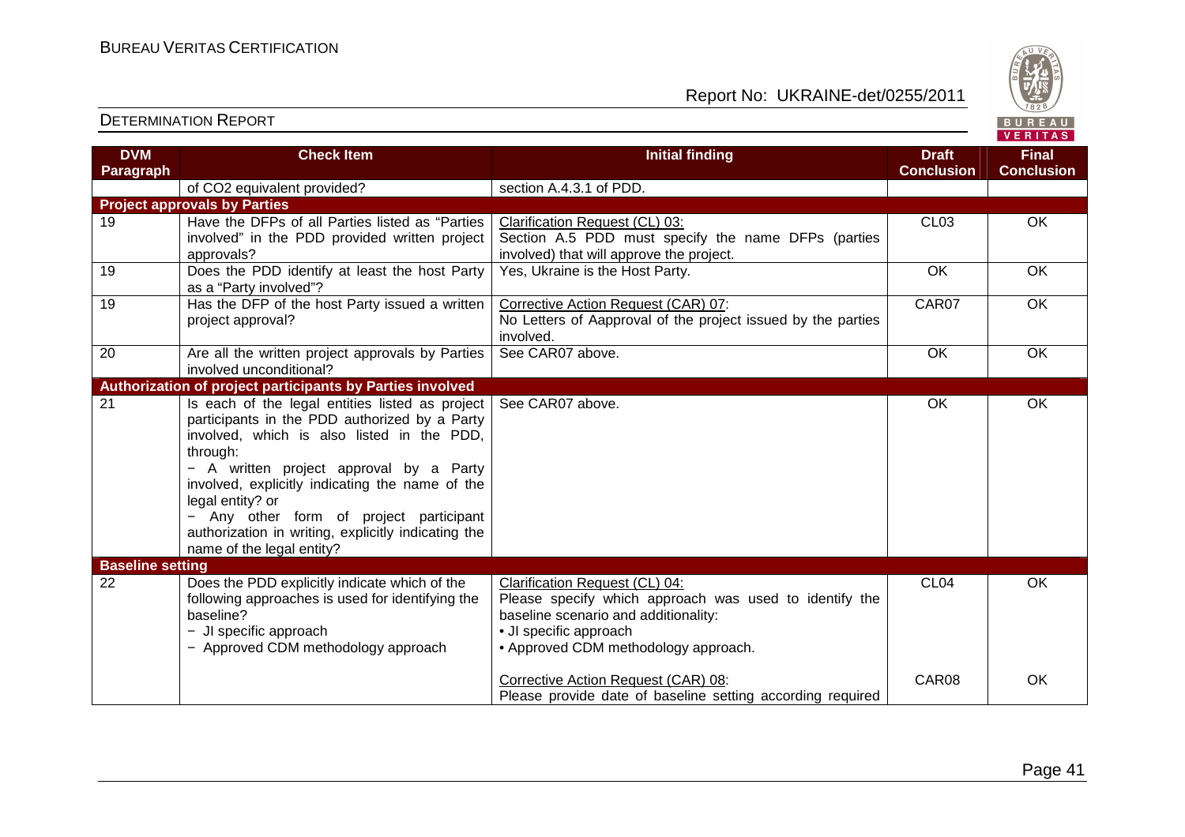| DVM Paragraph | Check Item | Initial finding | Draft Conclusion | Final Conclusion |
|---|---|---|---|---|
| | of CO2 equivalent provided? | section A.4.3.1 of PDD. | | |
| **Project approvals by Parties** | | | | |
| 19 | Have the DFPs of all Parties listed as "Parties involved" in the PDD provided written project approvals? | Clarification Request (CL) 03: Section A.5 PDD must specify the name DFPs (parties involved) that will approve the project. | CL03 | OK |
| 19 | Does the PDD identify at least the host Party as a "Party involved"? | Yes, Ukraine is the Host Party. | OK | OK |
| 19 | Has the DFP of the host Party issued a written project approval? | Corrective Action Request (CAR) 07: No Letters of Aapproval of the project issued by the parties involved. | CAR07 | OK |
| 20 | Are all the written project approvals by Parties involved unconditional? | See CAR07 above. | OK | OK |
| **Authorization of project participants by Parties involved** | | | | |
| 21 | Is each of the legal entities listed as project participants in the PDD authorized by a Party involved, which is also listed in the PDD, through: − A written project approval by a Party involved, explicitly indicating the name of the legal entity? or − Any other form of project participant authorization in writing, explicitly indicating the name of the legal entity? | See CAR07 above. | OK | OK |
| **Baseline setting** | | | | |
| 22 | Does the PDD explicitly indicate which of the following approaches is used for identifying the baseline? − JI specific approach − Approved CDM methodology approach | Clarification Request (CL) 04: Please specify which approach was used to identify the baseline scenario and additionality: • JI specific approach • Approved CDM methodology approach. | CL04 | OK |
| | | Corrective Action Request (CAR) 08: Please provide date of baseline setting according required | CAR08 | OK |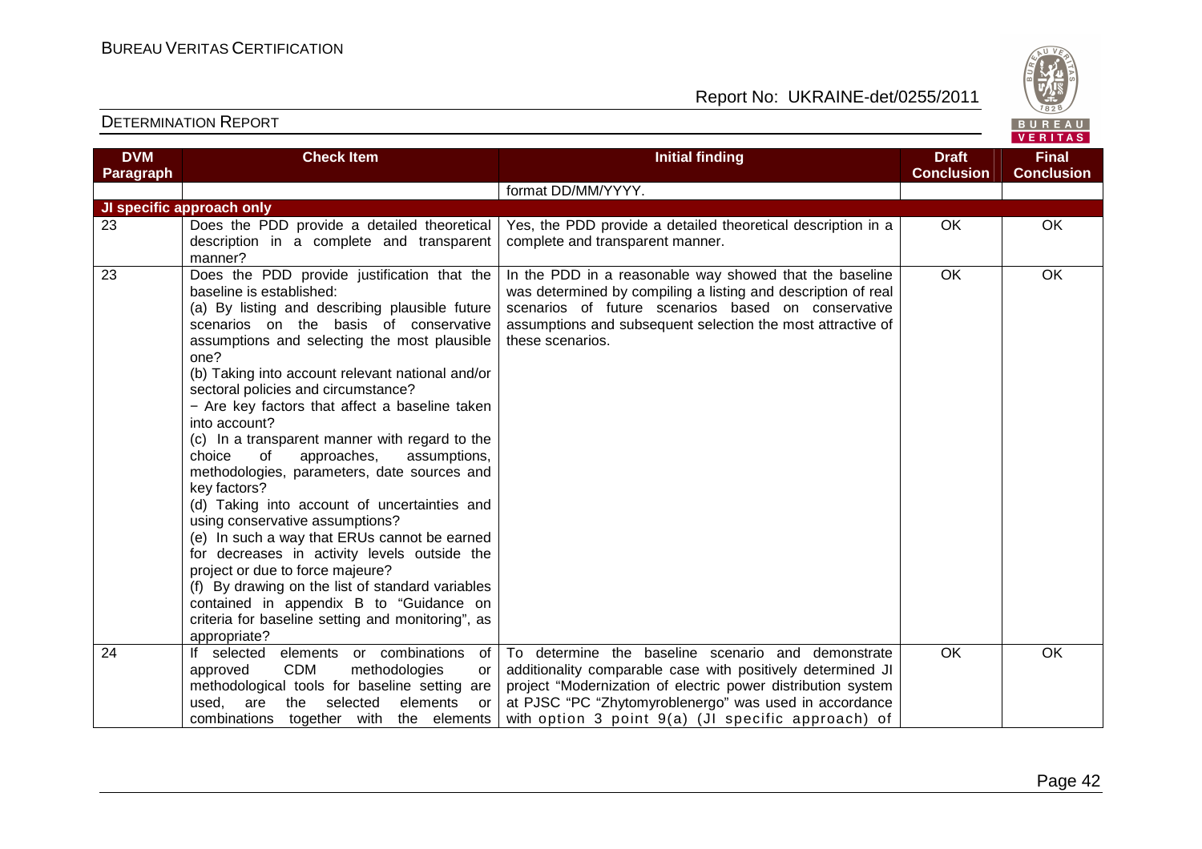| DVM Paragraph | Check Item | Initial finding | Draft Conclusion | Final Conclusion |
|---|---|---|---|---|
| | | format DD/MM/YYYY. | | |
| **JI specific approach only** | | | | |
| 23 | Does the PDD provide a detailed theoretical description in a complete and transparent manner? | Yes, the PDD provide a detailed theoretical description in a complete and transparent manner. | OK | OK |
| 23 | Does the PDD provide justification that the baseline is established:<br>(a) By listing and describing plausible future scenarios on the basis of conservative assumptions and selecting the most plausible one?<br>(b) Taking into account relevant national and/or sectoral policies and circumstance?<br>− Are key factors that affect a baseline taken into account?<br>(c) In a transparent manner with regard to the choice of approaches, assumptions, methodologies, parameters, date sources and key factors?<br>(d) Taking into account of uncertainties and using conservative assumptions?<br>(e) In such a way that ERUs cannot be earned for decreases in activity levels outside the project or due to force majeure?<br>(f) By drawing on the list of standard variables contained in appendix B to "Guidance on criteria for baseline setting and monitoring", as appropriate? | In the PDD in a reasonable way showed that the baseline was determined by compiling a listing and description of real scenarios of future scenarios based on conservative assumptions and subsequent selection the most attractive of these scenarios. | OK | OK |
| 24 | If selected elements or combinations of approved CDM methodologies or methodological tools for baseline setting are used, are the selected elements or combinations together with the elements | To determine the baseline scenario and demonstrate additionality comparable case with positively determined JI project "Modernization of electric power distribution system at PJSC "PC "Zhytomyroblenergo" was used in accordance with option 3 point 9(a) (JI specific approach) of | OK | OK |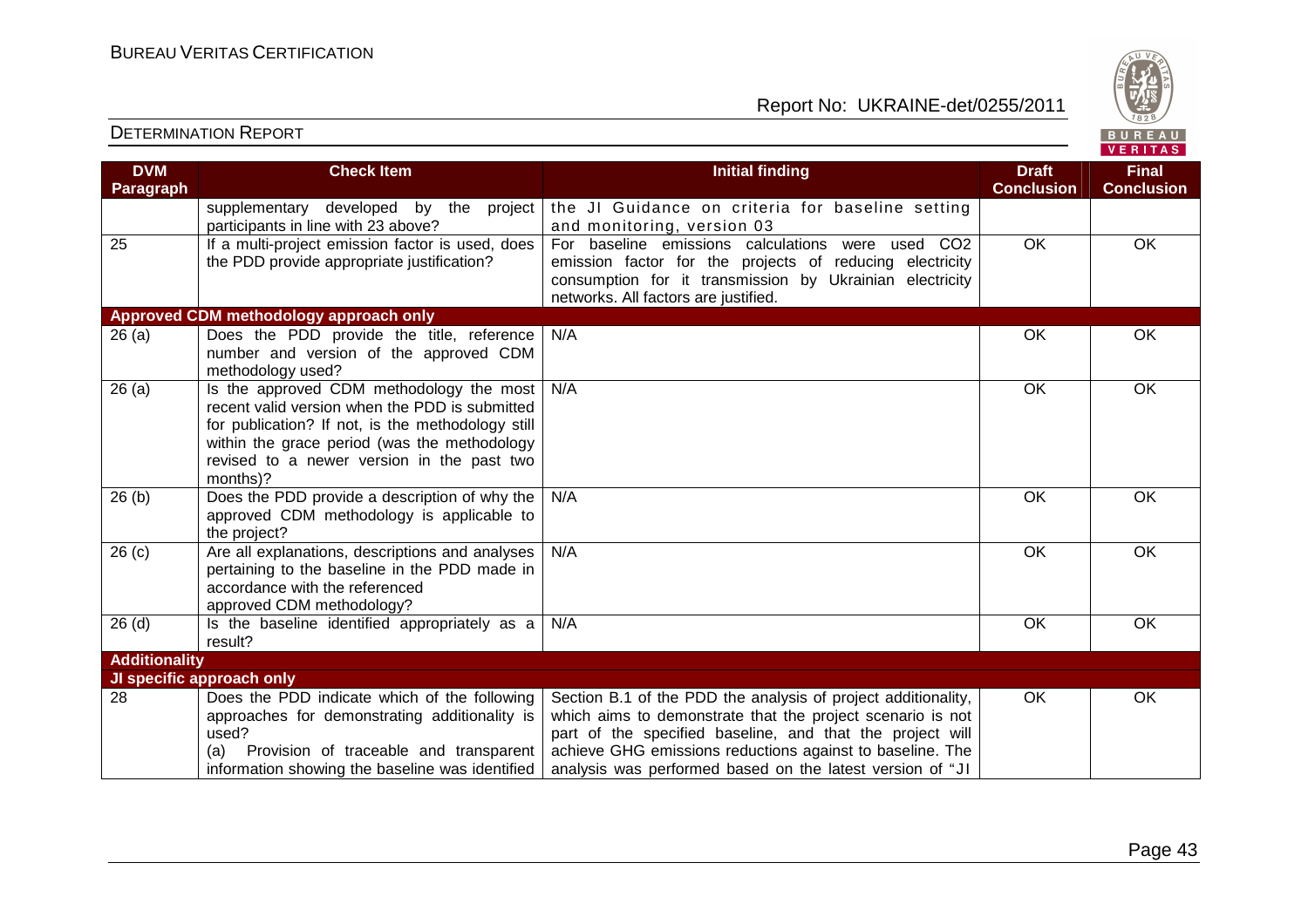| DVM Paragraph | Check Item | Initial finding | Draft Conclusion | Final Conclusion |
|---|---|---|---|---|
| | supplementary developed by the project participants in line with 23 above? | the JI Guidance on criteria for baseline setting and monitoring, version 03 | | |
| 25 | If a multi-project emission factor is used, does the PDD provide appropriate justification? | For baseline emissions calculations were used $CO_2$ emission factor for the projects of reducing electricity consumption for it transmission by Ukrainian electricity networks. All factors are justified. | OK | OK |
| **Approved CDM methodology approach only** | | | | |
| 26 (a) | Does the PDD provide the title, reference number and version of the approved CDM methodology used? | N/A | OK | OK |
| 26 (a) | Is the approved CDM methodology the most recent valid version when the PDD is submitted for publication? If not, is the methodology still within the grace period (was the methodology revised to a newer version in the past two months)? | N/A | OK | OK |
| 26 (b) | Does the PDD provide a description of why the approved CDM methodology is applicable to the project? | N/A | OK | OK |
| 26 (c) | Are all explanations, descriptions and analyses pertaining to the baseline in the PDD made in accordance with the referenced approved CDM methodology? | N/A | OK | OK |
| 26 (d) | Is the baseline identified appropriately as a result? | N/A | OK | OK |
| **Additionality** | | | | |
| **JI specific approach only** | | | | |
| 28 | Does the PDD indicate which of the following approaches for demonstrating additionality is used?<br>(a) Provision of traceable and transparent information showing the baseline was identified | Section B.1 of the PDD the analysis of project additionality, which aims to demonstrate that the project scenario is not part of the specified baseline, and that the project will achieve GHG emissions reductions against to baseline. The analysis was performed based on the latest version of "JI | OK | OK |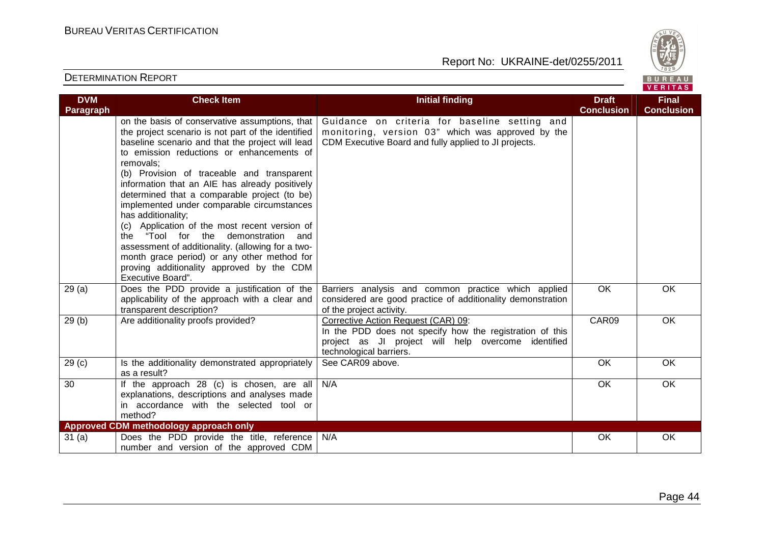| DVM Paragraph | Check Item | Initial finding | Draft Conclusion | Final Conclusion |
|---|---|---|---|---|
| | on the basis of conservative assumptions, that the project scenario is not part of the identified baseline scenario and that the project will lead to emission reductions or enhancements of removals;<br>(b) Provision of traceable and transparent information that an AIE has already positively determined that a comparable project (to be) implemented under comparable circumstances has additionality;<br>(c) Application of the most recent version of the "Tool for the demonstration and assessment of additionality. (allowing for a two-month grace period) or any other method for proving additionality approved by the CDM Executive Board". | Guidance on criteria for baseline setting and monitoring, version 03" which was approved by the CDM Executive Board and fully applied to JI projects. | | |
| 29 (a) | Does the PDD provide a justification of the applicability of the approach with a clear and transparent description? | Barriers analysis and common practice which applied considered are good practice of additionality demonstration of the project activity. | OK | OK |
| 29 (b) | Are additionality proofs provided? | Corrective Action Request (CAR) 09:<br>In the PDD does not specify how the registration of this project as JI project will help overcome identified technological barriers. | CAR09 | OK |
| 29 (c) | Is the additionality demonstrated appropriately as a result? | See CAR09 above. | OK | OK |
| 30 | If the approach 28 (c) is chosen, are all explanations, descriptions and analyses made in accordance with the selected tool or method? | N/A | OK | OK |
| **Approved CDM methodology approach only** | | | | |
| 31 (a) | Does the PDD provide the title, reference number and version of the approved CDM | N/A | OK | OK |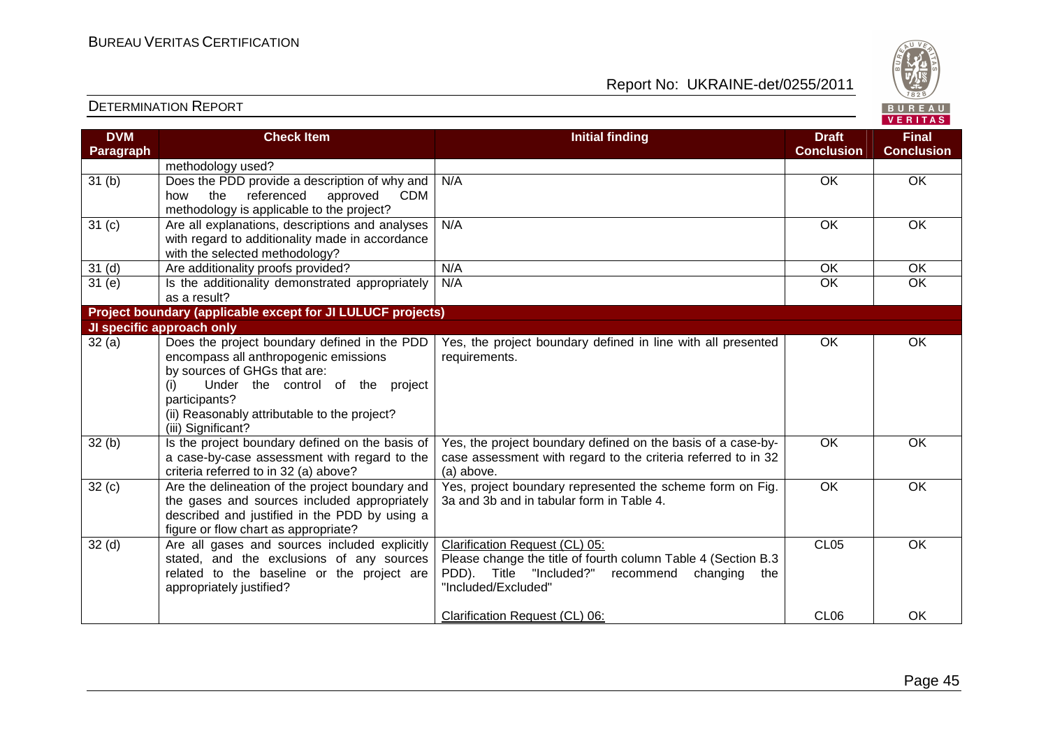| DVM Paragraph | Check Item | Initial finding | Draft Conclusion | Final Conclusion |
|---|---|---|---|---|
| | methodology used? | | | |
| 31 (b) | Does the PDD provide a description of why and how the referenced approved CDM methodology is applicable to the project? | N/A | OK | OK |
| 31 (c) | Are all explanations, descriptions and analyses with regard to additionality made in accordance with the selected methodology? | N/A | OK | OK |
| 31 (d) | Are additionality proofs provided? | N/A | OK | OK |
| 31 (e) | Is the additionality demonstrated appropriately as a result? | N/A | OK | OK |
| **Project boundary (applicable except for JI LULUCF projects)** | | | | |
| **JI specific approach only** | | | | |
| 32 (a) | Does the project boundary defined in the PDD encompass all anthropogenic emissions by sources of GHGs that are:<br>(i) Under the control of the project participants?<br>(ii) Reasonably attributable to the project?<br>(iii) Significant? | Yes, the project boundary defined in line with all presented requirements. | OK | OK |
| 32 (b) | Is the project boundary defined on the basis of a case-by-case assessment with regard to the criteria referred to in 32 (a) above? | Yes, the project boundary defined on the basis of a case-by-case assessment with regard to the criteria referred to in 32 (a) above. | OK | OK |
| 32 (c) | Are the delineation of the project boundary and the gases and sources included appropriately described and justified in the PDD by using a figure or flow chart as appropriate? | Yes, project boundary represented the scheme form on Fig. 3a and 3b and in tabular form in Table 4. | OK | OK |
| 32 (d) | Are all gases and sources included explicitly stated, and the exclusions of any sources related to the baseline or the project are appropriately justified? | Clarification Request (CL) 05:<br>Please change the title of fourth column Table 4 (Section B.3 PDD). Title "Included?" recommend changing the "Included/Excluded"<br><br>Clarification Request (CL) 06: | CL05<br><br><br><br>CL06 | OK<br><br><br><br>OK |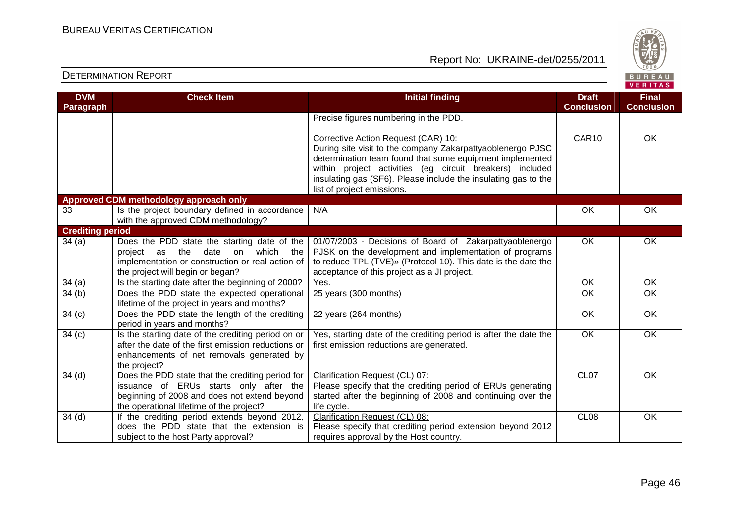| DVM Paragraph | Check Item | Initial finding | Draft Conclusion | Final Conclusion |
|---|---|---|---|---|
| | | Precise figures numbering in the PDD.<br><br>Corrective Action Request (CAR) 10:<br>During site visit to the company Zakarpattyaoblenergo PJSC determination team found that some equipment implemented within project activities (eg circuit breakers) included insulating gas (SF6). Please include the insulating gas to the list of project emissions. | CAR10 | OK |
| **Approved CDM methodology approach only** | | | | |
| 33 | Is the project boundary defined in accordance with the approved CDM methodology? | N/A | OK | OK |
| **Crediting period** | | | | |
| 34 (a) | Does the PDD state the starting date of the project as the date on which the implementation or construction or real action of the project will begin or began? | 01/07/2003 - Decisions of Board of Zakarpattyaoblenergo PJSK on the development and implementation of programs to reduce TPL (TVE)» (Protocol 10). This date is the date the acceptance of this project as a JI project. | OK | OK |
| 34 (a) | Is the starting date after the beginning of 2000? | Yes. | OK | OK |
| 34 (b) | Does the PDD state the expected operational lifetime of the project in years and months? | 25 years (300 months) | OK | OK |
| 34 (c) | Does the PDD state the length of the crediting period in years and months? | 22 years (264 months) | OK | OK |
| 34 (c) | Is the starting date of the crediting period on or after the date of the first emission reductions or enhancements of net removals generated by the project? | Yes, starting date of the crediting period is after the date the first emission reductions are generated. | OK | OK |
| 34 (d) | Does the PDD state that the crediting period for issuance of ERUs starts only after the beginning of 2008 and does not extend beyond the operational lifetime of the project? | Clarification Request (CL) 07:<br>Please specify that the crediting period of ERUs generating started after the beginning of 2008 and continuing over the life cycle. | CL07 | OK |
| 34 (d) | If the crediting period extends beyond 2012, does the PDD state that the extension is subject to the host Party approval? | Clarification Request (CL) 08:<br>Please specify that crediting period extension beyond 2012 requires approval by the Host country. | CL08 | OK |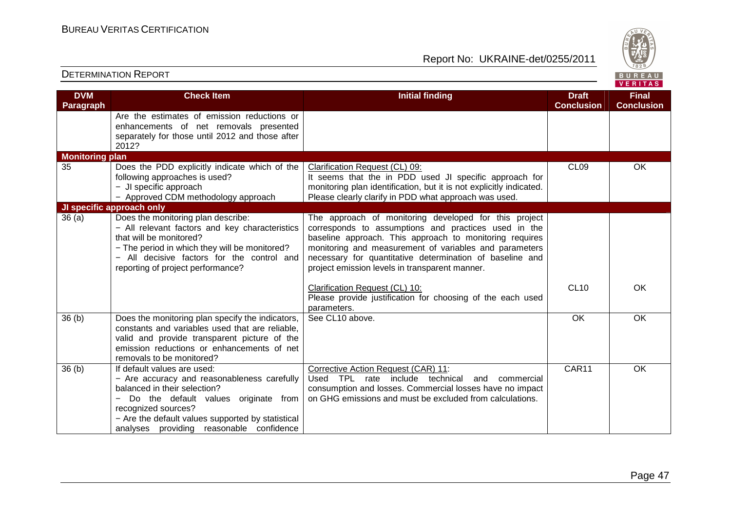| DVM Paragraph | Check Item | Initial finding | Draft Conclusion | Final Conclusion |
|---|---|---|---|---|
| | Are the estimates of emission reductions or enhancements of net removals presented separately for those until 2012 and those after 2012? | | | |
| **Monitoring plan** | | | | |
| 35 | Does the PDD explicitly indicate which of the following approaches is used?<br>− JI specific approach<br>− Approved CDM methodology approach | Clarification Request (CL) 09:<br>It seems that the in PDD used JI specific approach for monitoring plan identification, but it is not explicitly indicated. Please clearly clarify in PDD what approach was used. | CL09 | OK |
| **JI specific approach only** | | | | |
| 36 (a) | Does the monitoring plan describe:<br>− All relevant factors and key characteristics that will be monitored?<br>− The period in which they will be monitored?<br>− All decisive factors for the control and reporting of project performance? | The approach of monitoring developed for this project corresponds to assumptions and practices used in the baseline approach. This approach to monitoring requires monitoring and measurement of variables and parameters necessary for quantitative determination of baseline and project emission levels in transparent manner. | | |
| | | Clarification Request (CL) 10:<br>Please provide justification for choosing of the each used parameters. | CL10 | OK |
| 36 (b) | Does the monitoring plan specify the indicators, constants and variables used that are reliable, valid and provide transparent picture of the emission reductions or enhancements of net removals to be monitored? | See CL10 above. | OK | OK |
| 36 (b) | If default values are used:<br>− Are accuracy and reasonableness carefully balanced in their selection?<br>− Do the default values originate from recognized sources?<br>− Are the default values supported by statistical analyses providing reasonable confidence | Corrective Action Request (CAR) 11:<br>Used TPL rate include technical and commercial consumption and losses. Commercial losses have no impact on GHG emissions and must be excluded from calculations. | CAR11 | OK |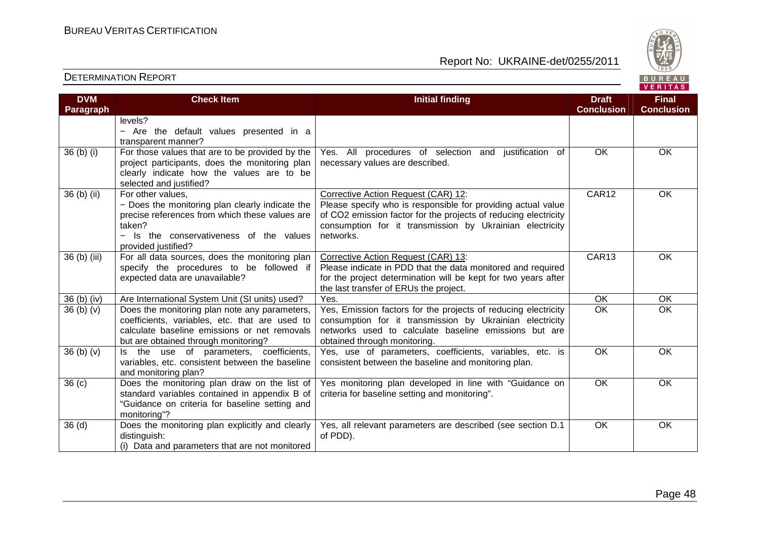| DVM Paragraph | Check Item | Initial finding | Draft Conclusion | Final Conclusion |
|---|---|---|---|---|
| | levels?<br>− Are the default values presented in a transparent manner? | | | |
| 36 (b) (i) | For those values that are to be provided by the project participants, does the monitoring plan clearly indicate how the values are to be selected and justified? | Yes. All procedures of selection and justification of necessary values are described. | OK | OK |
| 36 (b) (ii) | For other values,<br>− Does the monitoring plan clearly indicate the precise references from which these values are taken?<br>− Is the conservativeness of the values provided justified? | Corrective Action Request (CAR) 12:<br>Please specify who is responsible for providing actual value of CO2 emission factor for the projects of reducing electricity consumption for it transmission by Ukrainian electricity networks. | CAR12 | OK |
| 36 (b) (iii) | For all data sources, does the monitoring plan specify the procedures to be followed if expected data are unavailable? | Corrective Action Request (CAR) 13:<br>Please indicate in PDD that the data monitored and required for the project determination will be kept for two years after the last transfer of ERUs the project. | CAR13 | OK |
| 36 (b) (iv) | Are International System Unit (SI units) used? | Yes. | OK | OK |
| 36 (b) (v) | Does the monitoring plan note any parameters, coefficients, variables, etc. that are used to calculate baseline emissions or net removals but are obtained through monitoring? | Yes, Emission factors for the projects of reducing electricity consumption for it transmission by Ukrainian electricity networks used to calculate baseline emissions but are obtained through monitoring. | OK | OK |
| 36 (b) (v) | Is the use of parameters, coefficients, variables, etc. consistent between the baseline and monitoring plan? | Yes, use of parameters, coefficients, variables, etc. is consistent between the baseline and monitoring plan. | OK | OK |
| 36 (c) | Does the monitoring plan draw on the list of standard variables contained in appendix B of "Guidance on criteria for baseline setting and monitoring"? | Yes monitoring plan developed in line with "Guidance on criteria for baseline setting and monitoring". | OK | OK |
| 36 (d) | Does the monitoring plan explicitly and clearly distinguish:<br>(i) Data and parameters that are not monitored | Yes, all relevant parameters are described (see section D.1 of PDD). | OK | OK |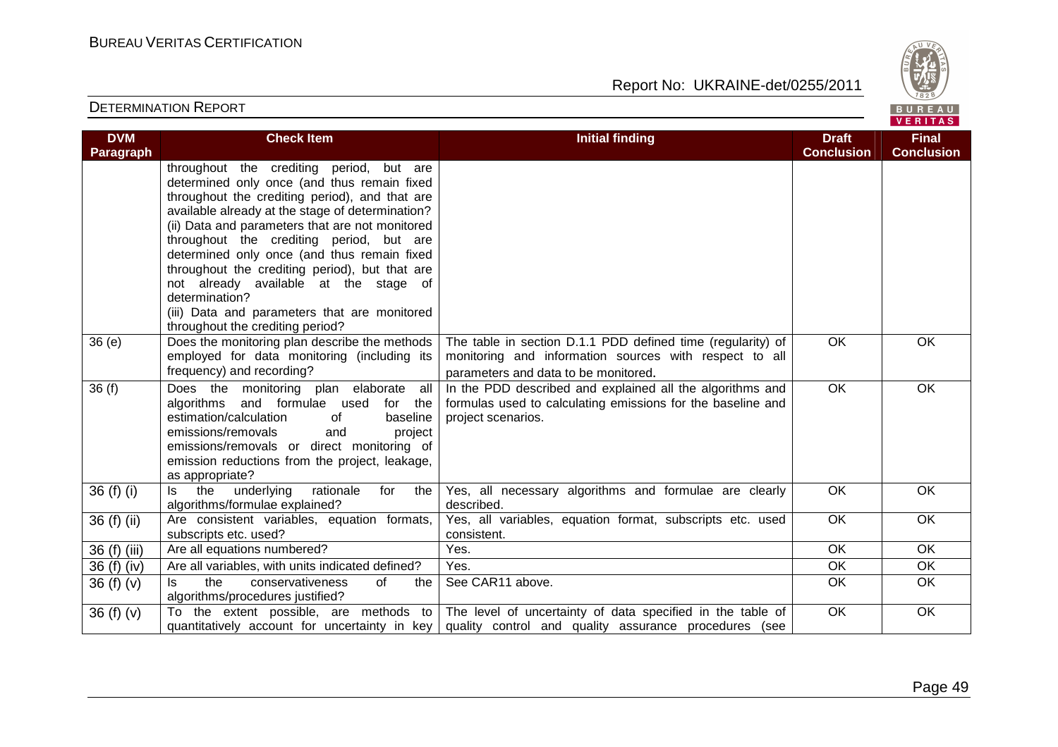| DVM Paragraph | Check Item | Initial finding | Draft Conclusion | Final Conclusion |
|---|---|---|---|---|
| | throughout the crediting period, but are determined only once (and thus remain fixed throughout the crediting period), and that are available already at the stage of determination?<br>(ii) Data and parameters that are not monitored throughout the crediting period, but are determined only once (and thus remain fixed throughout the crediting period), but that are not already available at the stage of determination?<br>(iii) Data and parameters that are monitored throughout the crediting period? | | | |
| 36 (e) | Does the monitoring plan describe the methods employed for data monitoring (including its frequency) and recording? | The table in section D.1.1 PDD defined time (regularity) of monitoring and information sources with respect to all parameters and data to be monitored. | OK | OK |
| 36 (f) | Does the monitoring plan elaborate all algorithms and formulae used for the estimation/calculation of baseline emissions/removals and project emissions/removals or direct monitoring of emission reductions from the project, leakage, as appropriate? | In the PDD described and explained all the algorithms and formulas used to calculating emissions for the baseline and project scenarios. | OK | OK |
| 36 (f) (i) | Is the underlying rationale for the algorithms/formulae explained? | Yes, all necessary algorithms and formulae are clearly described. | OK | OK |
| 36 (f) (ii) | Are consistent variables, equation formats, subscripts etc. used? | Yes, all variables, equation format, subscripts etc. used consistent. | OK | OK |
| 36 (f) (iii) | Are all equations numbered? | Yes. | OK | OK |
| 36 (f) (iv) | Are all variables, with units indicated defined? | Yes. | OK | OK |
| 36 (f) (v) | Is the conservativeness of the algorithms/procedures justified? | See CAR11 above. | OK | OK |
| 36 (f) (v) | To the extent possible, are methods to quantitatively account for uncertainty in key | The level of uncertainty of data specified in the table of quality control and quality assurance procedures (see | OK | OK |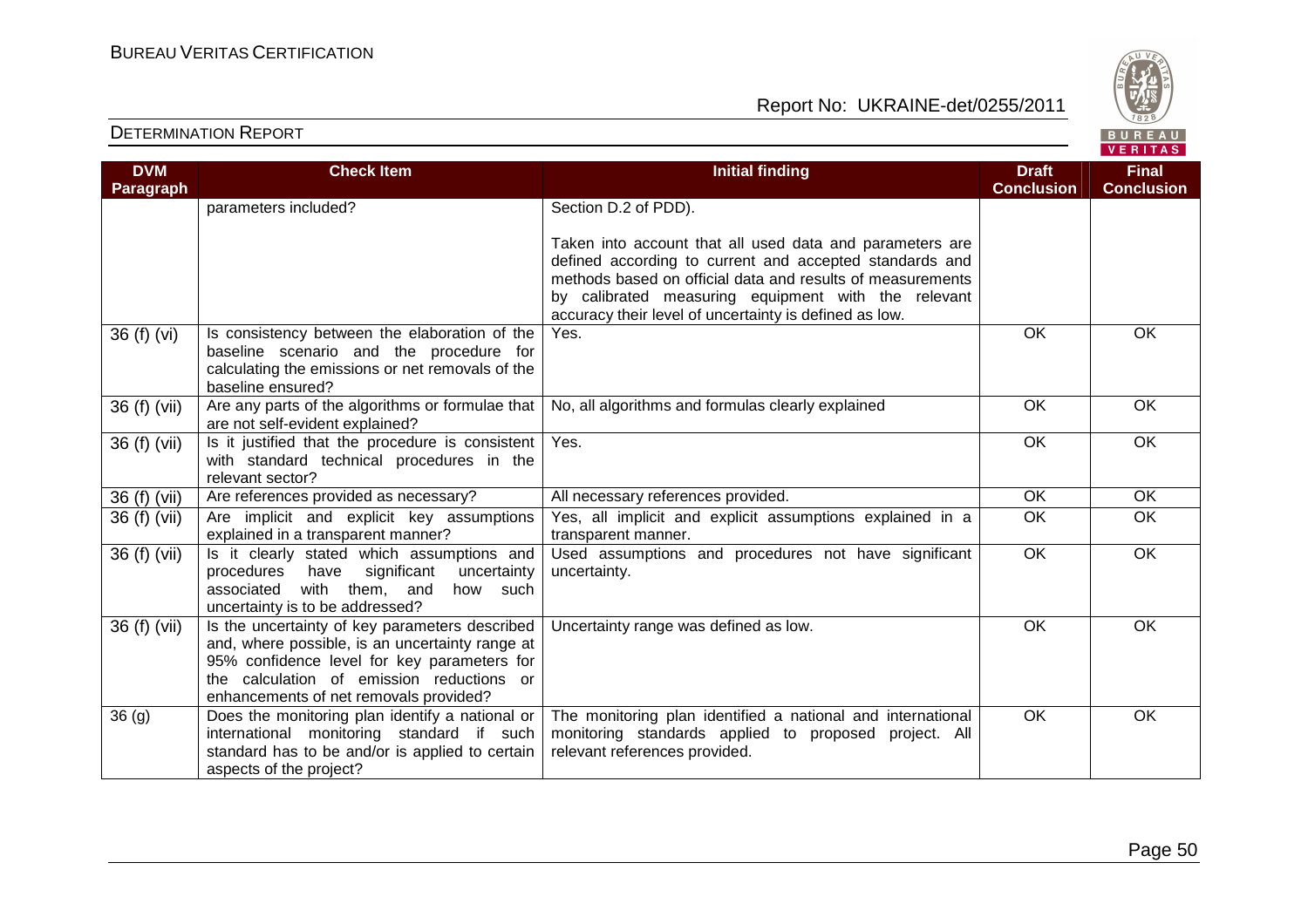| DVM Paragraph | Check Item | Initial finding | Draft Conclusion | Final Conclusion |
|---|---|---|---|---|
| | parameters included? | Section D.2 of PDD).<br><br>Taken into account that all used data and parameters are defined according to current and accepted standards and methods based on official data and results of measurements by calibrated measuring equipment with the relevant accuracy their level of uncertainty is defined as low. | | |
| 36 (f) (vi) | Is consistency between the elaboration of the baseline scenario and the procedure for calculating the emissions or net removals of the baseline ensured? | Yes. | OK | OK |
| 36 (f) (vii) | Are any parts of the algorithms or formulae that are not self-evident explained? | No, all algorithms and formulas clearly explained | OK | OK |
| 36 (f) (vii) | Is it justified that the procedure is consistent with standard technical procedures in the relevant sector? | Yes. | OK | OK |
| 36 (f) (vii) | Are references provided as necessary? | All necessary references provided. | OK | OK |
| 36 (f) (vii) | Are implicit and explicit key assumptions explained in a transparent manner? | Yes, all implicit and explicit assumptions explained in a transparent manner. | OK | OK |
| 36 (f) (vii) | Is it clearly stated which assumptions and procedures have significant uncertainty associated with them, and how such uncertainty is to be addressed? | Used assumptions and procedures not have significant uncertainty. | OK | OK |
| 36 (f) (vii) | Is the uncertainty of key parameters described and, where possible, is an uncertainty range at 95% confidence level for key parameters for the calculation of emission reductions or enhancements of net removals provided? | Uncertainty range was defined as low. | OK | OK |
| 36 (g) | Does the monitoring plan identify a national or international monitoring standard if such standard has to be and/or is applied to certain aspects of the project? | The monitoring plan identified a national and international monitoring standards applied to proposed project. All relevant references provided. | OK | OK |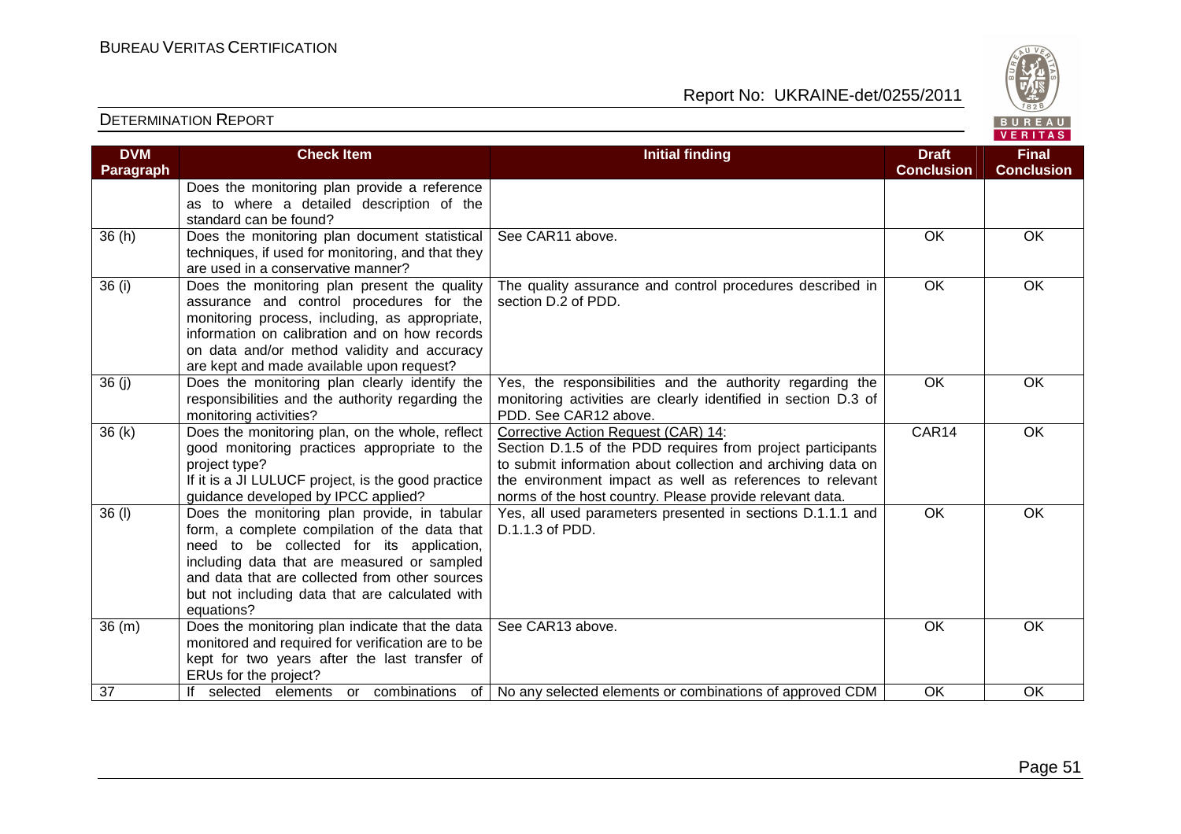| DVM Paragraph | Check Item | Initial finding | Draft Conclusion | Final Conclusion |
|---|---|---|---|---|
| | Does the monitoring plan provide a reference as to where a detailed description of the standard can be found? | | | |
| 36 (h) | Does the monitoring plan document statistical techniques, if used for monitoring, and that they are used in a conservative manner? | See CAR11 above. | OK | OK |
| 36 (i) | Does the monitoring plan present the quality assurance and control procedures for the monitoring process, including, as appropriate, information on calibration and on how records on data and/or method validity and accuracy are kept and made available upon request? | The quality assurance and control procedures described in section D.2 of PDD. | OK | OK |
| 36 (j) | Does the monitoring plan clearly identify the responsibilities and the authority regarding the monitoring activities? | Yes, the responsibilities and the authority regarding the monitoring activities are clearly identified in section D.3 of PDD. See CAR12 above. | OK | OK |
| 36 (k) | Does the monitoring plan, on the whole, reflect good monitoring practices appropriate to the project type?<br>If it is a JI LULUCF project, is the good practice guidance developed by IPCC applied? | Corrective Action Request (CAR) 14:<br>Section D.1.5 of the PDD requires from project participants to submit information about collection and archiving data on the environment impact as well as references to relevant norms of the host country. Please provide relevant data. | CAR14 | OK |
| 36 (l) | Does the monitoring plan provide, in tabular form, a complete compilation of the data that need to be collected for its application, including data that are measured or sampled and data that are collected from other sources but not including data that are calculated with equations? | Yes, all used parameters presented in sections D.1.1.1 and D.1.1.3 of PDD. | OK | OK |
| 36 (m) | Does the monitoring plan indicate that the data monitored and required for verification are to be kept for two years after the last transfer of ERUs for the project? | See CAR13 above. | OK | OK |
| 37 | If selected elements or combinations of | No any selected elements or combinations of approved CDM | OK | OK |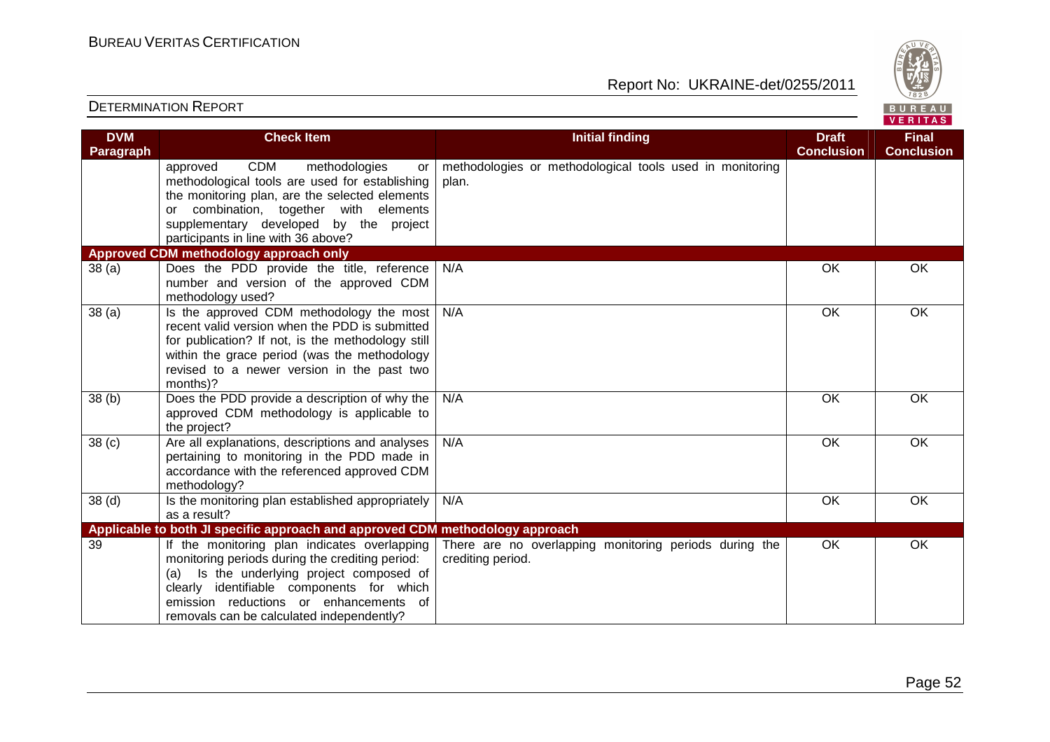| DVM Paragraph | Check Item | Initial finding | Draft Conclusion | Final Conclusion |
|---|---|---|---|---|
| | approved CDM methodologies or methodological tools are used for establishing the monitoring plan, are the selected elements or combination, together with elements supplementary developed by the project participants in line with 36 above? | methodologies or methodological tools used in monitoring plan. | | |
| **Approved CDM methodology approach only** | | | | |
| 38 (a) | Does the PDD provide the title, reference number and version of the approved CDM methodology used? | N/A | OK | OK |
| 38 (a) | Is the approved CDM methodology the most recent valid version when the PDD is submitted for publication? If not, is the methodology still within the grace period (was the methodology revised to a newer version in the past two months)? | N/A | OK | OK |
| 38 (b) | Does the PDD provide a description of why the approved CDM methodology is applicable to the project? | N/A | OK | OK |
| 38 (c) | Are all explanations, descriptions and analyses pertaining to monitoring in the PDD made in accordance with the referenced approved CDM methodology? | N/A | OK | OK |
| 38 (d) | Is the monitoring plan established appropriately as a result? | N/A | OK | OK |
| **Applicable to both JI specific approach and approved CDM methodology approach** | | | | |
| 39 | If the monitoring plan indicates overlapping monitoring periods during the crediting period: (a) Is the underlying project composed of clearly identifiable components for which emission reductions or enhancements of removals can be calculated independently? | There are no overlapping monitoring periods during the crediting period. | OK | OK |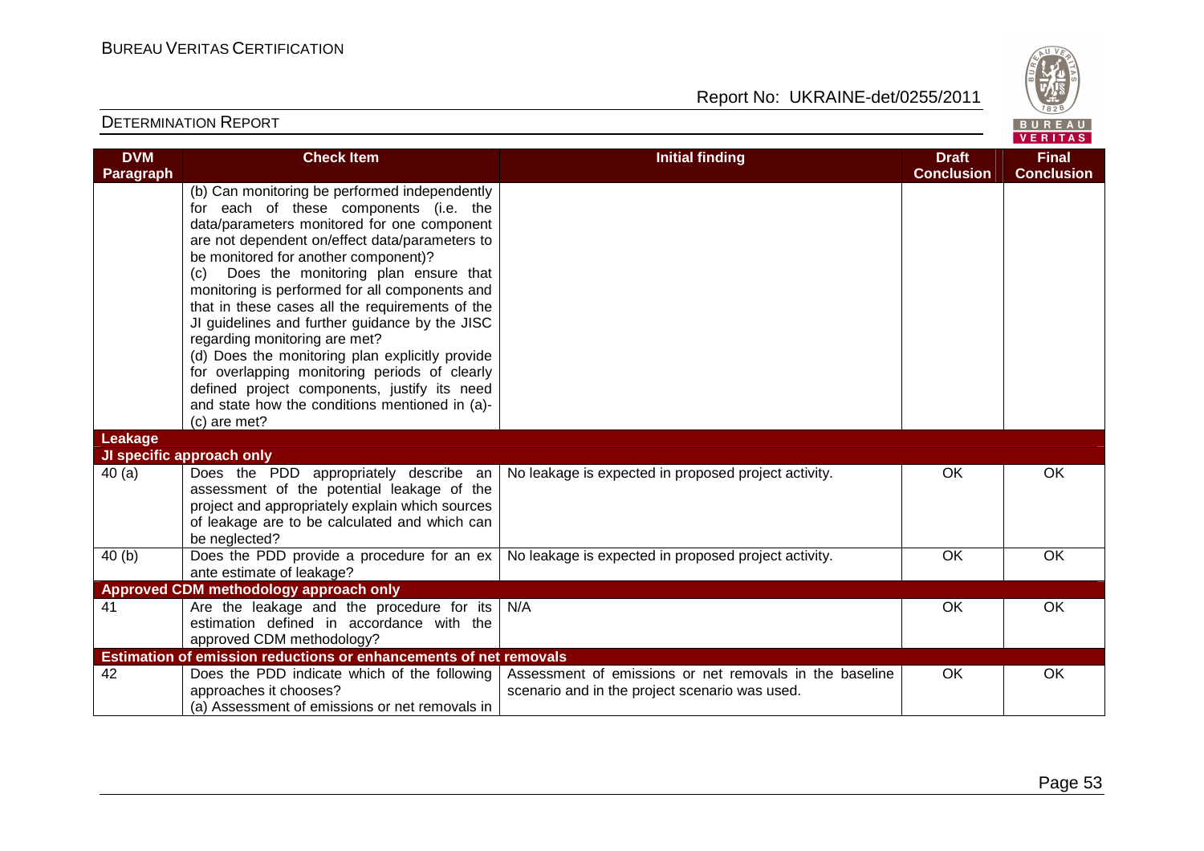| DVM Paragraph | Check Item | Initial finding | Draft Conclusion | Final Conclusion |
|---|---|---|---|---|
| | (b) Can monitoring be performed independently for each of these components (i.e. the data/parameters monitored for one component are not dependent on/effect data/parameters to be monitored for another component)?<br>(c) Does the monitoring plan ensure that monitoring is performed for all components and that in these cases all the requirements of the JI guidelines and further guidance by the JISC regarding monitoring are met?<br>(d) Does the monitoring plan explicitly provide for overlapping monitoring periods of clearly defined project components, justify its need and state how the conditions mentioned in (a)-(c) are met? | | | |
| **Leakage** | | | | |
| **JI specific approach only** | | | | |
| 40 (a) | Does the PDD appropriately describe an assessment of the potential leakage of the project and appropriately explain which sources of leakage are to be calculated and which can be neglected? | No leakage is expected in proposed project activity. | OK | OK |
| 40 (b) | Does the PDD provide a procedure for an ex ante estimate of leakage? | No leakage is expected in proposed project activity. | OK | OK |
| **Approved CDM methodology approach only** | | | | |
| 41 | Are the leakage and the procedure for its estimation defined in accordance with the approved CDM methodology? | N/A | OK | OK |
| **Estimation of emission reductions or enhancements of net removals** | | | | |
| 42 | Does the PDD indicate which of the following approaches it chooses?<br>(a) Assessment of emissions or net removals in | Assessment of emissions or net removals in the baseline scenario and in the project scenario was used. | OK | OK |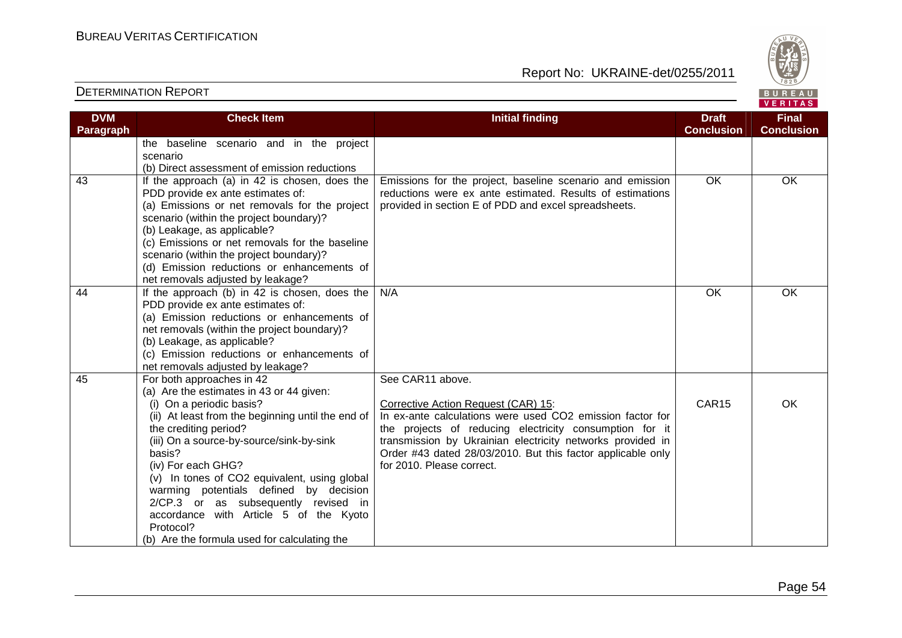| DVM Paragraph | Check Item | Initial finding | Draft Conclusion | Final Conclusion |
|---|---|---|---|---|
| | the baseline scenario and in the project scenario<br>(b) Direct assessment of emission reductions | | | |
| 43 | If the approach (a) in 42 is chosen, does the PDD provide ex ante estimates of:<br>(a) Emissions or net removals for the project scenario (within the project boundary)?<br>(b) Leakage, as applicable?<br>(c) Emissions or net removals for the baseline scenario (within the project boundary)?<br>(d) Emission reductions or enhancements of net removals adjusted by leakage? | Emissions for the project, baseline scenario and emission reductions were ex ante estimated. Results of estimations provided in section E of PDD and excel spreadsheets. | OK | OK |
| 44 | If the approach (b) in 42 is chosen, does the PDD provide ex ante estimates of:<br>(a) Emission reductions or enhancements of net removals (within the project boundary)?<br>(b) Leakage, as applicable?<br>(c) Emission reductions or enhancements of net removals adjusted by leakage? | N/A | OK | OK |
| 45 | For both approaches in 42<br>(a) Are the estimates in 43 or 44 given:<br>(i) On a periodic basis?<br>(ii) At least from the beginning until the end of the crediting period?<br>(iii) On a source-by-source/sink-by-sink basis?<br>(iv) For each GHG?<br>(v) In tones of $CO_2$ equivalent, using global warming potentials defined by decision 2/CP.3 or as subsequently revised in accordance with Article 5 of the Kyoto Protocol?<br>(b) Are the formula used for calculating the | See CAR11 above.<br><br>Corrective Action Request (CAR) 15:<br>In ex-ante calculations were used $CO_2$ emission factor for the projects of reducing electricity consumption for it transmission by Ukrainian electricity networks provided in Order #43 dated 28/03/2010. But this factor applicable only for 2010. Please correct. | CAR15 | OK |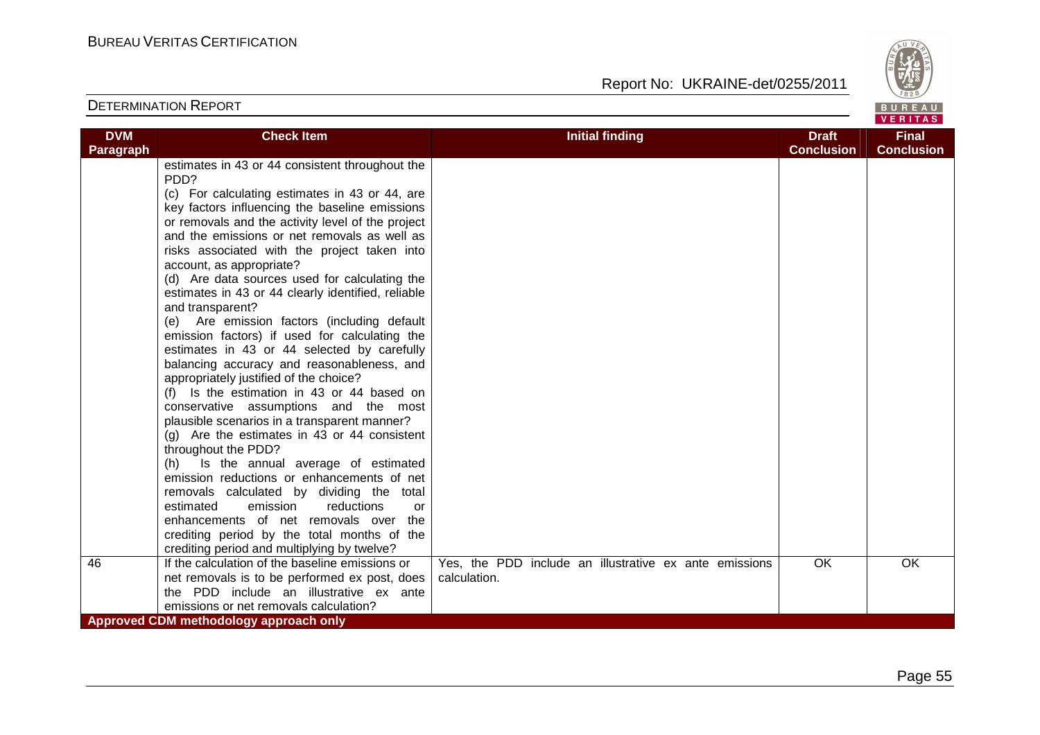| DVM Paragraph | Check Item | Initial finding | Draft Conclusion | Final Conclusion |
|---|---|---|---|---|
| | estimates in 43 or 44 consistent throughout the PDD?<br>(c) For calculating estimates in 43 or 44, are key factors influencing the baseline emissions or removals and the activity level of the project and the emissions or net removals as well as risks associated with the project taken into account, as appropriate?<br>(d) Are data sources used for calculating the estimates in 43 or 44 clearly identified, reliable and transparent?<br>(e) Are emission factors (including default emission factors) if used for calculating the estimates in 43 or 44 selected by carefully balancing accuracy and reasonableness, and appropriately justified of the choice?<br>(f) Is the estimation in 43 or 44 based on conservative assumptions and the most plausible scenarios in a transparent manner?<br>(g) Are the estimates in 43 or 44 consistent throughout the PDD?<br>(h) Is the annual average of estimated emission reductions or enhancements of net removals calculated by dividing the total estimated emission reductions or enhancements of net removals over the crediting period by the total months of the crediting period and multiplying by twelve? | | | |
| 46 | If the calculation of the baseline emissions or net removals is to be performed ex post, does the PDD include an illustrative ex ante emissions or net removals calculation? | Yes, the PDD include an illustrative ex ante emissions calculation. | OK | OK |
| **Approved CDM methodology approach only** | | | | |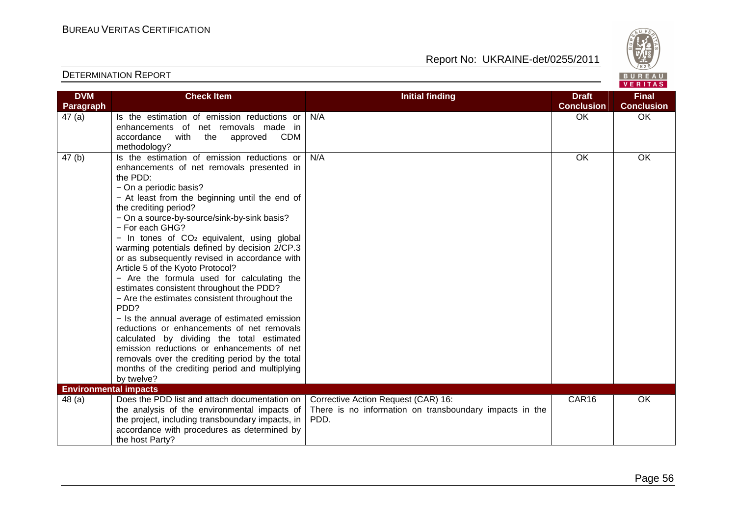| DVM Paragraph | Check Item | Initial finding | Draft Conclusion | Final Conclusion |
|---|---|---|---|---|
| 47 (a) | Is the estimation of emission reductions or enhancements of net removals made in accordance with the approved CDM methodology? | N/A | OK | OK |
| 47 (b) | Is the estimation of emission reductions or enhancements of net removals presented in the PDD:<br>− On a periodic basis?<br>− At least from the beginning until the end of the crediting period?<br>− On a source-by-source/sink-by-sink basis?<br>− For each GHG?<br>− In tones of $CO_2$ equivalent, using global warming potentials defined by decision 2/CP.3 or as subsequently revised in accordance with Article 5 of the Kyoto Protocol?<br>− Are the formula used for calculating the estimates consistent throughout the PDD?<br>− Are the estimates consistent throughout the PDD?<br>− Is the annual average of estimated emission reductions or enhancements of net removals calculated by dividing the total estimated emission reductions or enhancements of net removals over the crediting period by the total months of the crediting period and multiplying by twelve? | N/A | OK | OK |
| **Environmental impacts** | | | | |
| 48 (a) | Does the PDD list and attach documentation on the analysis of the environmental impacts of the project, including transboundary impacts, in accordance with procedures as determined by the host Party? | Corrective Action Request (CAR) 16:<br>There is no information on transboundary impacts in the PDD. | CAR16 | OK |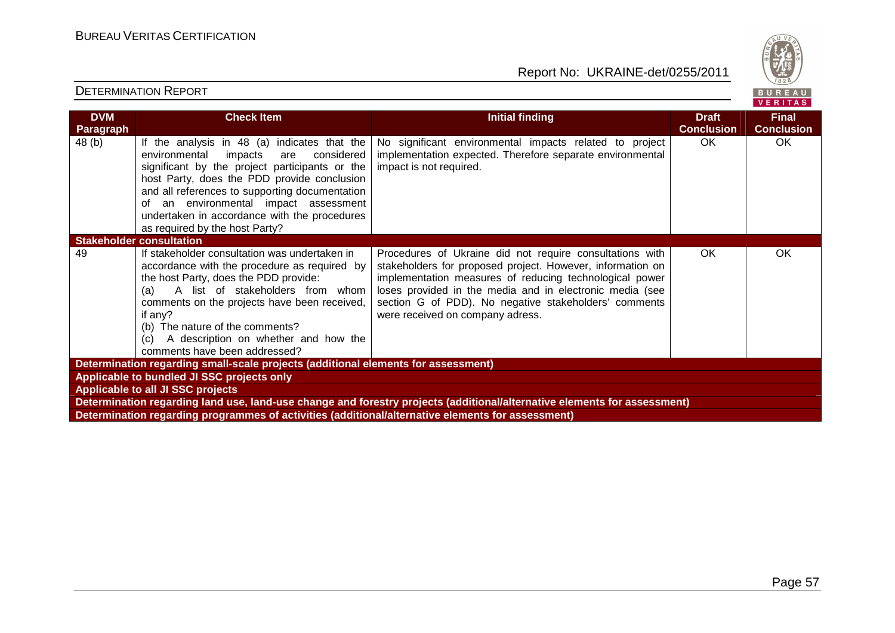| DVM Paragraph | Check Item | Initial finding | Draft Conclusion | Final Conclusion |
|---|---|---|---|---|
| 48 (b) | If the analysis in 48 (a) indicates that the environmental impacts are considered significant by the project participants or the host Party, does the PDD provide conclusion and all references to supporting documentation of an environmental impact assessment undertaken in accordance with the procedures as required by the host Party? | No significant environmental impacts related to project implementation expected. Therefore separate environmental impact is not required. | OK | OK |
| **Stakeholder consultation** | | | | |
| 49 | If stakeholder consultation was undertaken in accordance with the procedure as required by the host Party, does the PDD provide: (a) A list of stakeholders from whom comments on the projects have been received, if any? (b) The nature of the comments? (c) A description on whether and how the comments have been addressed? | Procedures of Ukraine did not require consultations with stakeholders for proposed project. However, information on implementation measures of reducing technological power loses provided in the media and in electronic media (see section G of PDD). No negative stakeholders' comments were received on company adress. | OK | OK |
| **Determination regarding small-scale projects (additional elements for assessment)** | | | | |
| **Applicable to bundled JI SSC projects only** | | | | |
| **Applicable to all JI SSC projects** | | | | |
| **Determination regarding land use, land-use change and forestry projects (additional/alternative elements for assessment)** | | | | |
| **Determination regarding programmes of activities (additional/alternative elements for assessment)** | | | | |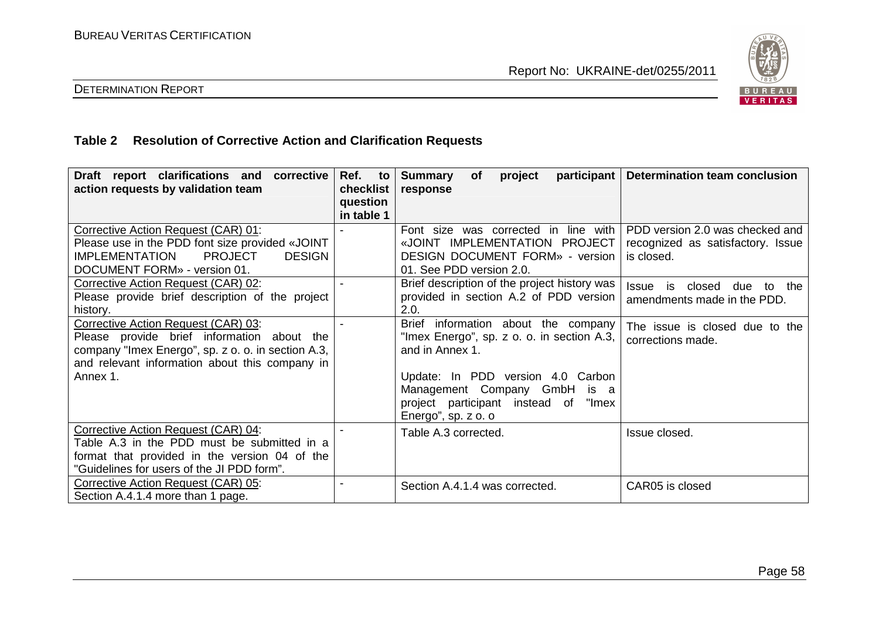## Table 2 Resolution of Corrective Action and Clarification Requests

| Draft report clarifications and corrective action requests by validation team | Ref. to checklist question in table 1 | Summary of project participant response | Determination team conclusion |
|---|---|---|---|
| Corrective Action Request (CAR) 01:<br>Please use in the PDD font size provided «JOINT IMPLEMENTATION PROJECT DESIGN DOCUMENT FORM» - version 01. | - | Font size was corrected in line with «JOINT IMPLEMENTATION PROJECT DESIGN DOCUMENT FORM» - version 01. See PDD version 2.0. | PDD version 2.0 was checked and recognized as satisfactory. Issue is closed. |
| Corrective Action Request (CAR) 02:<br>Please provide brief description of the project history. | - | Brief description of the project history was provided in section A.2 of PDD version 2.0. | Issue is closed due to the amendments made in the PDD. |
| Corrective Action Request (CAR) 03:<br>Please provide brief information about the company "Imex Energo", sp. z o. o. in section A.3, and relevant information about this company in Annex 1. | - | Brief information about the company "Imex Energo", sp. z o. o. in section A.3, and in Annex 1.<br><br>Update: In PDD version 4.0 Carbon Management Company GmbH is a project participant instead of "Imex Energo", sp. z o. o | The issue is closed due to the corrections made. |
| Corrective Action Request (CAR) 04:<br>Table A.3 in the PDD must be submitted in a format that provided in the version 04 of the "Guidelines for users of the JI PDD form". | - | Table A.3 corrected. | Issue closed. |
| Corrective Action Request (CAR) 05:<br>Section A.4.1.4 more than 1 page. | - | Section A.4.1.4 was corrected. | CAR05 is closed |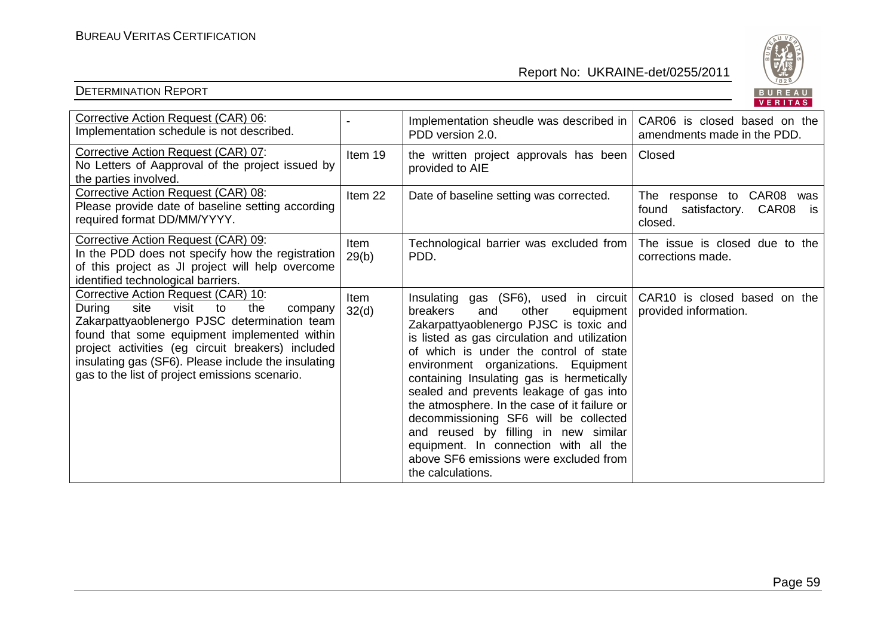| Corrective Action Request (CAR) 06: Implementation schedule is not described. | - | Implementation sheudle was described in PDD version 2.0. | CAR06 is closed based on the amendments made in the PDD. |
|---|---|---|---|
| Corrective Action Request (CAR) 07: No Letters of Aapproval of the project issued by the parties involved. | Item 19 | the written project approvals has been provided to AIE | Closed |
| Corrective Action Request (CAR) 08: Please provide date of baseline setting according required format DD/MM/YYYY. | Item 22 | Date of baseline setting was corrected. | The response to CAR08 was found satisfactory. CAR08 is closed. |
| Corrective Action Request (CAR) 09: In the PDD does not specify how the registration of this project as JI project will help overcome identified technological barriers. | Item 29(b) | Technological barrier was excluded from PDD. | The issue is closed due to the corrections made. |
| Corrective Action Request (CAR) 10: During site visit to the company Zakarpattyaoblenergo PJSC determination team found that some equipment implemented within project activities (eg circuit breakers) included insulating gas (SF6). Please include the insulating gas to the list of project emissions scenario. | Item 32(d) | Insulating gas (SF6), used in circuit breakers and other equipment Zakarpattyaoblenergo PJSC is toxic and is listed as gas circulation and utilization of which is under the control of state environment organizations. Equipment containing Insulating gas is hermetically sealed and prevents leakage of gas into the atmosphere. In the case of it failure or decommissioning SF6 will be collected and reused by filling in new similar equipment. In connection with all the above SF6 emissions were excluded from the calculations. | CAR10 is closed based on the provided information. |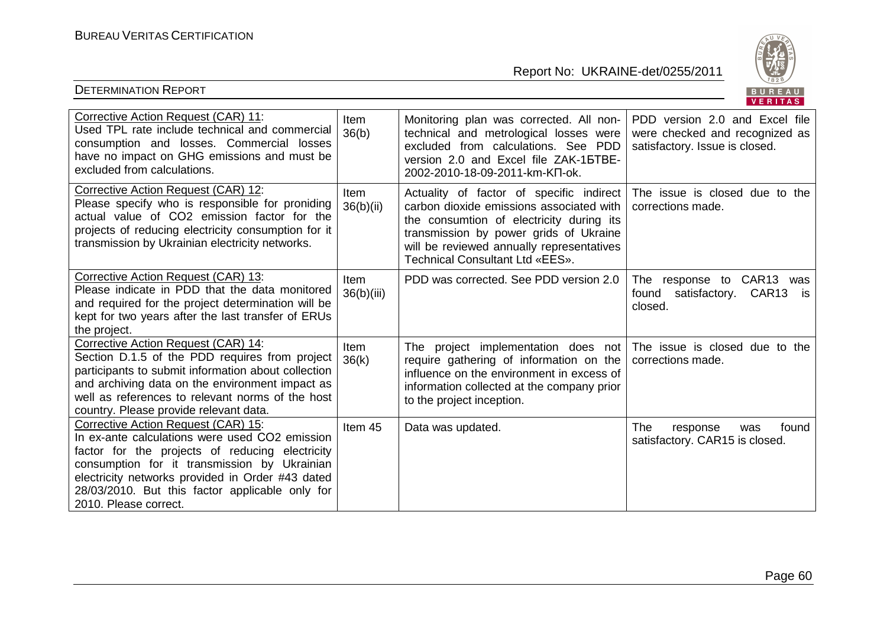| Corrective Action Request (CAR) 11: Used TPL rate include technical and commercial consumption and losses. Commercial losses have no impact on GHG emissions and must be excluded from calculations. | Item 36(b) | Monitoring plan was corrected. All non-technical and metrological losses were excluded from calculations. See PDD version 2.0 and Excel file ZAK-1БТВЕ-2002-2010-18-09-2011-km-КП-ok. | PDD version 2.0 and Excel file were checked and recognized as satisfactory. Issue is closed. |
|---|---|---|---|
| Corrective Action Request (CAR) 12: Please specify who is responsible for proniding actual value of $CO_2$ emission factor for the projects of reducing electricity consumption for it transmission by Ukrainian electricity networks. | Item 36(b)(ii) | Actuality of factor of specific indirect carbon dioxide emissions associated with the consumtion of electricity during its transmission by power grids of Ukraine will be reviewed annually representatives Technical Consultant Ltd «EES». | The issue is closed due to the corrections made. |
| Corrective Action Request (CAR) 13: Please indicate in PDD that the data monitored and required for the project determination will be kept for two years after the last transfer of ERUs the project. | Item 36(b)(iii) | PDD was corrected. See PDD version 2.0 | The response to CAR13 was found satisfactory. CAR13 is closed. |
| Corrective Action Request (CAR) 14: Section D.1.5 of the PDD requires from project participants to submit information about collection and archiving data on the environment impact as well as references to relevant norms of the host country. Please provide relevant data. | Item 36(k) | The project implementation does not require gathering of information on the influence on the environment in excess of information collected at the company prior to the project inception. | The issue is closed due to the corrections made. |
| Corrective Action Request (CAR) 15: In ex-ante calculations were used $CO_2$ emission factor for the projects of reducing electricity consumption for it transmission by Ukrainian electricity networks provided in Order #43 dated 28/03/2010. But this factor applicable only for 2010. Please correct. | Item 45 | Data was updated. | The response was found satisfactory. CAR15 is closed. |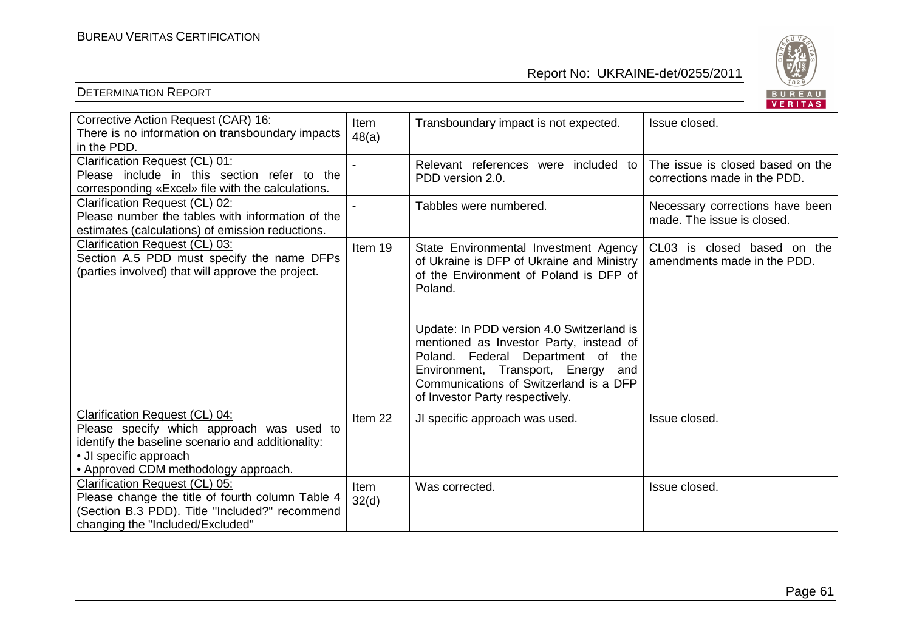| Corrective Action Request (CAR) 16: There is no information on transboundary impacts in the PDD. | Item 48(a) | Transboundary impact is not expected. | Issue closed. |
|---|---|---|---|
| Clarification Request (CL) 01: Please include in this section refer to the corresponding «Excel» file with the calculations. | - | Relevant references were included to PDD version 2.0. | The issue is closed based on the corrections made in the PDD. |
| Clarification Request (CL) 02: Please number the tables with information of the estimates (calculations) of emission reductions. | - | Tabbles were numbered. | Necessary corrections have been made. The issue is closed. |
| Clarification Request (CL) 03: Section A.5 PDD must specify the name DFPs (parties involved) that will approve the project. | Item 19 | State Environmental Investment Agency of Ukraine is DFP of Ukraine and Ministry of the Environment of Poland is DFP of Poland.<br><br>Update: In PDD version 4.0 Switzerland is mentioned as Investor Party, instead of Poland. Federal Department of the Environment, Transport, Energy and Communications of Switzerland is a DFP of Investor Party respectively. | CL03 is closed based on the amendments made in the PDD. |
| Clarification Request (CL) 04: Please specify which approach was used to identify the baseline scenario and additionality:<br>• JI specific approach<br>• Approved CDM methodology approach. | Item 22 | JI specific approach was used. | Issue closed. |
| Clarification Request (CL) 05: Please change the title of fourth column Table 4 (Section B.3 PDD). Title "Included?" recommend changing the "Included/Excluded" | Item 32(d) | Was corrected. | Issue closed. |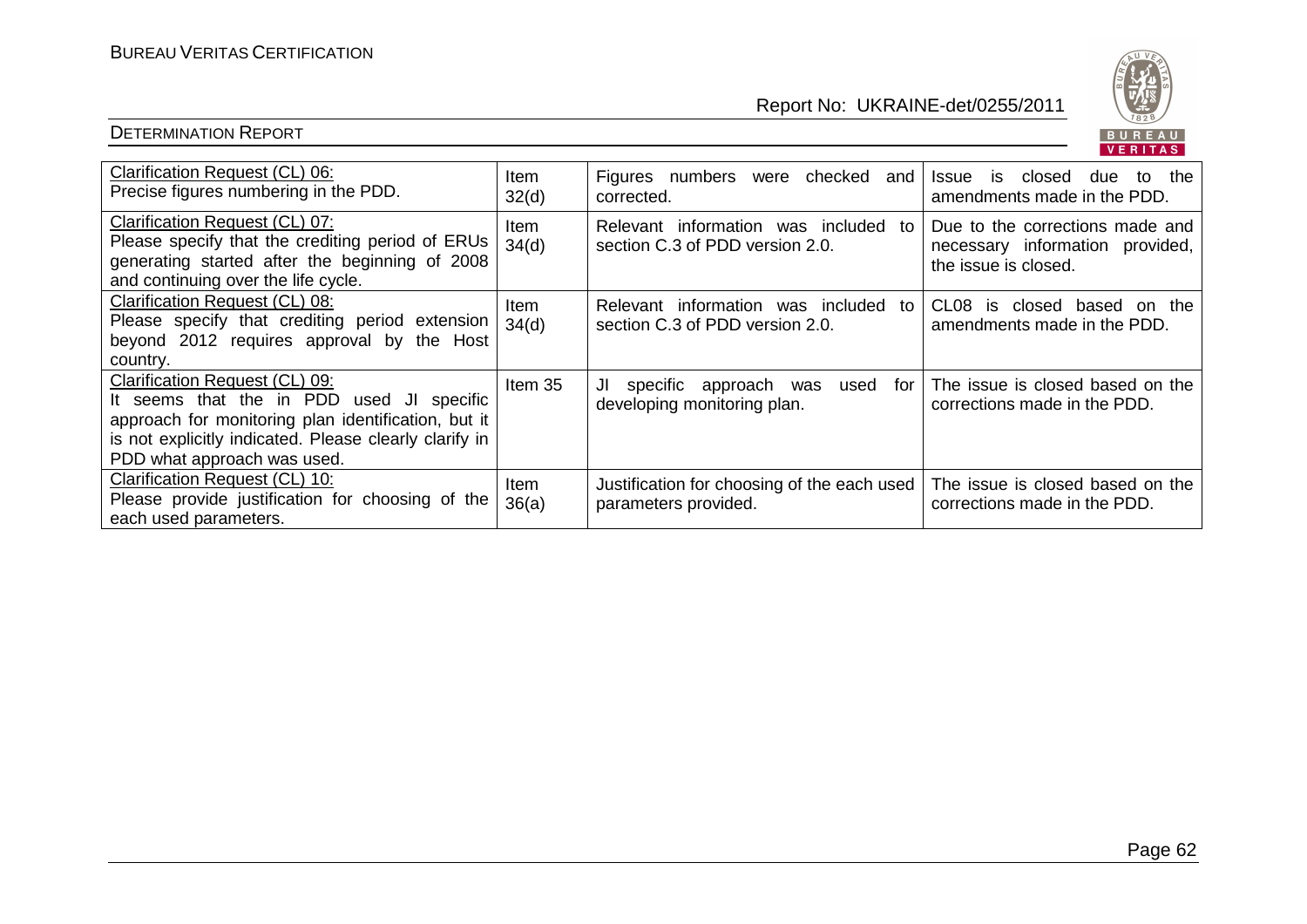| | | | |
|---|---|---|---|
| Clarification Request (CL) 06:<br>Precise figures numbering in the PDD. | Item 32(d) | Figures numbers were checked and corrected. | Issue is closed due to the amendments made in the PDD. |
| Clarification Request (CL) 07:<br>Please specify that the crediting period of ERUs generating started after the beginning of 2008 and continuing over the life cycle. | Item 34(d) | Relevant information was included to section C.3 of PDD version 2.0. | Due to the corrections made and necessary information provided, the issue is closed. |
| Clarification Request (CL) 08:<br>Please specify that crediting period extension beyond 2012 requires approval by the Host country. | Item 34(d) | Relevant information was included to section C.3 of PDD version 2.0. | CL08 is closed based on the amendments made in the PDD. |
| Clarification Request (CL) 09:<br>It seems that the in PDD used JI specific approach for monitoring plan identification, but it is not explicitly indicated. Please clearly clarify in PDD what approach was used. | Item 35 | JI specific approach was used for developing monitoring plan. | The issue is closed based on the corrections made in the PDD. |
| Clarification Request (CL) 10:<br>Please provide justification for choosing of the each used parameters. | Item 36(a) | Justification for choosing of the each used parameters provided. | The issue is closed based on the corrections made in the PDD. |